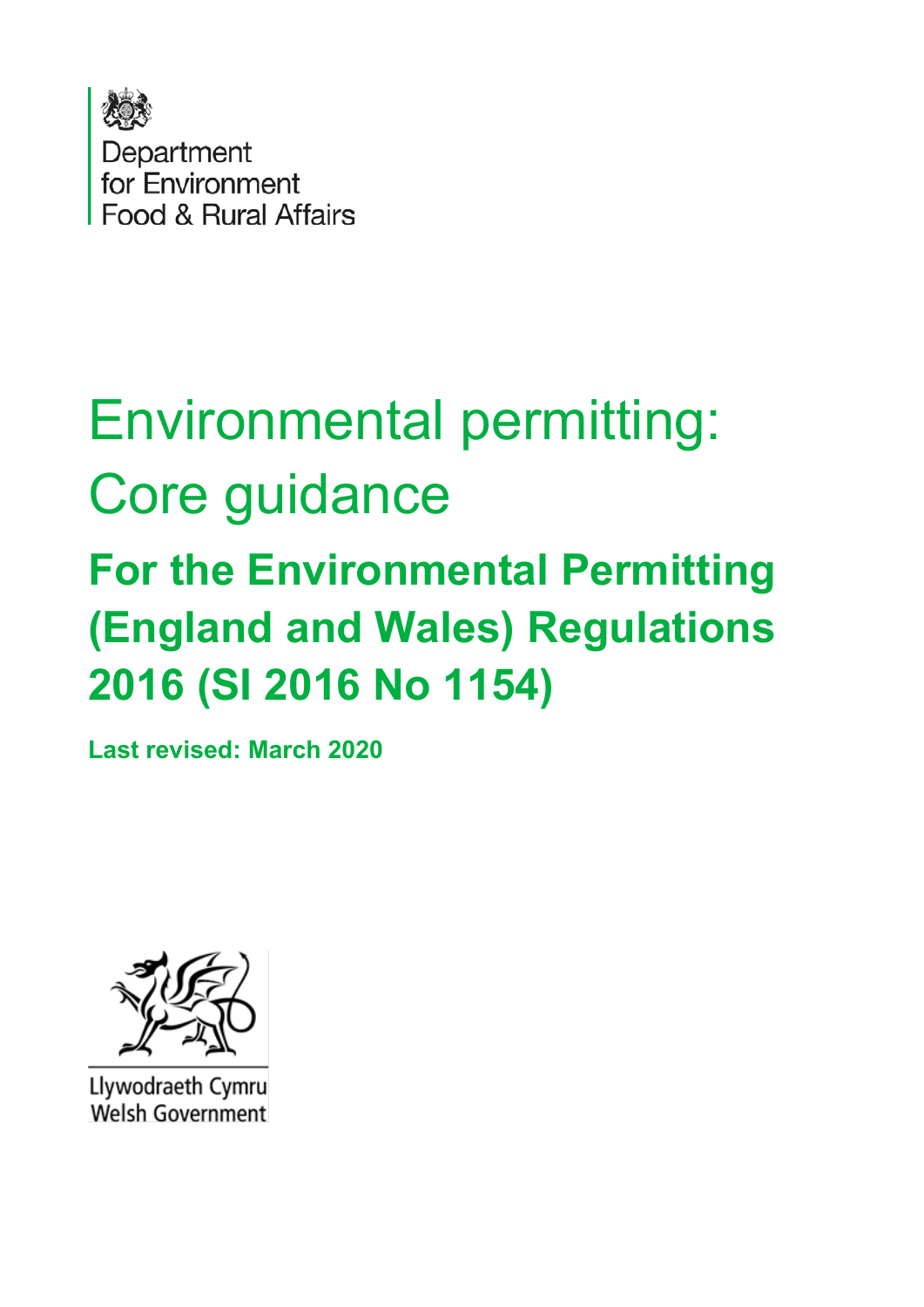Department
for Environment
Food & Rural Affairs

# Environmental permitting: Core guidance

## For the Environmental Permitting (England and Wales) Regulations 2016 (SI 2016 No 1154)

**Last revised: March 2020**

Llywodraeth Cymru
Welsh Government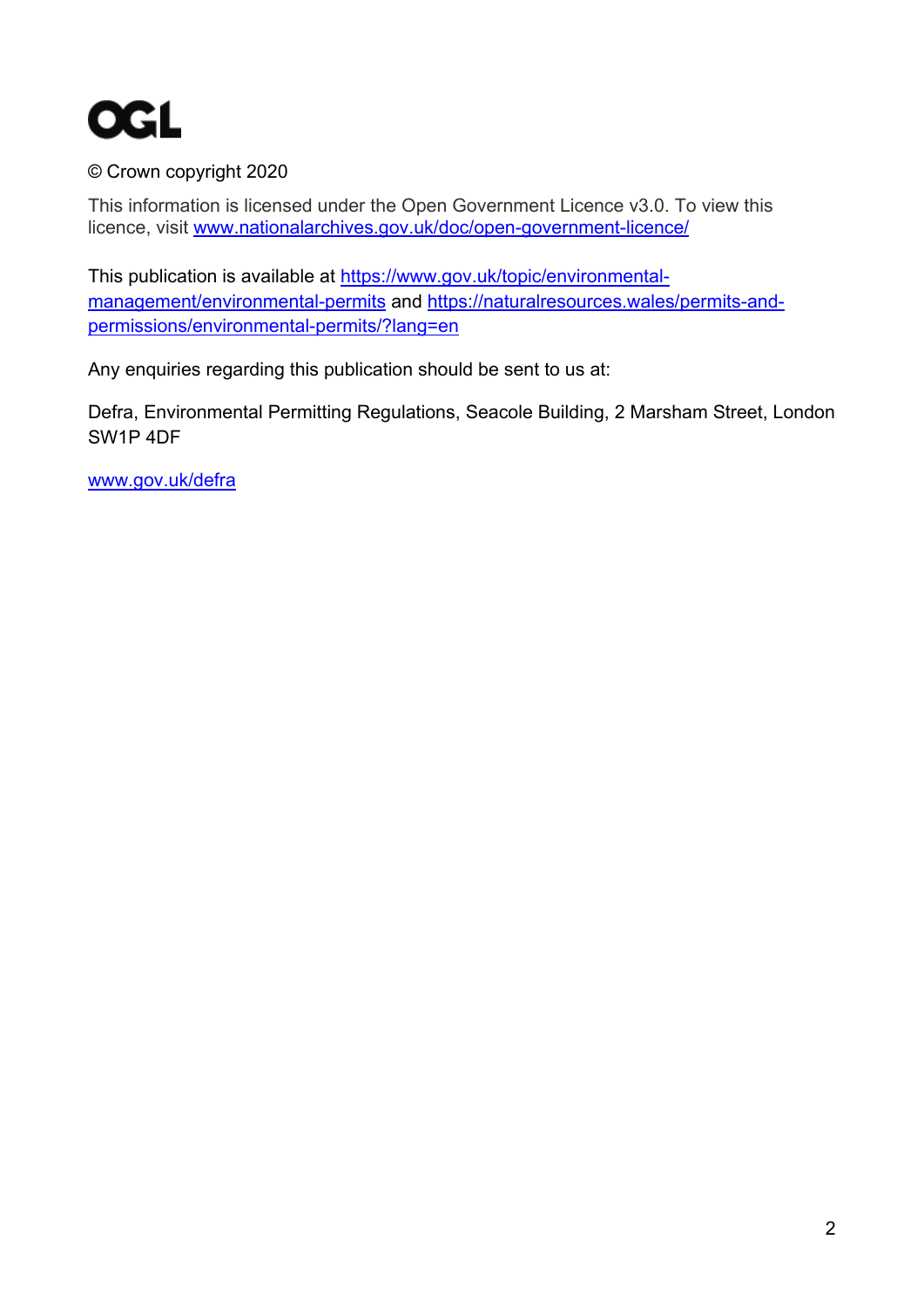OGL

© Crown copyright 2020

This information is licensed under the Open Government Licence v3.0. To view this licence, visit [www.nationalarchives.gov.uk/doc/open-government-licence/](http://www.nationalarchives.gov.uk/doc/open-government-licence/)

This publication is available at [https://www.gov.uk/topic/environmental-management/environmental-permits](https://www.gov.uk/topic/environmental-management/environmental-permits) and [https://naturalresources.wales/permits-and-permissions/environmental-permits/?lang=en](https://naturalresources.wales/permits-and-permissions/environmental-permits/?lang=en)

Any enquiries regarding this publication should be sent to us at:

Defra, Environmental Permitting Regulations, Seacole Building, 2 Marsham Street, London SW1P 4DF

[www.gov.uk/defra](http://www.gov.uk/defra)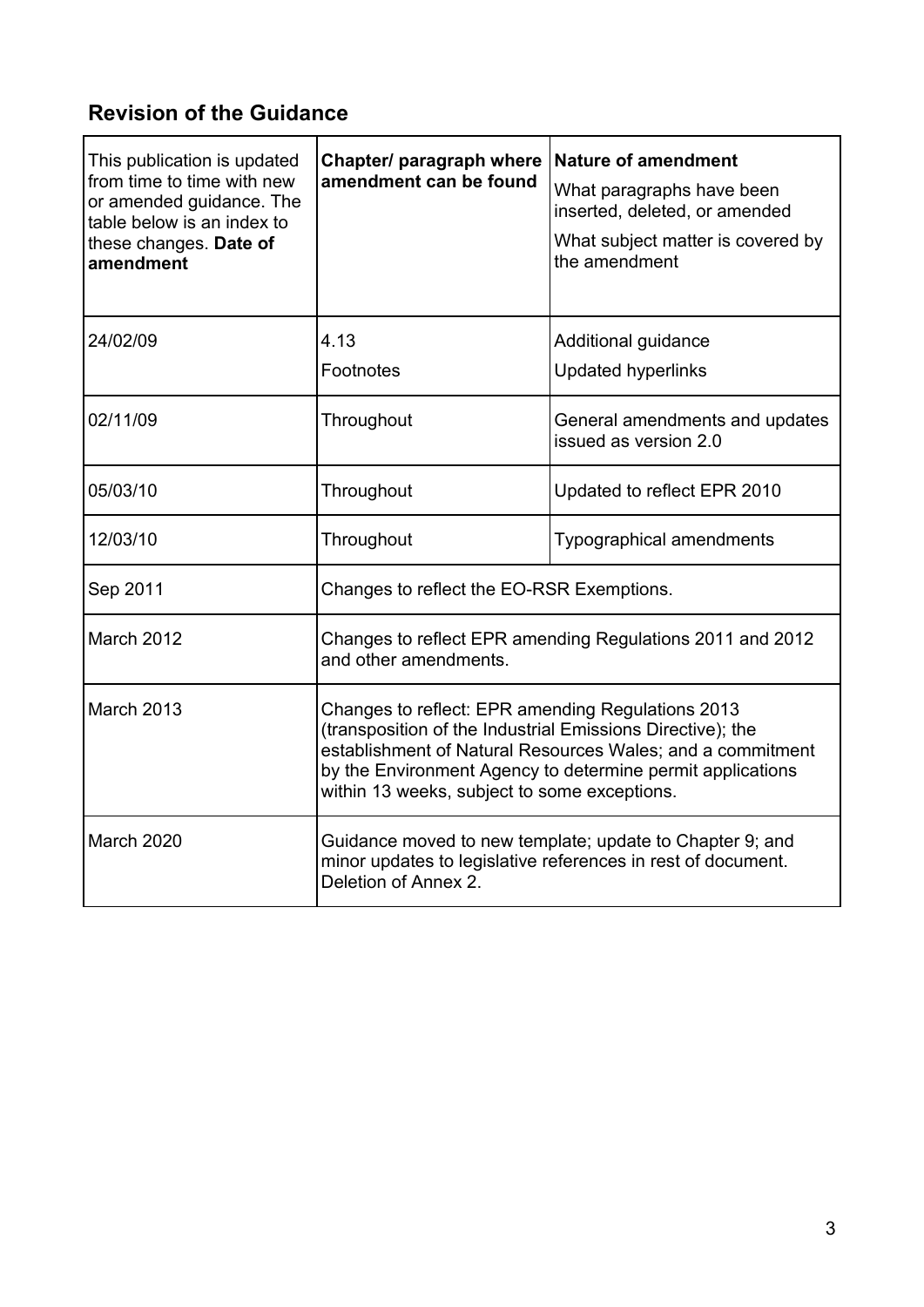## Revision of the Guidance

| This publication is updated from time to time with new or amended guidance. The table below is an index to these changes. **Date of amendment** | **Chapter/ paragraph where amendment can be found** | **Nature of amendment**<br>What paragraphs have been inserted, deleted, or amended<br>What subject matter is covered by the amendment |
|---|---|---|
| 24/02/09 | 4.13<br>Footnotes | Additional guidance<br>Updated hyperlinks |
| 02/11/09 | Throughout | General amendments and updates issued as version 2.0 |
| 05/03/10 | Throughout | Updated to reflect EPR 2010 |
| 12/03/10 | Throughout | Typographical amendments |
| Sep 2011 | Changes to reflect the EO-RSR Exemptions. | |
| March 2012 | Changes to reflect EPR amending Regulations 2011 and 2012 and other amendments. | |
| March 2013 | Changes to reflect: EPR amending Regulations 2013 (transposition of the Industrial Emissions Directive); the establishment of Natural Resources Wales; and a commitment by the Environment Agency to determine permit applications within 13 weeks, subject to some exceptions. | |
| March 2020 | Guidance moved to new template; update to Chapter 9; and minor updates to legislative references in rest of document. Deletion of Annex 2. | |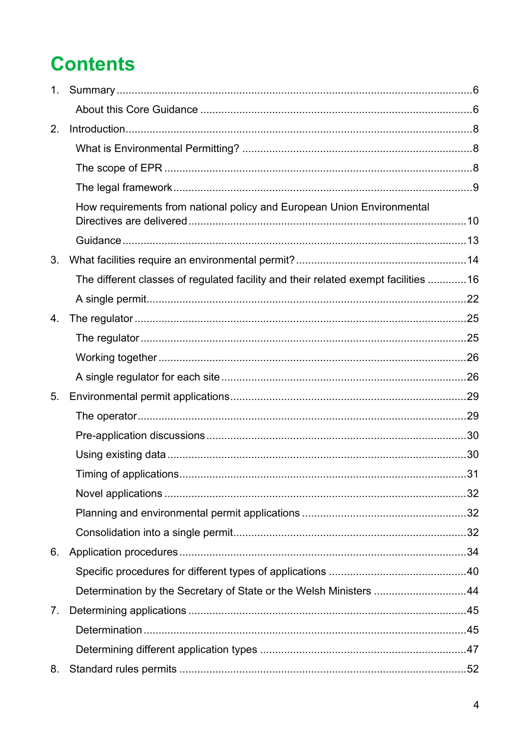# Contents

1. Summary ......................................................................................................6
    - About this Core Guidance ..........................................................................6
2. Introduction...................................................................................................8
    - What is Environmental Permitting? ............................................................8
    - The scope of EPR .....................................................................................8
    - The legal framework ..................................................................................9
    - How requirements from national policy and European Union Environmental Directives are delivered ............................................................................10
    - Guidance ..................................................................................................13
3. What facilities require an environmental permit? .......................................................14
    - The different classes of regulated facility and their related exempt facilities .............16
    - A single permit..........................................................................................22
4. The regulator ..............................................................................................25
    - The regulator ............................................................................................25
    - Working together ......................................................................................26
    - A single regulator for each site ..................................................................26
5. Environmental permit applications..............................................................29
    - The operator .............................................................................................29
    - Pre-application discussions ......................................................................30
    - Using existing data ...................................................................................30
    - Timing of applications...............................................................................31
    - Novel applications ....................................................................................32
    - Planning and environmental permit applications ......................................32
    - Consolidation into a single permit.............................................................32
6. Application procedures ..............................................................................34
    - Specific procedures for different types of applications .............................40
    - Determination by the Secretary of State or the Welsh Ministers ...............44
7. Determining applications ............................................................................45
    - Determination ...........................................................................................45
    - Determining different application types ....................................................47
8. Standard rules permits ...............................................................................52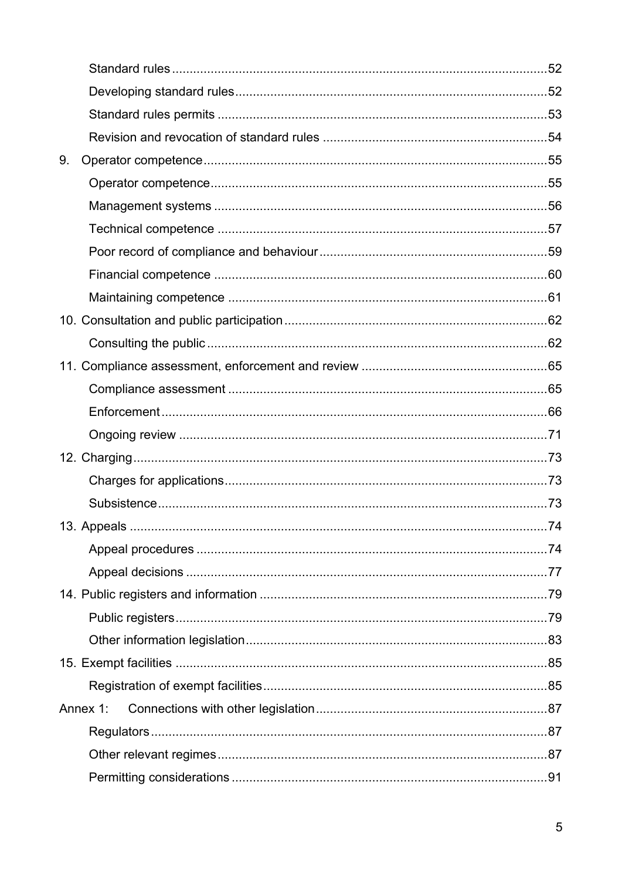Standard rules ....................................................................................................52

Developing standard rules...................................................................................52

Standard rules permits .......................................................................................53

Revision and revocation of standard rules .........................................................54

9. Operator competence ..........................................................................................55

Operator competence.........................................................................................55

Management systems ........................................................................................56

Technical competence .......................................................................................57

Poor record of compliance and behaviour ..........................................................59

Financial competence ........................................................................................60

Maintaining competence ....................................................................................61

10. Consultation and public participation ...................................................................62

Consulting the public ..........................................................................................62

11. Compliance assessment, enforcement and review ..............................................65

Compliance assessment ....................................................................................65

Enforcement .......................................................................................................66

Ongoing review ..................................................................................................71

12. Charging ...............................................................................................................73

Charges for applications.....................................................................................73

Subsistence........................................................................................................73

13. Appeals ................................................................................................................74

Appeal procedures .............................................................................................74

Appeal decisions ................................................................................................77

14. Public registers and information ...........................................................................79

Public registers ...................................................................................................79

Other information legislation...............................................................................83

15. Exempt facilities ...................................................................................................85

Registration of exempt facilities ..........................................................................85

Annex 1: Connections with other legislation ...........................................................87

Regulators ..........................................................................................................87

Other relevant regimes .......................................................................................87

Permitting considerations ...................................................................................91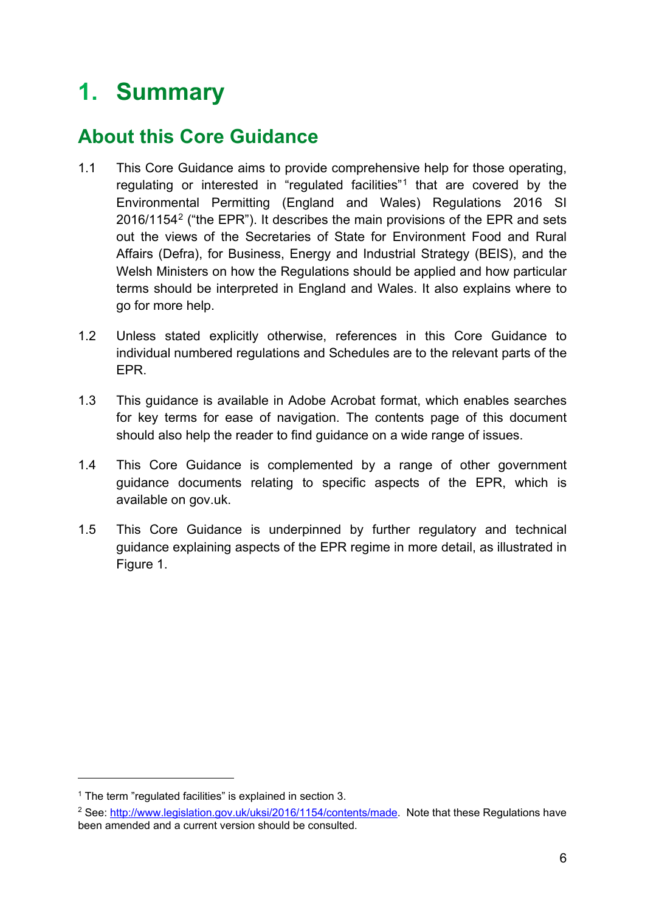# 1. Summary

## About this Core Guidance

1.1 This Core Guidance aims to provide comprehensive help for those operating, regulating or interested in "regulated facilities"[1] that are covered by the Environmental Permitting (England and Wales) Regulations 2016 SI 2016/1154[2] ("the EPR"). It describes the main provisions of the EPR and sets out the views of the Secretaries of State for Environment Food and Rural Affairs (Defra), for Business, Energy and Industrial Strategy (BEIS), and the Welsh Ministers on how the Regulations should be applied and how particular terms should be interpreted in England and Wales. It also explains where to go for more help.

1.2 Unless stated explicitly otherwise, references in this Core Guidance to individual numbered regulations and Schedules are to the relevant parts of the EPR.

1.3 This guidance is available in Adobe Acrobat format, which enables searches for key terms for ease of navigation. The contents page of this document should also help the reader to find guidance on a wide range of issues.

1.4 This Core Guidance is complemented by a range of other government guidance documents relating to specific aspects of the EPR, which is available on gov.uk.

1.5 This Core Guidance is underpinned by further regulatory and technical guidance explaining aspects of the EPR regime in more detail, as illustrated in Figure 1.

---

[1] The term "regulated facilities" is explained in section 3.

[2] See: http://www.legislation.gov.uk/uksi/2016/1154/contents/made. Note that these Regulations have been amended and a current version should be consulted.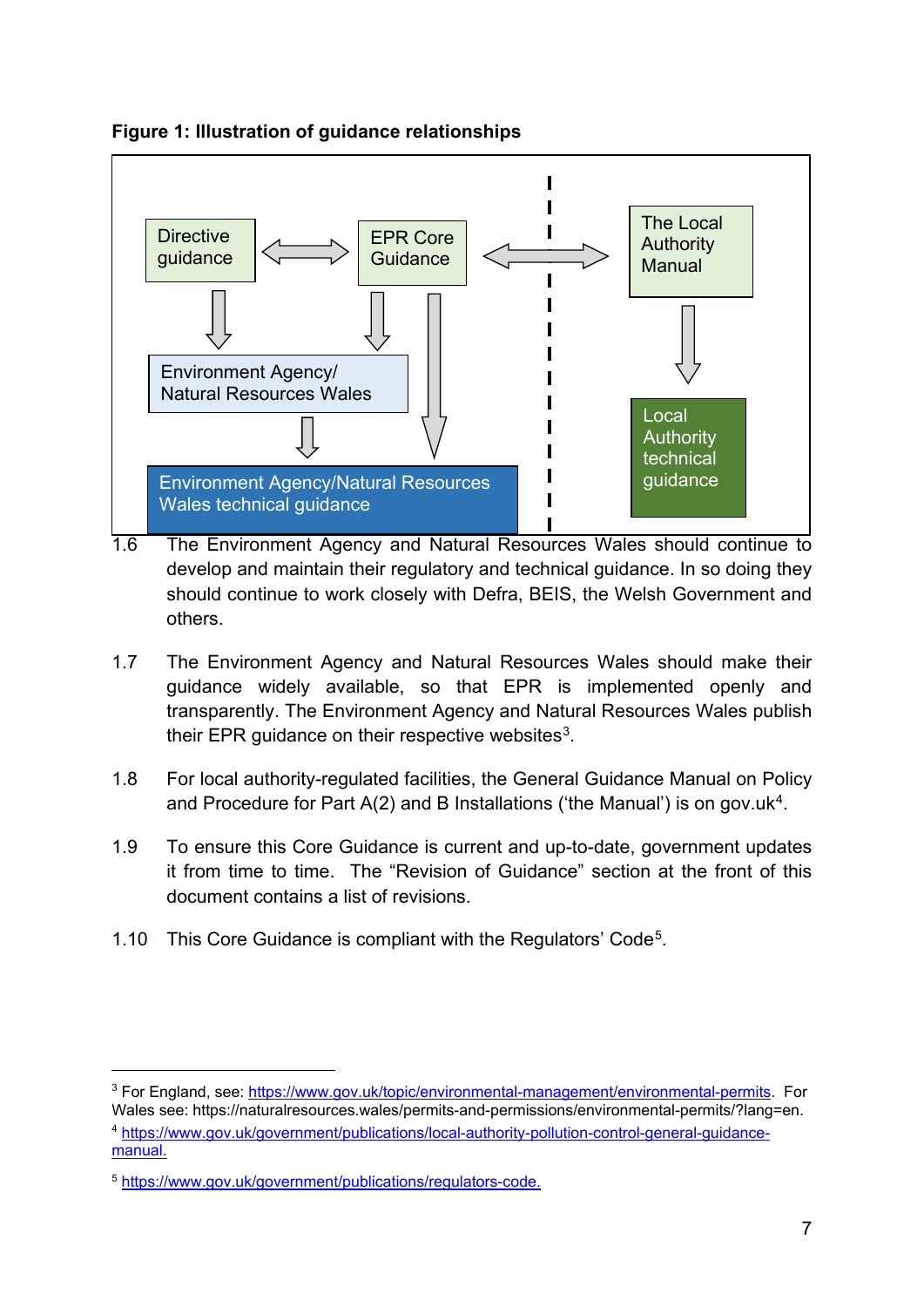**Figure 1: Illustration of guidance relationships**

Directive guidance

EPR Core Guidance

The Local Authority Manual

Environment Agency/ Natural Resources Wales

Environment Agency/Natural Resources Wales technical guidance

Local Authority technical guidance

1.6 The Environment Agency and Natural Resources Wales should continue to develop and maintain their regulatory and technical guidance. In so doing they should continue to work closely with Defra, BEIS, the Welsh Government and others.

1.7 The Environment Agency and Natural Resources Wales should make their guidance widely available, so that EPR is implemented openly and transparently. The Environment Agency and Natural Resources Wales publish their EPR guidance on their respective websites[3].

1.8 For local authority-regulated facilities, the General Guidance Manual on Policy and Procedure for Part A(2) and B Installations ('the Manual') is on gov.uk[4].

1.9 To ensure this Core Guidance is current and up-to-date, government updates it from time to time. The "Revision of Guidance" section at the front of this document contains a list of revisions.

1.10 This Core Guidance is compliant with the Regulators' Code[5].

---

[3] For England, see: https://www.gov.uk/topic/environmental-management/environmental-permits. For Wales see: https://naturalresources.wales/permits-and-permissions/environmental-permits/?lang=en.

[4] https://www.gov.uk/government/publications/local-authority-pollution-control-general-guidance-manual.

[5] https://www.gov.uk/government/publications/regulators-code.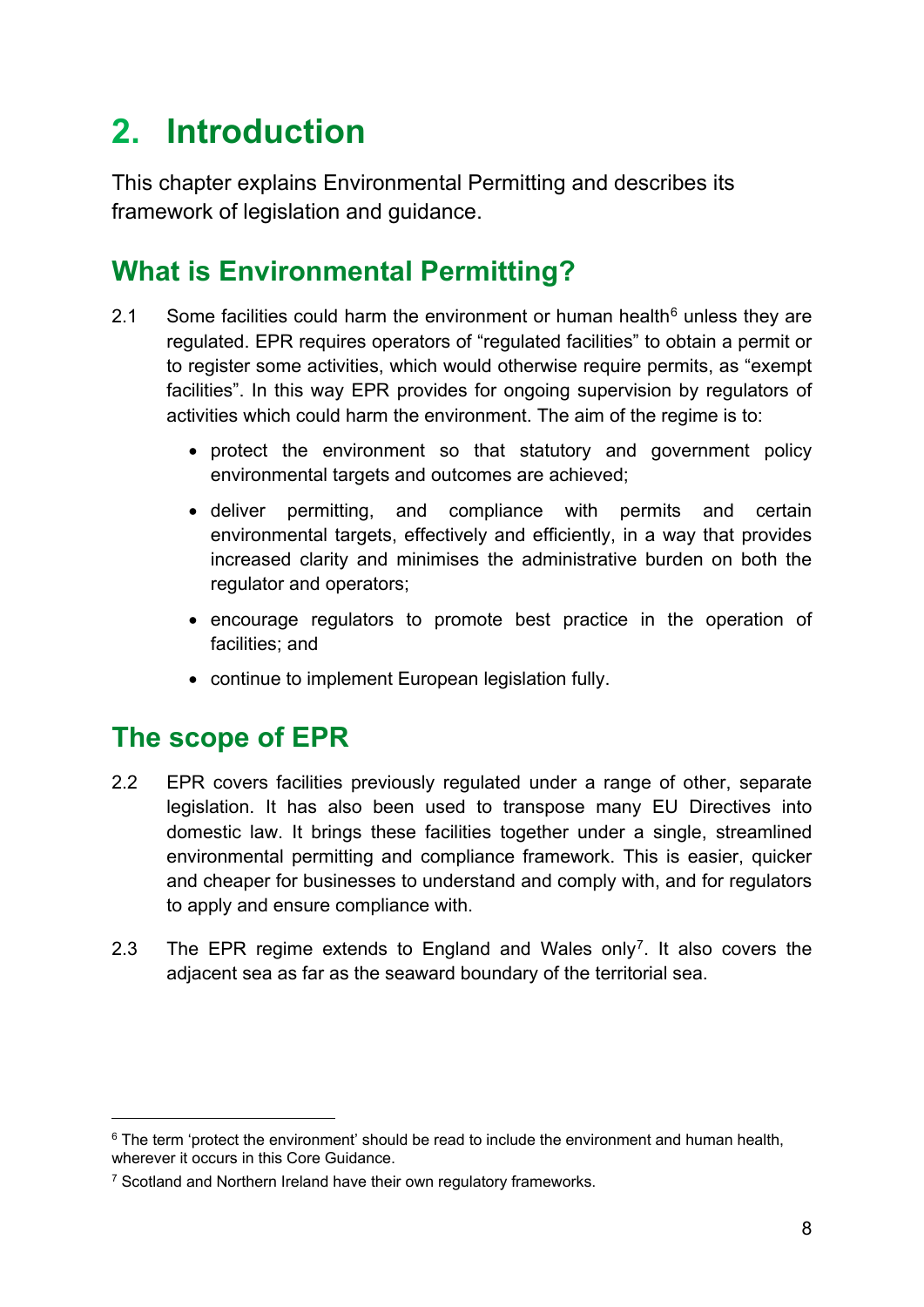# 2. Introduction

This chapter explains Environmental Permitting and describes its framework of legislation and guidance.

## What is Environmental Permitting?

2.1 Some facilities could harm the environment or human health[6] unless they are regulated. EPR requires operators of "regulated facilities" to obtain a permit or to register some activities, which would otherwise require permits, as "exempt facilities". In this way EPR provides for ongoing supervision by regulators of activities which could harm the environment. The aim of the regime is to:

- protect the environment so that statutory and government policy environmental targets and outcomes are achieved;
- deliver permitting, and compliance with permits and certain environmental targets, effectively and efficiently, in a way that provides increased clarity and minimises the administrative burden on both the regulator and operators;
- encourage regulators to promote best practice in the operation of facilities; and
- continue to implement European legislation fully.

## The scope of EPR

2.2 EPR covers facilities previously regulated under a range of other, separate legislation. It has also been used to transpose many EU Directives into domestic law. It brings these facilities together under a single, streamlined environmental permitting and compliance framework. This is easier, quicker and cheaper for businesses to understand and comply with, and for regulators to apply and ensure compliance with.

2.3 The EPR regime extends to England and Wales only[7]. It also covers the adjacent sea as far as the seaward boundary of the territorial sea.

---

[6] The term 'protect the environment' should be read to include the environment and human health, wherever it occurs in this Core Guidance.

[7] Scotland and Northern Ireland have their own regulatory frameworks.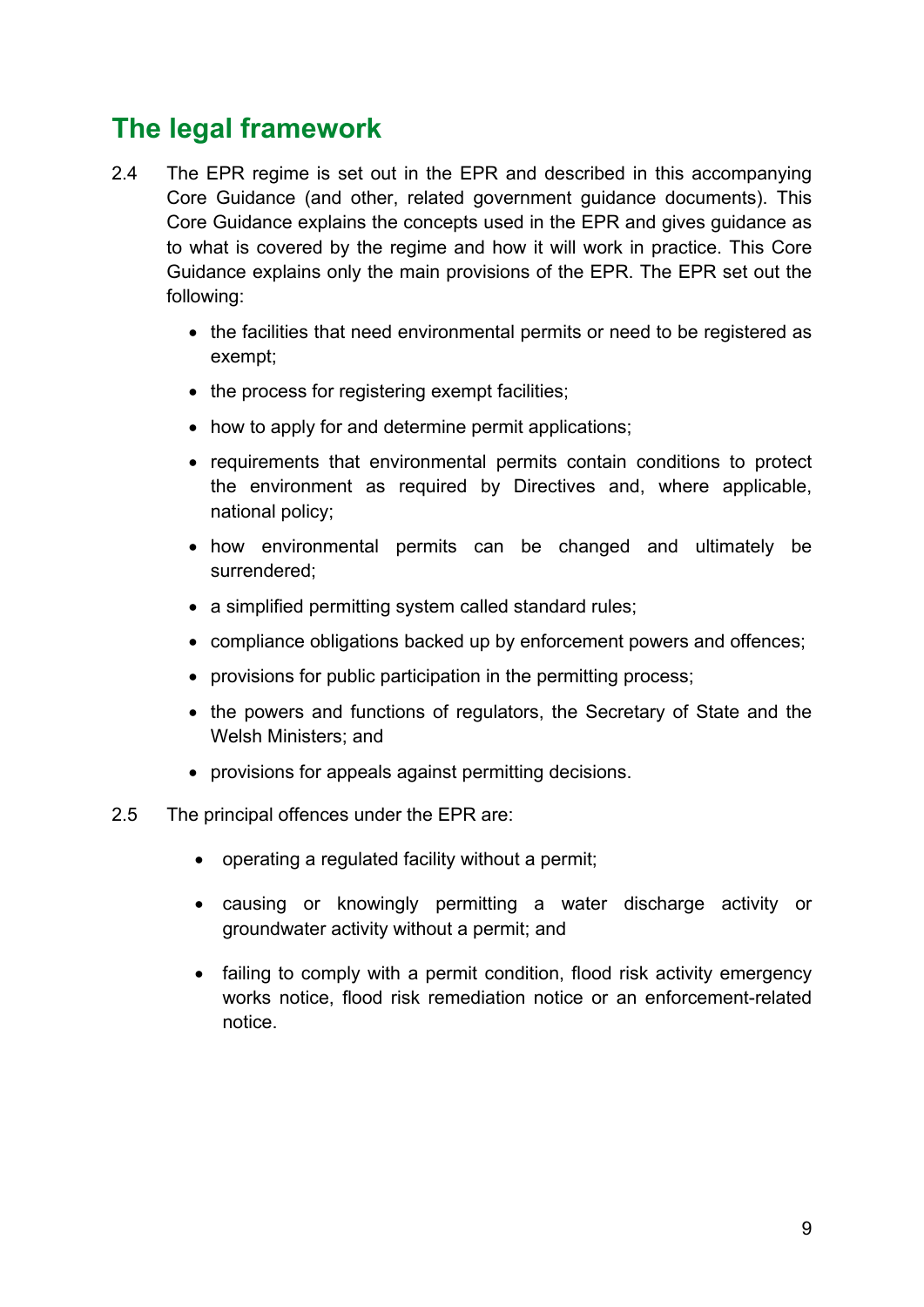## The legal framework

2.4 The EPR regime is set out in the EPR and described in this accompanying Core Guidance (and other, related government guidance documents). This Core Guidance explains the concepts used in the EPR and gives guidance as to what is covered by the regime and how it will work in practice. This Core Guidance explains only the main provisions of the EPR. The EPR set out the following:

- the facilities that need environmental permits or need to be registered as exempt;
- the process for registering exempt facilities;
- how to apply for and determine permit applications;
- requirements that environmental permits contain conditions to protect the environment as required by Directives and, where applicable, national policy;
- how environmental permits can be changed and ultimately be surrendered;
- a simplified permitting system called standard rules;
- compliance obligations backed up by enforcement powers and offences;
- provisions for public participation in the permitting process;
- the powers and functions of regulators, the Secretary of State and the Welsh Ministers; and
- provisions for appeals against permitting decisions.

2.5 The principal offences under the EPR are:

- operating a regulated facility without a permit;
- causing or knowingly permitting a water discharge activity or groundwater activity without a permit; and
- failing to comply with a permit condition, flood risk activity emergency works notice, flood risk remediation notice or an enforcement-related notice.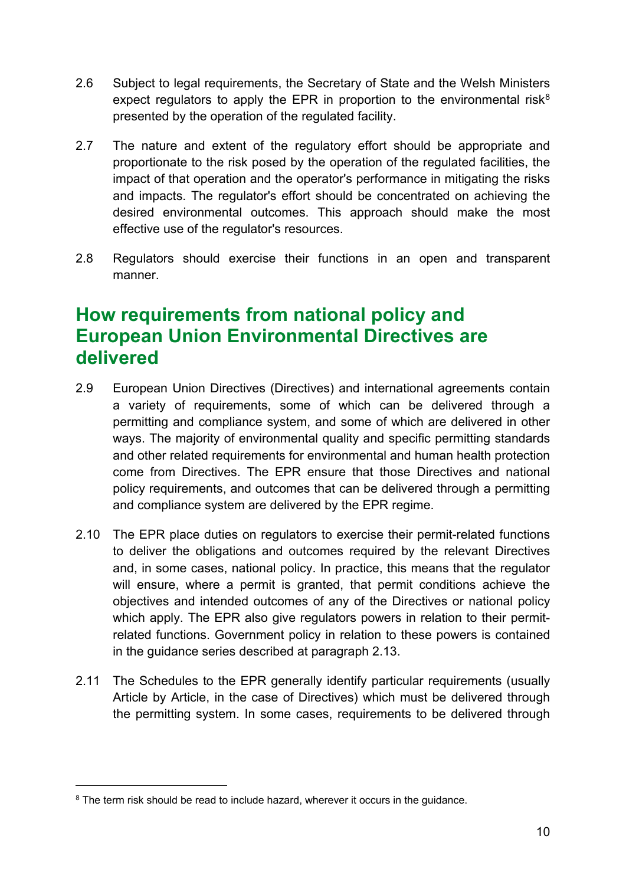2.6 Subject to legal requirements, the Secretary of State and the Welsh Ministers expect regulators to apply the EPR in proportion to the environmental risk[8] presented by the operation of the regulated facility.

2.7 The nature and extent of the regulatory effort should be appropriate and proportionate to the risk posed by the operation of the regulated facilities, the impact of that operation and the operator's performance in mitigating the risks and impacts. The regulator's effort should be concentrated on achieving the desired environmental outcomes. This approach should make the most effective use of the regulator's resources.

2.8 Regulators should exercise their functions in an open and transparent manner.

## How requirements from national policy and European Union Environmental Directives are delivered

2.9 European Union Directives (Directives) and international agreements contain a variety of requirements, some of which can be delivered through a permitting and compliance system, and some of which are delivered in other ways. The majority of environmental quality and specific permitting standards and other related requirements for environmental and human health protection come from Directives. The EPR ensure that those Directives and national policy requirements, and outcomes that can be delivered through a permitting and compliance system are delivered by the EPR regime.

2.10 The EPR place duties on regulators to exercise their permit-related functions to deliver the obligations and outcomes required by the relevant Directives and, in some cases, national policy. In practice, this means that the regulator will ensure, where a permit is granted, that permit conditions achieve the objectives and intended outcomes of any of the Directives or national policy which apply. The EPR also give regulators powers in relation to their permit-related functions. Government policy in relation to these powers is contained in the guidance series described at paragraph 2.13.

2.11 The Schedules to the EPR generally identify particular requirements (usually Article by Article, in the case of Directives) which must be delivered through the permitting system. In some cases, requirements to be delivered through

[8] The term risk should be read to include hazard, wherever it occurs in the guidance.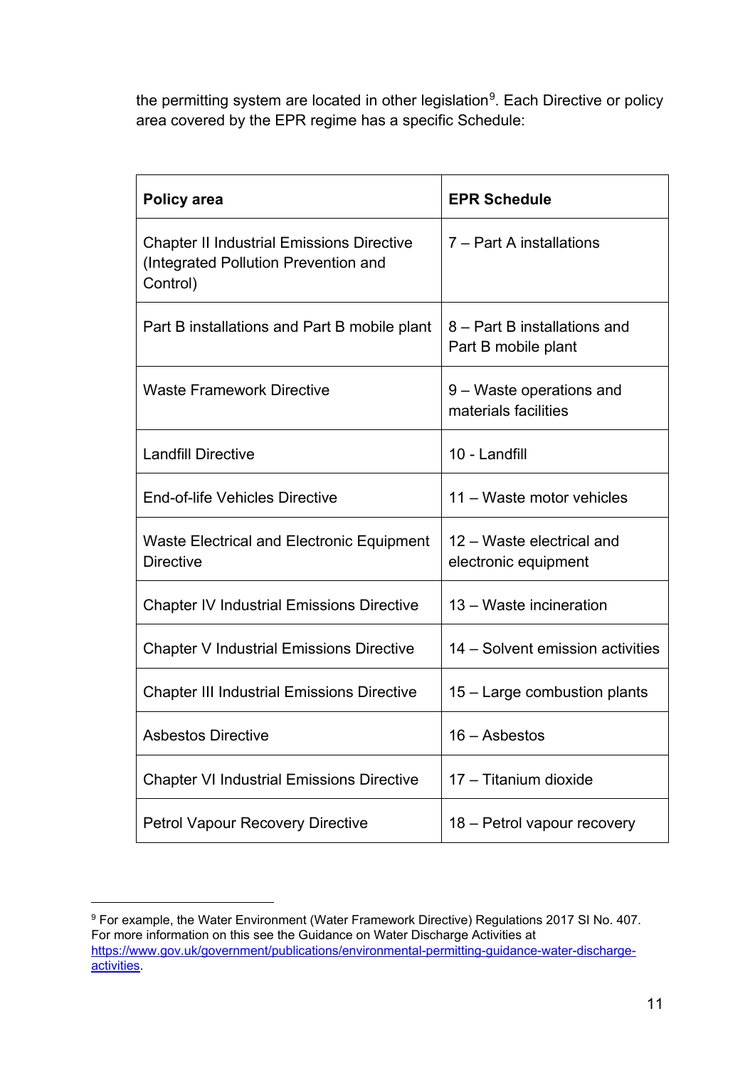the permitting system are located in other legislation[9]. Each Directive or policy area covered by the EPR regime has a specific Schedule:

| Policy area | EPR Schedule |
| --- | --- |
| Chapter II Industrial Emissions Directive (Integrated Pollution Prevention and Control) | 7 – Part A installations |
| Part B installations and Part B mobile plant | 8 – Part B installations and Part B mobile plant |
| Waste Framework Directive | 9 – Waste operations and materials facilities |
| Landfill Directive | 10 - Landfill |
| End-of-life Vehicles Directive | 11 – Waste motor vehicles |
| Waste Electrical and Electronic Equipment Directive | 12 – Waste electrical and electronic equipment |
| Chapter IV Industrial Emissions Directive | 13 – Waste incineration |
| Chapter V Industrial Emissions Directive | 14 – Solvent emission activities |
| Chapter III Industrial Emissions Directive | 15 – Large combustion plants |
| Asbestos Directive | 16 – Asbestos |
| Chapter VI Industrial Emissions Directive | 17 – Titanium dioxide |
| Petrol Vapour Recovery Directive | 18 – Petrol vapour recovery |

[9] For example, the Water Environment (Water Framework Directive) Regulations 2017 SI No. 407. For more information on this see the Guidance on Water Discharge Activities at https://www.gov.uk/government/publications/environmental-permitting-guidance-water-discharge-activities.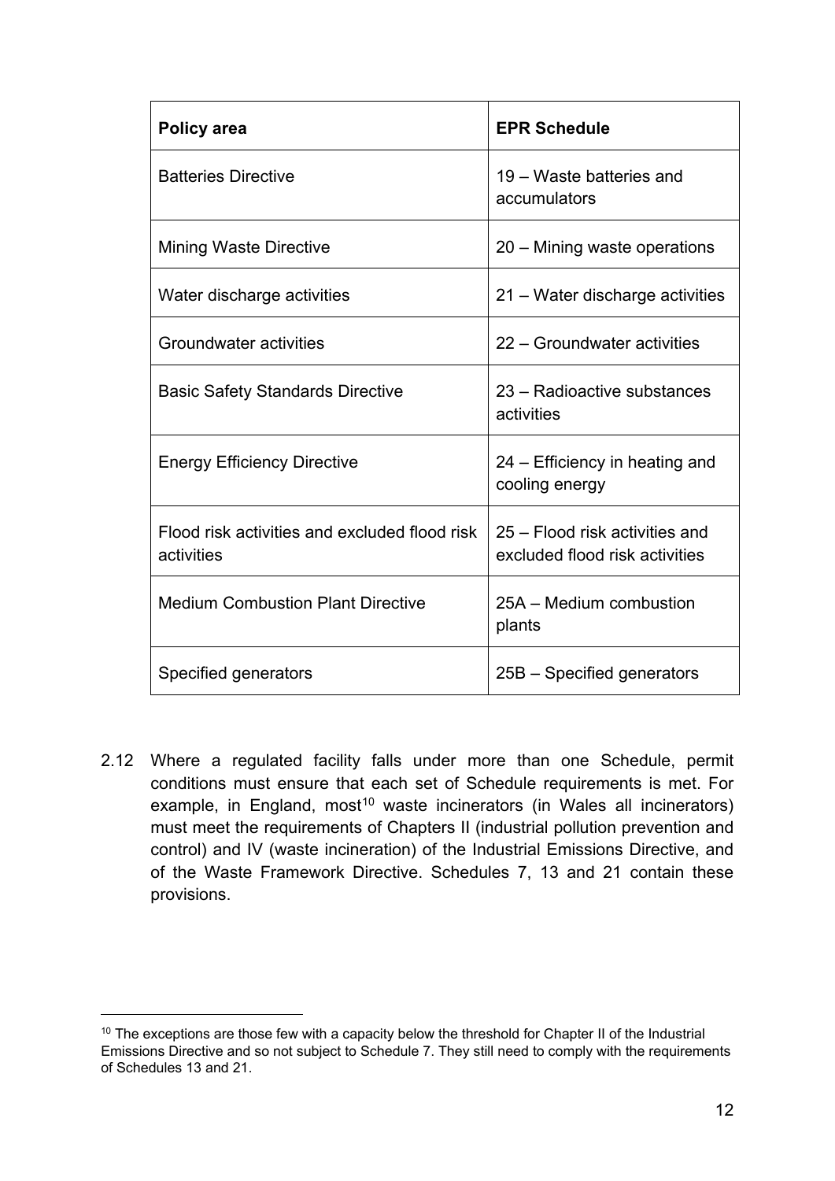| Policy area | EPR Schedule |
|---|---|
| Batteries Directive | 19 – Waste batteries and accumulators |
| Mining Waste Directive | 20 – Mining waste operations |
| Water discharge activities | 21 – Water discharge activities |
| Groundwater activities | 22 – Groundwater activities |
| Basic Safety Standards Directive | 23 – Radioactive substances activities |
| Energy Efficiency Directive | 24 – Efficiency in heating and cooling energy |
| Flood risk activities and excluded flood risk activities | 25 – Flood risk activities and excluded flood risk activities |
| Medium Combustion Plant Directive | 25A – Medium combustion plants |
| Specified generators | 25B – Specified generators |

2.12 Where a regulated facility falls under more than one Schedule, permit conditions must ensure that each set of Schedule requirements is met. For example, in England, most[10] waste incinerators (in Wales all incinerators) must meet the requirements of Chapters II (industrial pollution prevention and control) and IV (waste incineration) of the Industrial Emissions Directive, and of the Waste Framework Directive. Schedules 7, 13 and 21 contain these provisions.

[10] The exceptions are those few with a capacity below the threshold for Chapter II of the Industrial Emissions Directive and so not subject to Schedule 7. They still need to comply with the requirements of Schedules 13 and 21.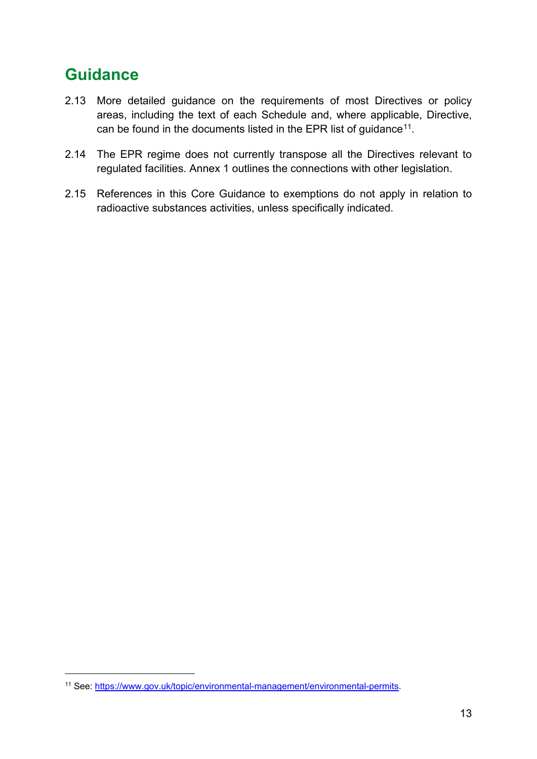## Guidance

2.13 More detailed guidance on the requirements of most Directives or policy areas, including the text of each Schedule and, where applicable, Directive, can be found in the documents listed in the EPR list of guidance[11].

2.14 The EPR regime does not currently transpose all the Directives relevant to regulated facilities. Annex 1 outlines the connections with other legislation.

2.15 References in this Core Guidance to exemptions do not apply in relation to radioactive substances activities, unless specifically indicated.

---

[11] See: https://www.gov.uk/topic/environmental-management/environmental-permits.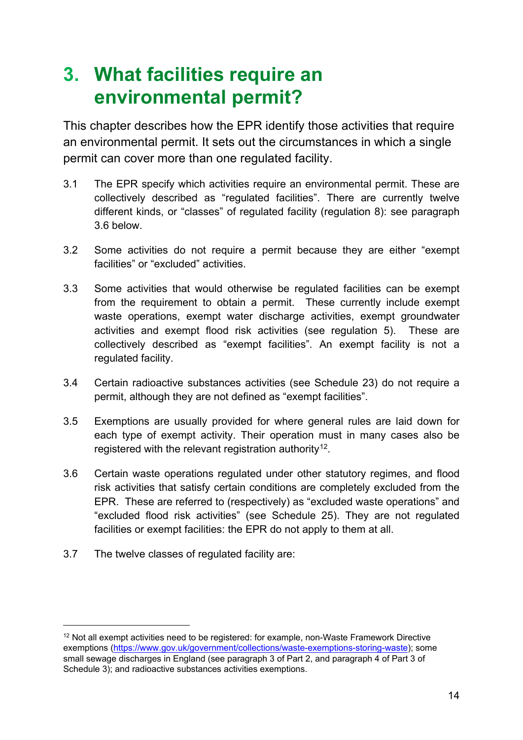# 3. What facilities require an environmental permit?

This chapter describes how the EPR identify those activities that require an environmental permit. It sets out the circumstances in which a single permit can cover more than one regulated facility.

3.1 The EPR specify which activities require an environmental permit. These are collectively described as “regulated facilities”. There are currently twelve different kinds, or “classes” of regulated facility (regulation 8): see paragraph 3.6 below.

3.2 Some activities do not require a permit because they are either “exempt facilities” or “excluded” activities.

3.3 Some activities that would otherwise be regulated facilities can be exempt from the requirement to obtain a permit. These currently include exempt waste operations, exempt water discharge activities, exempt groundwater activities and exempt flood risk activities (see regulation 5). These are collectively described as “exempt facilities”. An exempt facility is not a regulated facility.

3.4 Certain radioactive substances activities (see Schedule 23) do not require a permit, although they are not defined as “exempt facilities”.

3.5 Exemptions are usually provided for where general rules are laid down for each type of exempt activity. Their operation must in many cases also be registered with the relevant registration authority[12].

3.6 Certain waste operations regulated under other statutory regimes, and flood risk activities that satisfy certain conditions are completely excluded from the EPR. These are referred to (respectively) as “excluded waste operations” and “excluded flood risk activities” (see Schedule 25). They are not regulated facilities or exempt facilities: the EPR do not apply to them at all.

3.7 The twelve classes of regulated facility are:

[12] Not all exempt activities need to be registered: for example, non-Waste Framework Directive exemptions (https://www.gov.uk/government/collections/waste-exemptions-storing-waste); some small sewage discharges in England (see paragraph 3 of Part 2, and paragraph 4 of Part 3 of Schedule 3); and radioactive substances activities exemptions.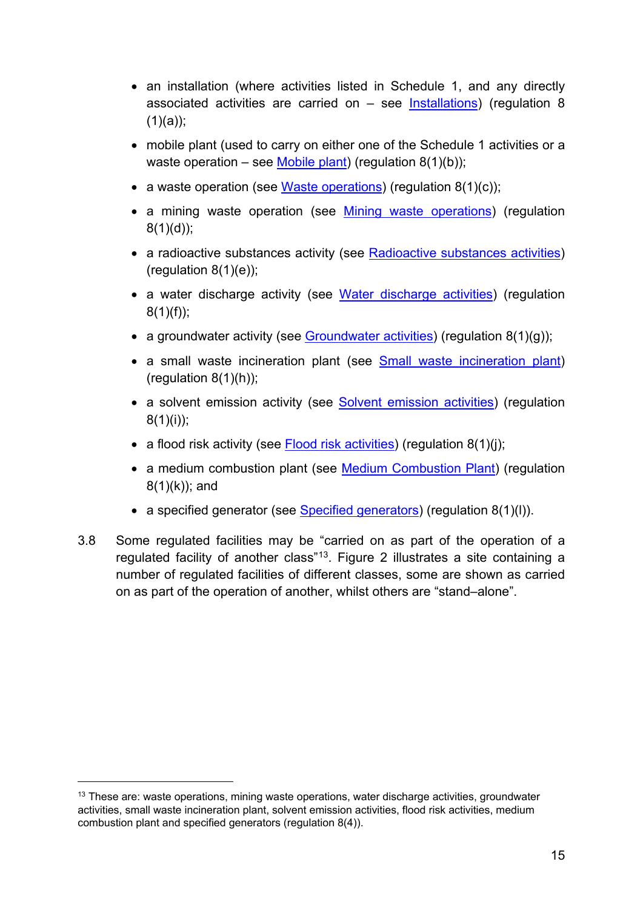- an installation (where activities listed in Schedule 1, and any directly associated activities are carried on – see Installations) (regulation 8 (1)(a));
- mobile plant (used to carry on either one of the Schedule 1 activities or a waste operation – see Mobile plant) (regulation 8(1)(b));
- a waste operation (see Waste operations) (regulation 8(1)(c));
- a mining waste operation (see Mining waste operations) (regulation 8(1)(d));
- a radioactive substances activity (see Radioactive substances activities) (regulation 8(1)(e));
- a water discharge activity (see Water discharge activities) (regulation 8(1)(f));
- a groundwater activity (see Groundwater activities) (regulation 8(1)(g));
- a small waste incineration plant (see Small waste incineration plant) (regulation 8(1)(h));
- a solvent emission activity (see Solvent emission activities) (regulation 8(1)(i));
- a flood risk activity (see Flood risk activities) (regulation 8(1)(j);
- a medium combustion plant (see Medium Combustion Plant) (regulation 8(1)(k)); and
- a specified generator (see Specified generators) (regulation 8(1)(l)).

3.8 Some regulated facilities may be "carried on as part of the operation of a regulated facility of another class"[13]. Figure 2 illustrates a site containing a number of regulated facilities of different classes, some are shown as carried on as part of the operation of another, whilst others are "stand–alone".

[13] These are: waste operations, mining waste operations, water discharge activities, groundwater activities, small waste incineration plant, solvent emission activities, flood risk activities, medium combustion plant and specified generators (regulation 8(4)).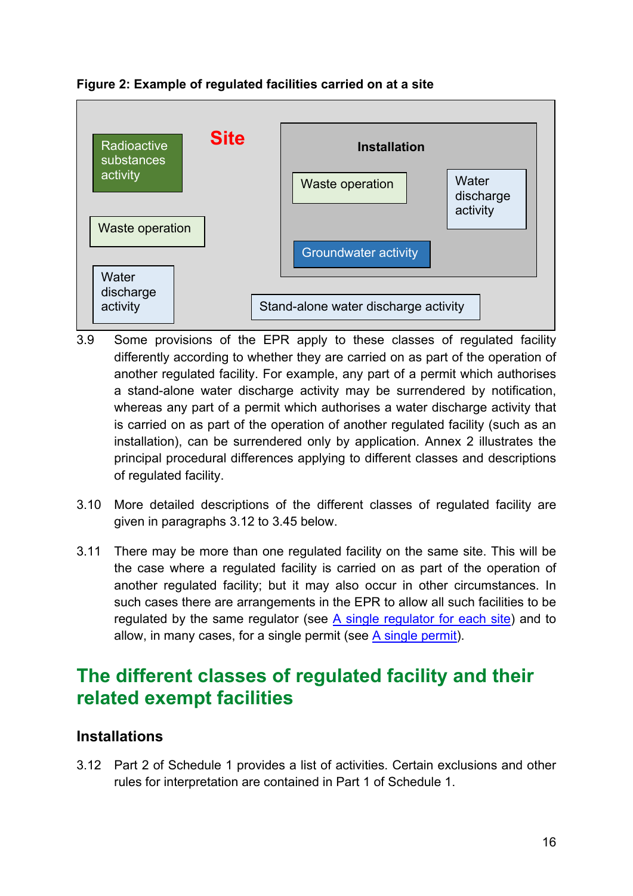**Figure 2: Example of regulated facilities carried on at a site**

Site

Radioactive substances activity

Waste operation

Water discharge activity

Installation

Waste operation

Water discharge activity

Groundwater activity

Stand-alone water discharge activity

3.9 Some provisions of the EPR apply to these classes of regulated facility differently according to whether they are carried on as part of the operation of another regulated facility. For example, any part of a permit which authorises a stand-alone water discharge activity may be surrendered by notification, whereas any part of a permit which authorises a water discharge activity that is carried on as part of the operation of another regulated facility (such as an installation), can be surrendered only by application. Annex 2 illustrates the principal procedural differences applying to different classes and descriptions of regulated facility.

3.10 More detailed descriptions of the different classes of regulated facility are given in paragraphs 3.12 to 3.45 below.

3.11 There may be more than one regulated facility on the same site. This will be the case where a regulated facility is carried on as part of the operation of another regulated facility; but it may also occur in other circumstances. In such cases there are arrangements in the EPR to allow all such facilities to be regulated by the same regulator (see A single regulator for each site) and to allow, in many cases, for a single permit (see A single permit).

## The different classes of regulated facility and their related exempt facilities

### Installations

3.12 Part 2 of Schedule 1 provides a list of activities. Certain exclusions and other rules for interpretation are contained in Part 1 of Schedule 1.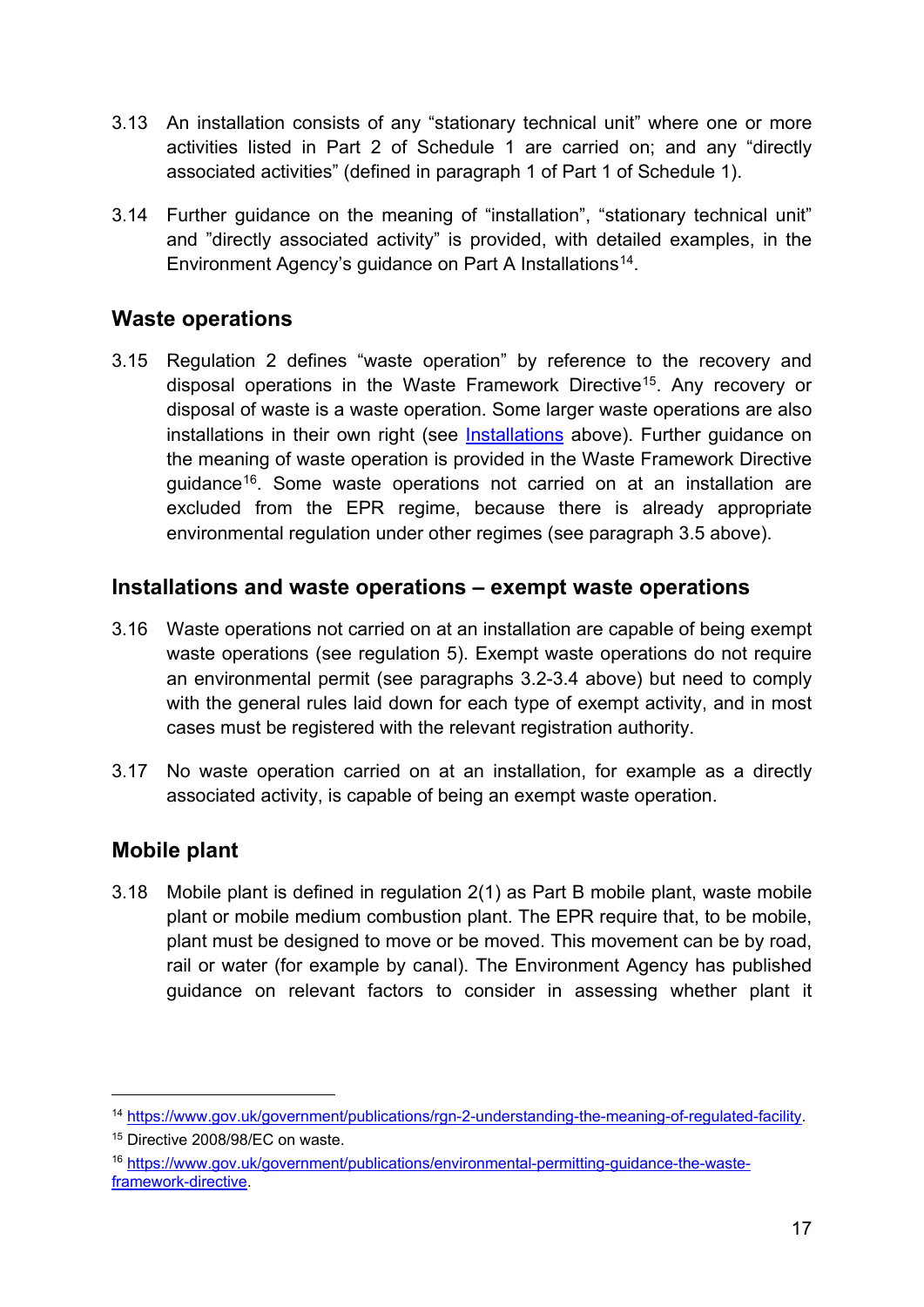3.13 An installation consists of any "stationary technical unit" where one or more activities listed in Part 2 of Schedule 1 are carried on; and any "directly associated activities" (defined in paragraph 1 of Part 1 of Schedule 1).

3.14 Further guidance on the meaning of "installation", "stationary technical unit" and "directly associated activity" is provided, with detailed examples, in the Environment Agency's guidance on Part A Installations[14].

## Waste operations

3.15 Regulation 2 defines "waste operation" by reference to the recovery and disposal operations in the Waste Framework Directive[15]. Any recovery or disposal of waste is a waste operation. Some larger waste operations are also installations in their own right (see Installations above). Further guidance on the meaning of waste operation is provided in the Waste Framework Directive guidance[16]. Some waste operations not carried on at an installation are excluded from the EPR regime, because there is already appropriate environmental regulation under other regimes (see paragraph 3.5 above).

## Installations and waste operations – exempt waste operations

3.16 Waste operations not carried on at an installation are capable of being exempt waste operations (see regulation 5). Exempt waste operations do not require an environmental permit (see paragraphs 3.2-3.4 above) but need to comply with the general rules laid down for each type of exempt activity, and in most cases must be registered with the relevant registration authority.

3.17 No waste operation carried on at an installation, for example as a directly associated activity, is capable of being an exempt waste operation.

## Mobile plant

3.18 Mobile plant is defined in regulation 2(1) as Part B mobile plant, waste mobile plant or mobile medium combustion plant. The EPR require that, to be mobile, plant must be designed to move or be moved. This movement can be by road, rail or water (for example by canal). The Environment Agency has published guidance on relevant factors to consider in assessing whether plant it

---

[14] https://www.gov.uk/government/publications/rgn-2-understanding-the-meaning-of-regulated-facility.

[15] Directive 2008/98/EC on waste.

[16] https://www.gov.uk/government/publications/environmental-permitting-guidance-the-waste-framework-directive.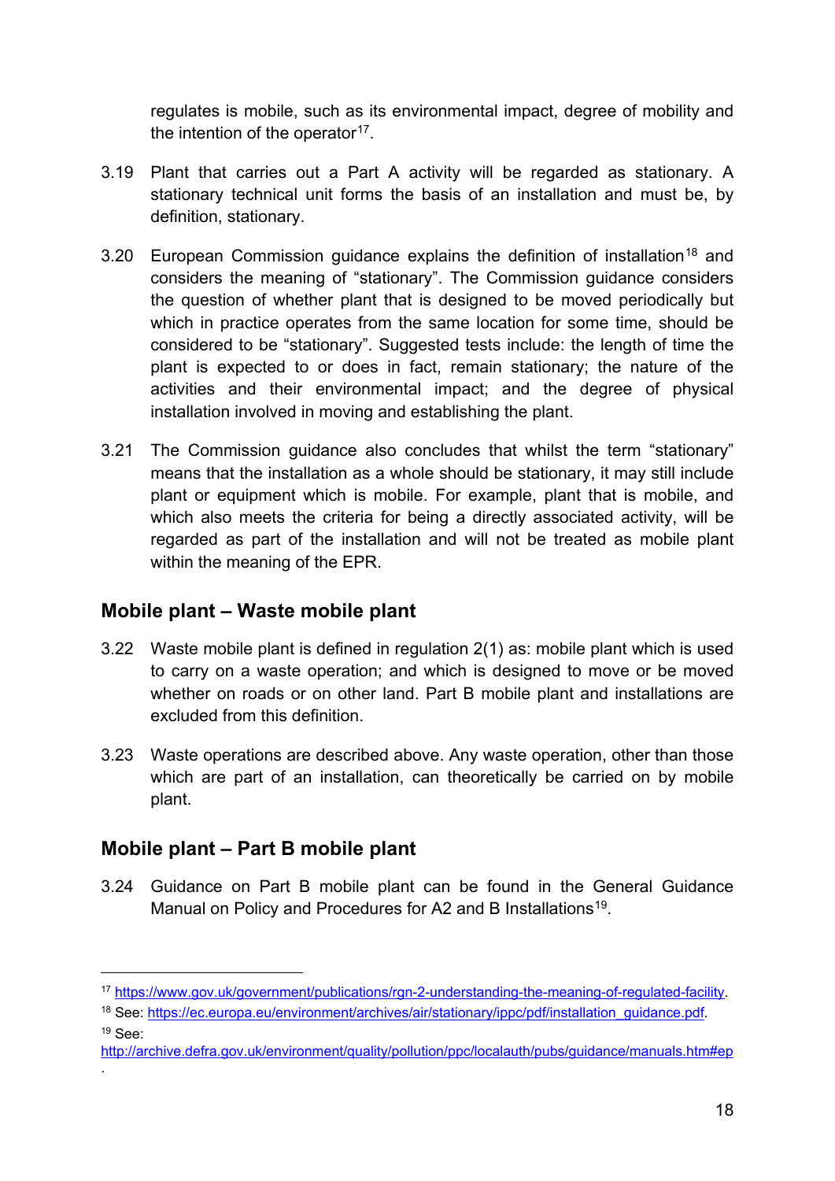regulates is mobile, such as its environmental impact, degree of mobility and the intention of the operator[17].

3.19 Plant that carries out a Part A activity will be regarded as stationary. A stationary technical unit forms the basis of an installation and must be, by definition, stationary.

3.20 European Commission guidance explains the definition of installation[18] and considers the meaning of "stationary". The Commission guidance considers the question of whether plant that is designed to be moved periodically but which in practice operates from the same location for some time, should be considered to be "stationary". Suggested tests include: the length of time the plant is expected to or does in fact, remain stationary; the nature of the activities and their environmental impact; and the degree of physical installation involved in moving and establishing the plant.

3.21 The Commission guidance also concludes that whilst the term "stationary" means that the installation as a whole should be stationary, it may still include plant or equipment which is mobile. For example, plant that is mobile, and which also meets the criteria for being a directly associated activity, will be regarded as part of the installation and will not be treated as mobile plant within the meaning of the EPR.

## Mobile plant – Waste mobile plant

3.22 Waste mobile plant is defined in regulation 2(1) as: mobile plant which is used to carry on a waste operation; and which is designed to move or be moved whether on roads or on other land. Part B mobile plant and installations are excluded from this definition.

3.23 Waste operations are described above. Any waste operation, other than those which are part of an installation, can theoretically be carried on by mobile plant.

## Mobile plant – Part B mobile plant

3.24 Guidance on Part B mobile plant can be found in the General Guidance Manual on Policy and Procedures for A2 and B Installations[19].

---

[17] https://www.gov.uk/government/publications/rgn-2-understanding-the-meaning-of-regulated-facility.

[18] See: https://ec.europa.eu/environment/archives/air/stationary/ippc/pdf/installation_guidance.pdf.

[19] See: http://archive.defra.gov.uk/environment/quality/pollution/ppc/localauth/pubs/guidance/manuals.htm#ep.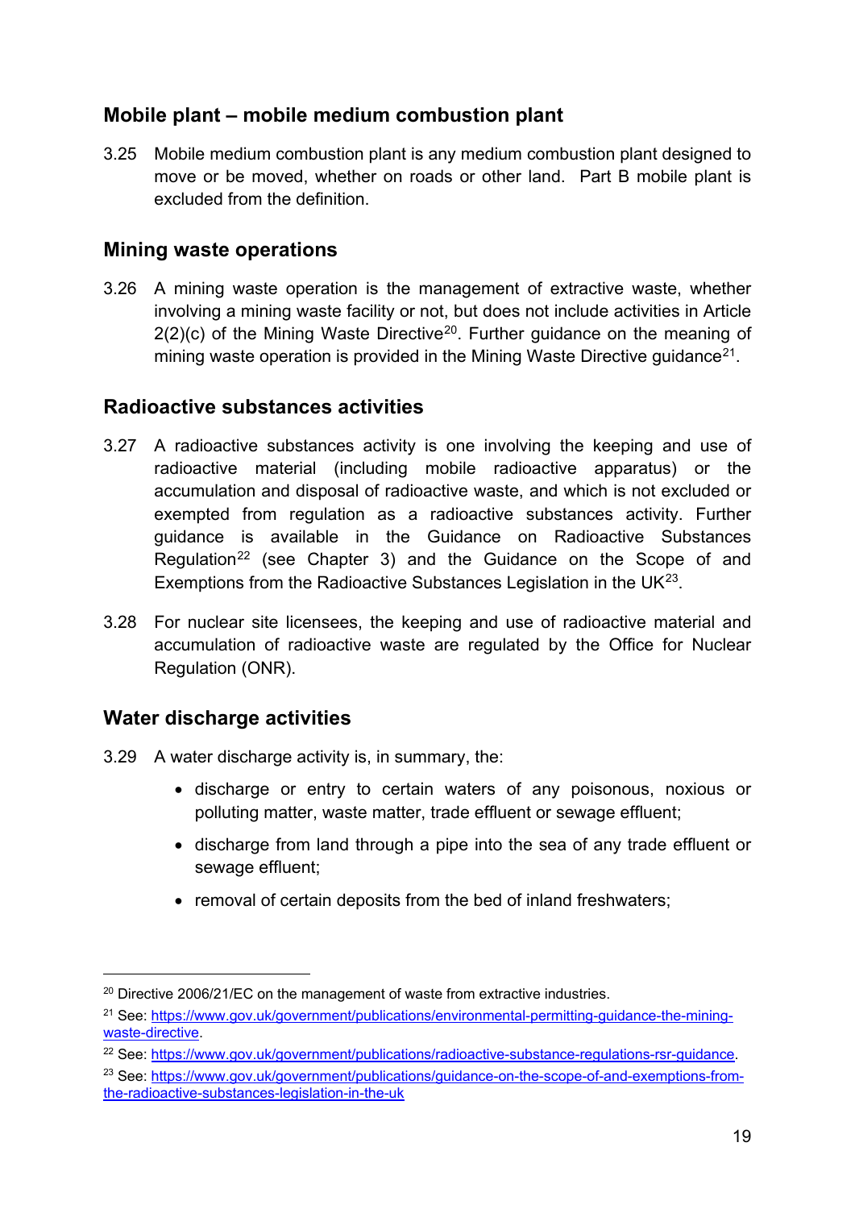## Mobile plant – mobile medium combustion plant

3.25 Mobile medium combustion plant is any medium combustion plant designed to move or be moved, whether on roads or other land. Part B mobile plant is excluded from the definition.

## Mining waste operations

3.26 A mining waste operation is the management of extractive waste, whether involving a mining waste facility or not, but does not include activities in Article 2(2)(c) of the Mining Waste Directive[20]. Further guidance on the meaning of mining waste operation is provided in the Mining Waste Directive guidance[21].

## Radioactive substances activities

3.27 A radioactive substances activity is one involving the keeping and use of radioactive material (including mobile radioactive apparatus) or the accumulation and disposal of radioactive waste, and which is not excluded or exempted from regulation as a radioactive substances activity. Further guidance is available in the Guidance on Radioactive Substances Regulation[22] (see Chapter 3) and the Guidance on the Scope of and Exemptions from the Radioactive Substances Legislation in the UK[23].

3.28 For nuclear site licensees, the keeping and use of radioactive material and accumulation of radioactive waste are regulated by the Office for Nuclear Regulation (ONR).

## Water discharge activities

3.29 A water discharge activity is, in summary, the:

- discharge or entry to certain waters of any poisonous, noxious or polluting matter, waste matter, trade effluent or sewage effluent;
- discharge from land through a pipe into the sea of any trade effluent or sewage effluent;
- removal of certain deposits from the bed of inland freshwaters;

---

[20] Directive 2006/21/EC on the management of waste from extractive industries.

[21] See: https://www.gov.uk/government/publications/environmental-permitting-guidance-the-mining-waste-directive.

[22] See: https://www.gov.uk/government/publications/radioactive-substance-regulations-rsr-guidance.

[23] See: https://www.gov.uk/government/publications/guidance-on-the-scope-of-and-exemptions-from-the-radioactive-substances-legislation-in-the-uk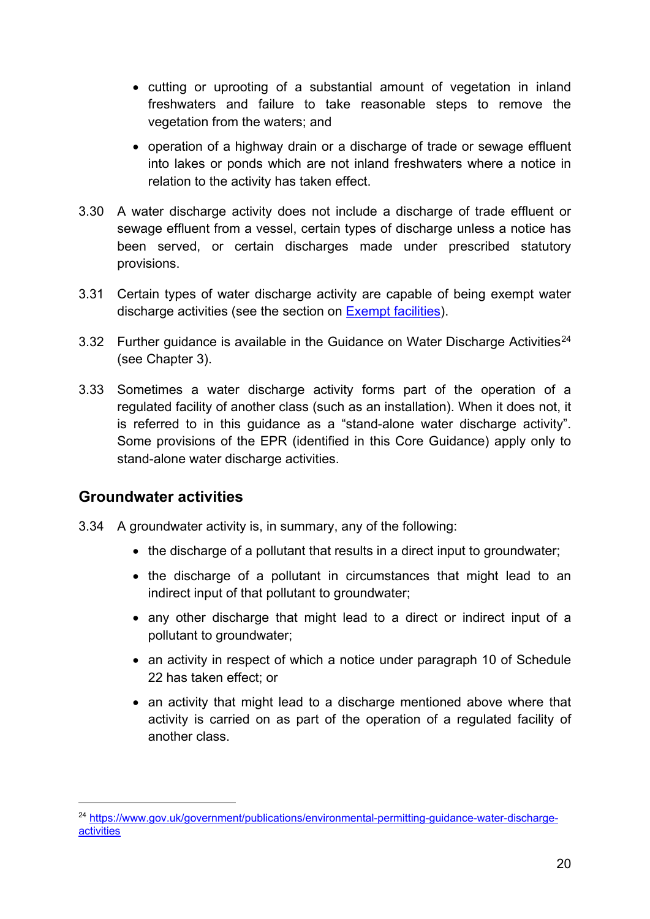- cutting or uprooting of a substantial amount of vegetation in inland freshwaters and failure to take reasonable steps to remove the vegetation from the waters; and
- operation of a highway drain or a discharge of trade or sewage effluent into lakes or ponds which are not inland freshwaters where a notice in relation to the activity has taken effect.

3.30 A water discharge activity does not include a discharge of trade effluent or sewage effluent from a vessel, certain types of discharge unless a notice has been served, or certain discharges made under prescribed statutory provisions.

3.31 Certain types of water discharge activity are capable of being exempt water discharge activities (see the section on [Exempt facilities]).

3.32 Further guidance is available in the Guidance on Water Discharge Activities[24] (see Chapter 3).

3.33 Sometimes a water discharge activity forms part of the operation of a regulated facility of another class (such as an installation). When it does not, it is referred to in this guidance as a "stand-alone water discharge activity". Some provisions of the EPR (identified in this Core Guidance) apply only to stand-alone water discharge activities.

## Groundwater activities

3.34 A groundwater activity is, in summary, any of the following:

- the discharge of a pollutant that results in a direct input to groundwater;
- the discharge of a pollutant in circumstances that might lead to an indirect input of that pollutant to groundwater;
- any other discharge that might lead to a direct or indirect input of a pollutant to groundwater;
- an activity in respect of which a notice under paragraph 10 of Schedule 22 has taken effect; or
- an activity that might lead to a discharge mentioned above where that activity is carried on as part of the operation of a regulated facility of another class.

---

[24] https://www.gov.uk/government/publications/environmental-permitting-guidance-water-discharge-activities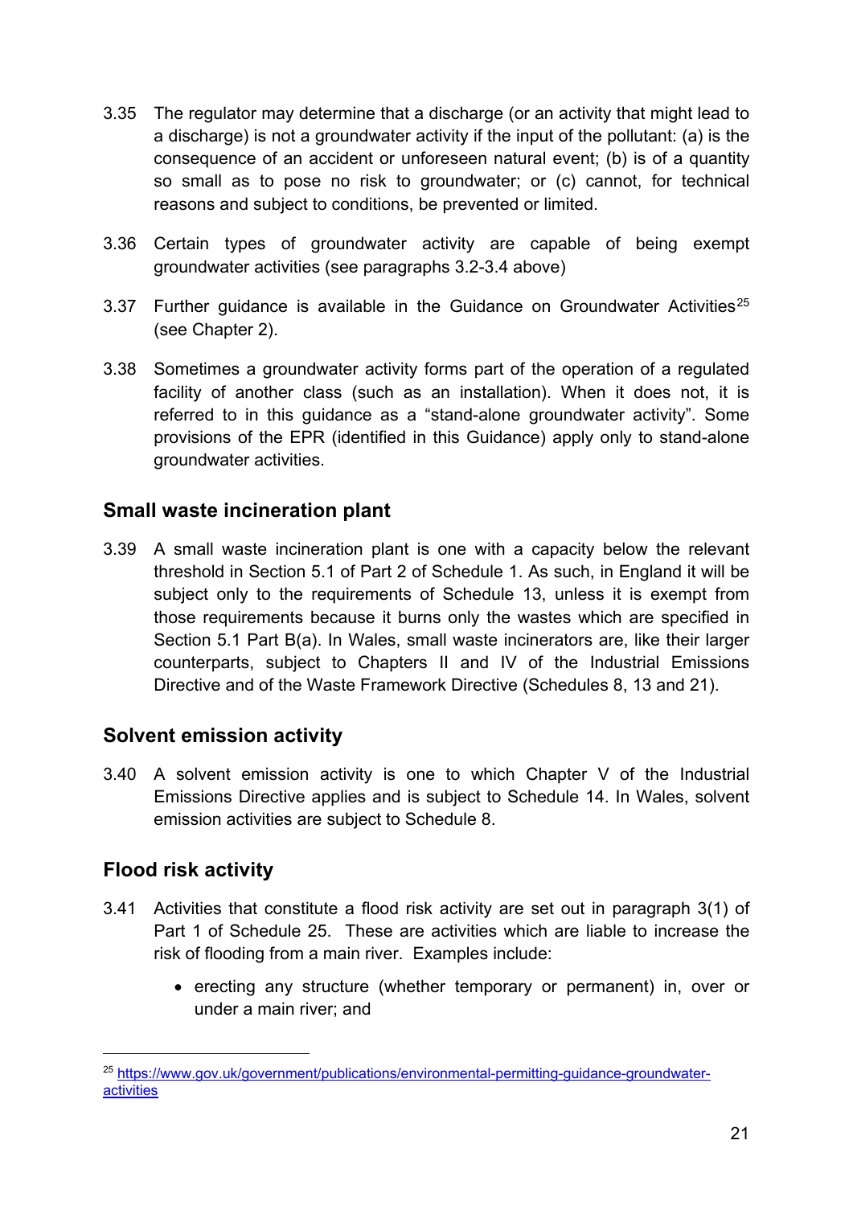3.35 The regulator may determine that a discharge (or an activity that might lead to a discharge) is not a groundwater activity if the input of the pollutant: (a) is the consequence of an accident or unforeseen natural event; (b) is of a quantity so small as to pose no risk to groundwater; or (c) cannot, for technical reasons and subject to conditions, be prevented or limited.

3.36 Certain types of groundwater activity are capable of being exempt groundwater activities (see paragraphs 3.2-3.4 above)

3.37 Further guidance is available in the Guidance on Groundwater Activities[25] (see Chapter 2).

3.38 Sometimes a groundwater activity forms part of the operation of a regulated facility of another class (such as an installation). When it does not, it is referred to in this guidance as a "stand-alone groundwater activity". Some provisions of the EPR (identified in this Guidance) apply only to stand-alone groundwater activities.

## Small waste incineration plant

3.39 A small waste incineration plant is one with a capacity below the relevant threshold in Section 5.1 of Part 2 of Schedule 1. As such, in England it will be subject only to the requirements of Schedule 13, unless it is exempt from those requirements because it burns only the wastes which are specified in Section 5.1 Part B(a). In Wales, small waste incinerators are, like their larger counterparts, subject to Chapters II and IV of the Industrial Emissions Directive and of the Waste Framework Directive (Schedules 8, 13 and 21).

## Solvent emission activity

3.40 A solvent emission activity is one to which Chapter V of the Industrial Emissions Directive applies and is subject to Schedule 14. In Wales, solvent emission activities are subject to Schedule 8.

## Flood risk activity

3.41 Activities that constitute a flood risk activity are set out in paragraph 3(1) of Part 1 of Schedule 25. These are activities which are liable to increase the risk of flooding from a main river. Examples include:

- erecting any structure (whether temporary or permanent) in, over or under a main river; and

[25] https://www.gov.uk/government/publications/environmental-permitting-guidance-groundwater-activities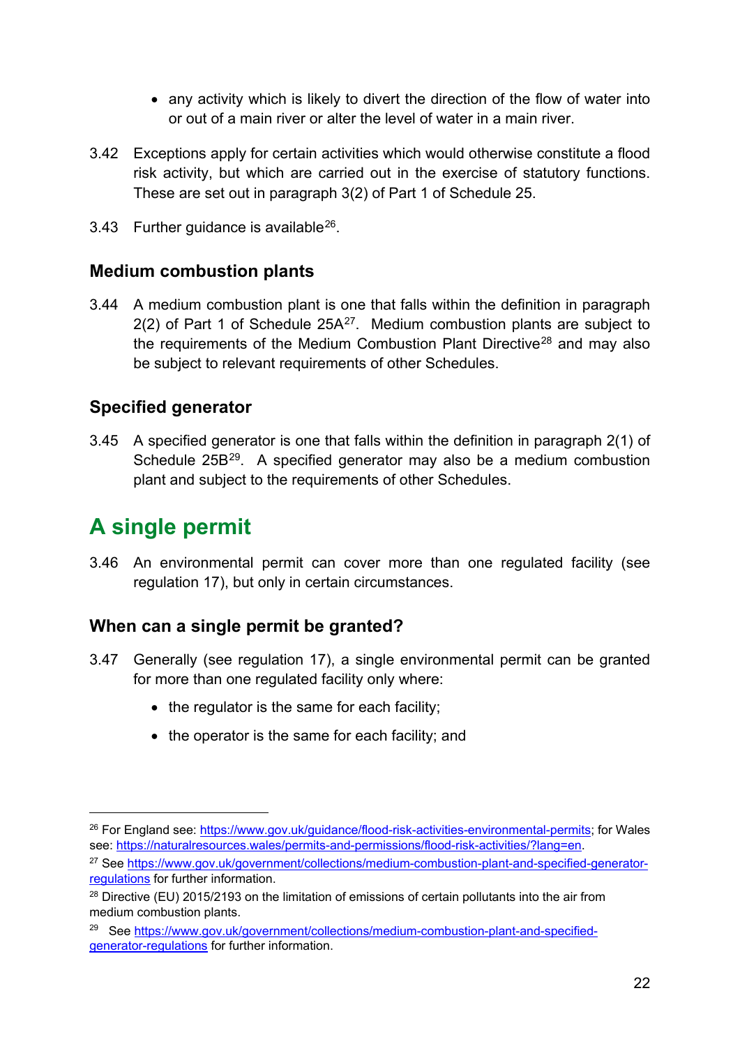- any activity which is likely to divert the direction of the flow of water into or out of a main river or alter the level of water in a main river.

3.42 Exceptions apply for certain activities which would otherwise constitute a flood risk activity, but which are carried out in the exercise of statutory functions. These are set out in paragraph 3(2) of Part 1 of Schedule 25.

3.43 Further guidance is available[26].

### Medium combustion plants

3.44 A medium combustion plant is one that falls within the definition in paragraph 2(2) of Part 1 of Schedule 25A[27]. Medium combustion plants are subject to the requirements of the Medium Combustion Plant Directive[28] and may also be subject to relevant requirements of other Schedules.

### Specified generator

3.45 A specified generator is one that falls within the definition in paragraph 2(1) of Schedule 25B[29]. A specified generator may also be a medium combustion plant and subject to the requirements of other Schedules.

## A single permit

3.46 An environmental permit can cover more than one regulated facility (see regulation 17), but only in certain circumstances.

### When can a single permit be granted?

3.47 Generally (see regulation 17), a single environmental permit can be granted for more than one regulated facility only where:

- the regulator is the same for each facility;
- the operator is the same for each facility; and

---

[26] For England see: https://www.gov.uk/guidance/flood-risk-activities-environmental-permits; for Wales see: https://naturalresources.wales/permits-and-permissions/flood-risk-activities/?lang=en.

[27] See https://www.gov.uk/government/collections/medium-combustion-plant-and-specified-generator-regulations for further information.

[28] Directive (EU) 2015/2193 on the limitation of emissions of certain pollutants into the air from medium combustion plants.

[29] See https://www.gov.uk/government/collections/medium-combustion-plant-and-specified-generator-regulations for further information.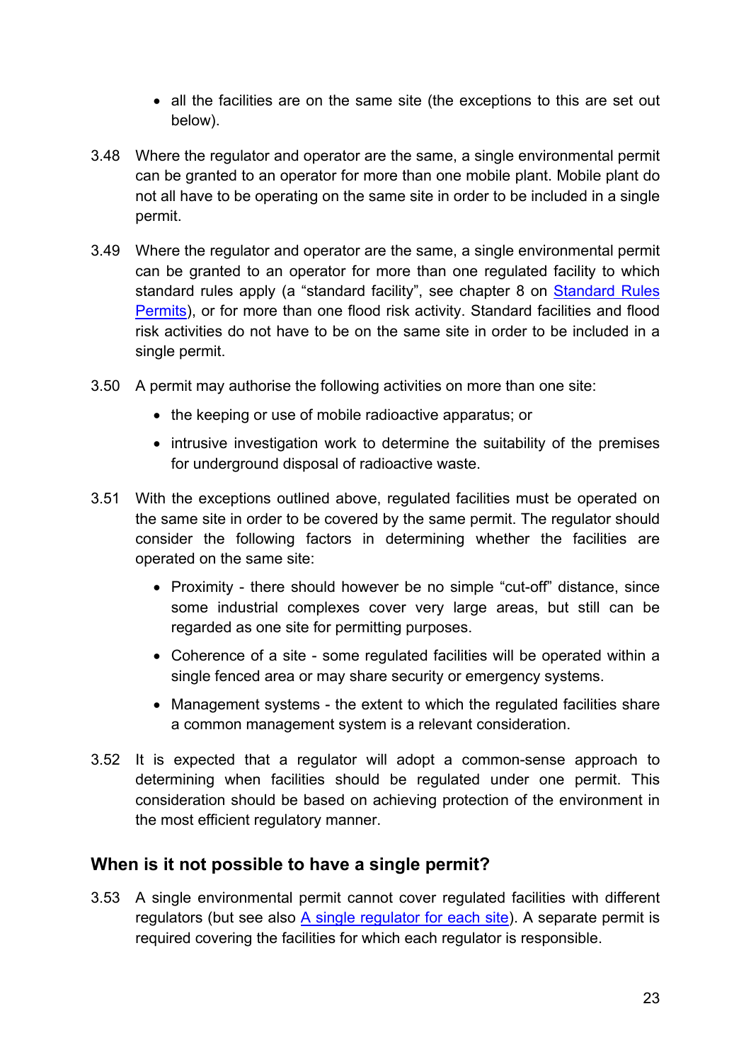- all the facilities are on the same site (the exceptions to this are set out below).

3.48 Where the regulator and operator are the same, a single environmental permit can be granted to an operator for more than one mobile plant. Mobile plant do not all have to be operating on the same site in order to be included in a single permit.

3.49 Where the regulator and operator are the same, a single environmental permit can be granted to an operator for more than one regulated facility to which standard rules apply (a "standard facility", see chapter 8 on [Standard Rules Permits](#)), or for more than one flood risk activity. Standard facilities and flood risk activities do not have to be on the same site in order to be included in a single permit.

3.50 A permit may authorise the following activities on more than one site:

- the keeping or use of mobile radioactive apparatus; or
- intrusive investigation work to determine the suitability of the premises for underground disposal of radioactive waste.

3.51 With the exceptions outlined above, regulated facilities must be operated on the same site in order to be covered by the same permit. The regulator should consider the following factors in determining whether the facilities are operated on the same site:

- Proximity - there should however be no simple "cut-off" distance, since some industrial complexes cover very large areas, but still can be regarded as one site for permitting purposes.
- Coherence of a site - some regulated facilities will be operated within a single fenced area or may share security or emergency systems.
- Management systems - the extent to which the regulated facilities share a common management system is a relevant consideration.

3.52 It is expected that a regulator will adopt a common-sense approach to determining when facilities should be regulated under one permit. This consideration should be based on achieving protection of the environment in the most efficient regulatory manner.

## When is it not possible to have a single permit?

3.53 A single environmental permit cannot cover regulated facilities with different regulators (but see also [A single regulator for each site](#)). A separate permit is required covering the facilities for which each regulator is responsible.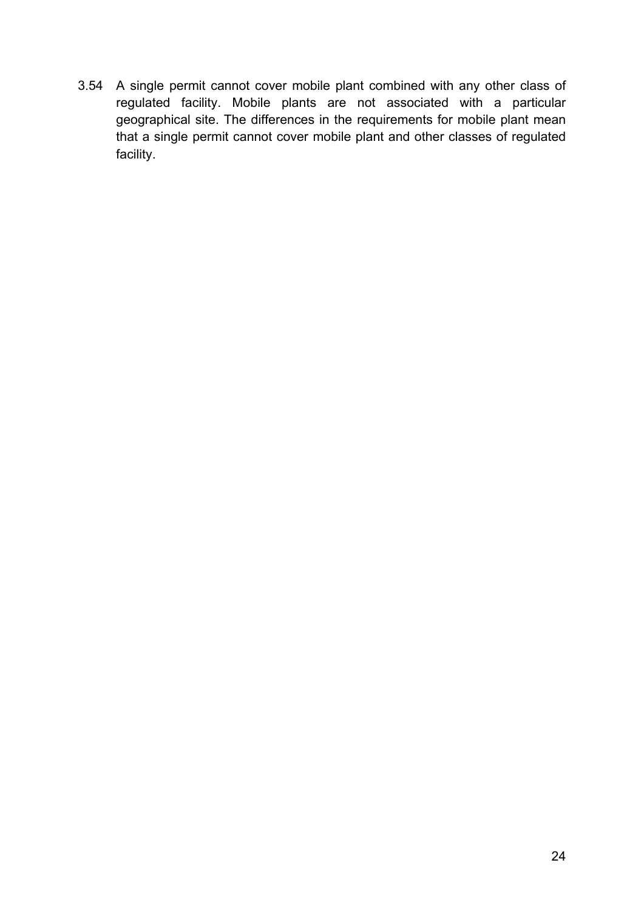3.54 A single permit cannot cover mobile plant combined with any other class of regulated facility. Mobile plants are not associated with a particular geographical site. The differences in the requirements for mobile plant mean that a single permit cannot cover mobile plant and other classes of regulated facility.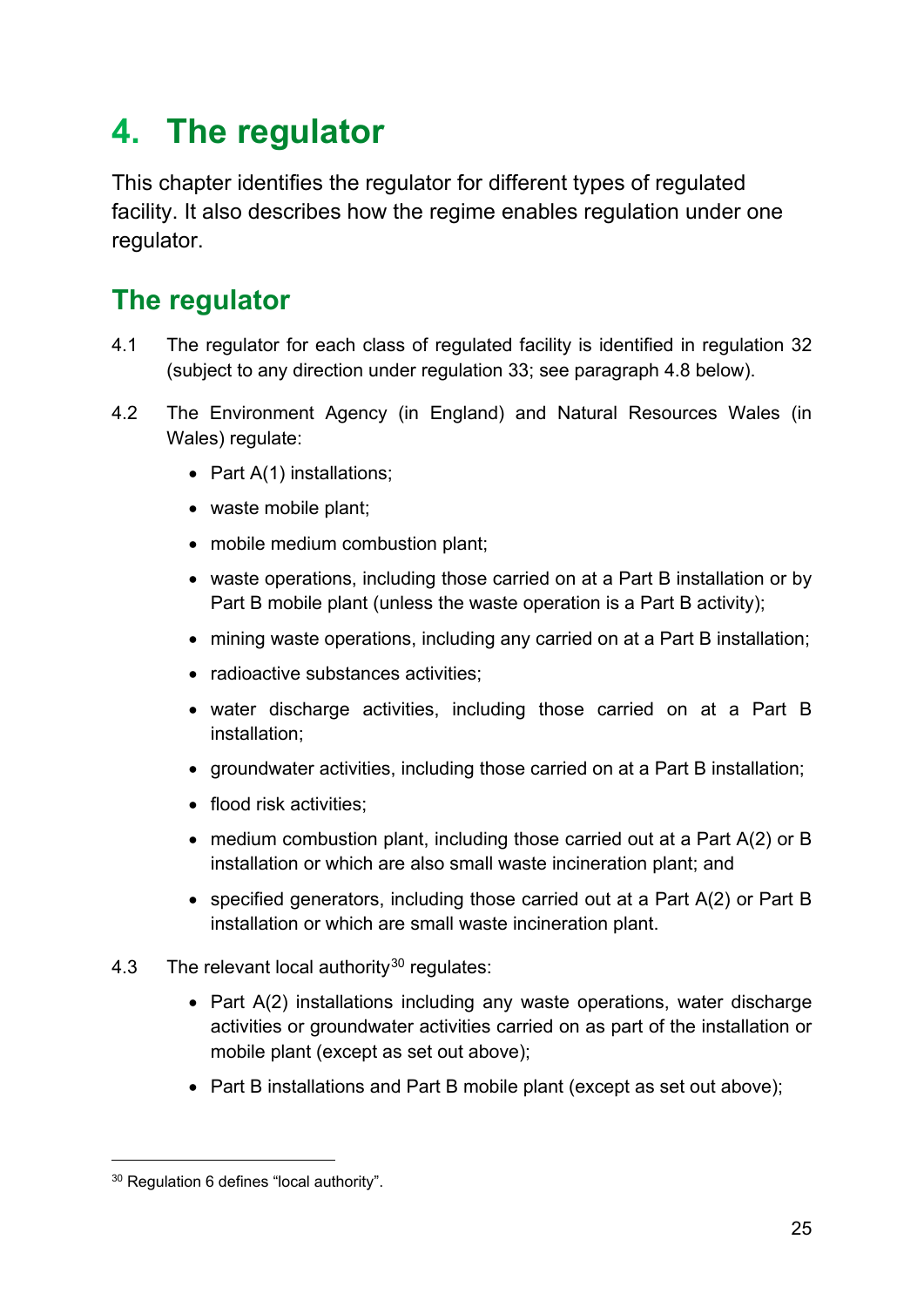# 4. The regulator

This chapter identifies the regulator for different types of regulated facility. It also describes how the regime enables regulation under one regulator.

## The regulator

4.1 The regulator for each class of regulated facility is identified in regulation 32 (subject to any direction under regulation 33; see paragraph 4.8 below).

4.2 The Environment Agency (in England) and Natural Resources Wales (in Wales) regulate:

- Part A(1) installations;
- waste mobile plant;
- mobile medium combustion plant;
- waste operations, including those carried on at a Part B installation or by Part B mobile plant (unless the waste operation is a Part B activity);
- mining waste operations, including any carried on at a Part B installation;
- radioactive substances activities;
- water discharge activities, including those carried on at a Part B installation;
- groundwater activities, including those carried on at a Part B installation;
- flood risk activities;
- medium combustion plant, including those carried out at a Part A(2) or B installation or which are also small waste incineration plant; and
- specified generators, including those carried out at a Part A(2) or Part B installation or which are small waste incineration plant.

4.3 The relevant local authority[30] regulates:

- Part A(2) installations including any waste operations, water discharge activities or groundwater activities carried on as part of the installation or mobile plant (except as set out above);
- Part B installations and Part B mobile plant (except as set out above);

[30] Regulation 6 defines "local authority".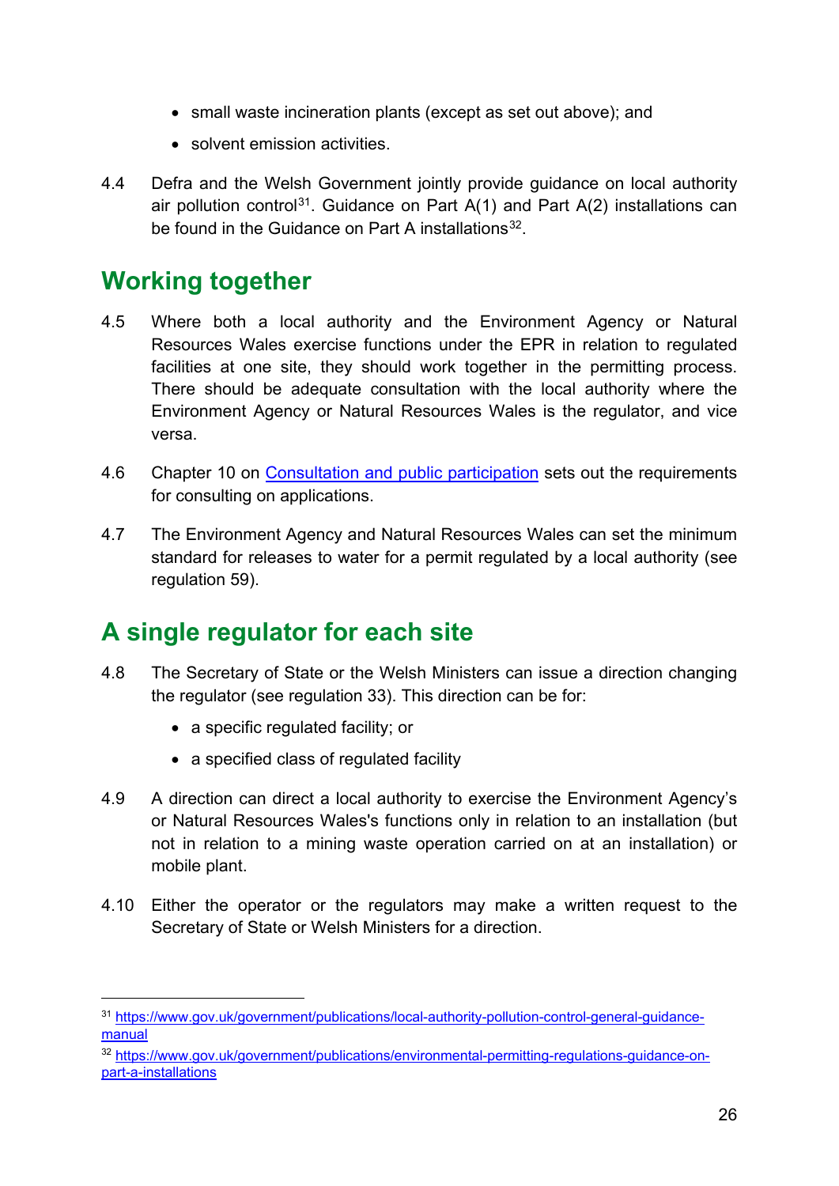- small waste incineration plants (except as set out above); and
- solvent emission activities.

4.4 Defra and the Welsh Government jointly provide guidance on local authority air pollution control[31]. Guidance on Part A(1) and Part A(2) installations can be found in the Guidance on Part A installations[32].

## Working together

4.5 Where both a local authority and the Environment Agency or Natural Resources Wales exercise functions under the EPR in relation to regulated facilities at one site, they should work together in the permitting process. There should be adequate consultation with the local authority where the Environment Agency or Natural Resources Wales is the regulator, and vice versa.

4.6 Chapter 10 on Consultation and public participation sets out the requirements for consulting on applications.

4.7 The Environment Agency and Natural Resources Wales can set the minimum standard for releases to water for a permit regulated by a local authority (see regulation 59).

## A single regulator for each site

4.8 The Secretary of State or the Welsh Ministers can issue a direction changing the regulator (see regulation 33). This direction can be for:

- a specific regulated facility; or
- a specified class of regulated facility

4.9 A direction can direct a local authority to exercise the Environment Agency's or Natural Resources Wales's functions only in relation to an installation (but not in relation to a mining waste operation carried on at an installation) or mobile plant.

4.10 Either the operator or the regulators may make a written request to the Secretary of State or Welsh Ministers for a direction.

---

[31] https://www.gov.uk/government/publications/local-authority-pollution-control-general-guidance-manual

[32] https://www.gov.uk/government/publications/environmental-permitting-regulations-guidance-on-part-a-installations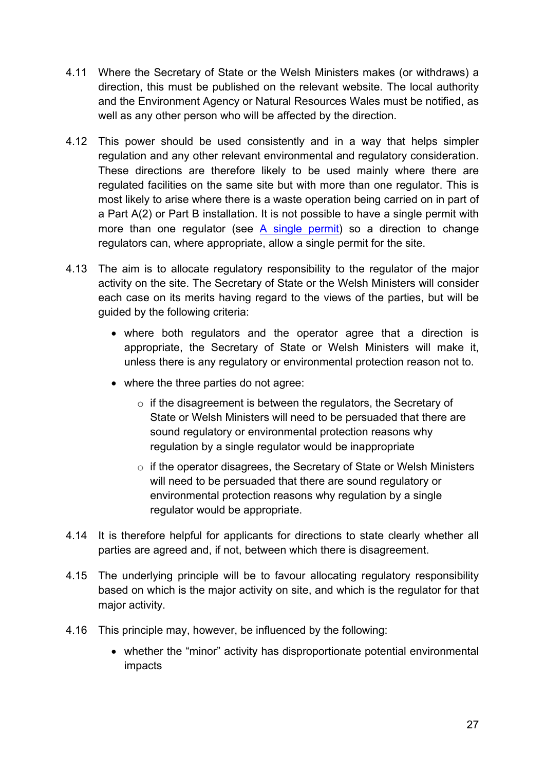4.11 Where the Secretary of State or the Welsh Ministers makes (or withdraws) a direction, this must be published on the relevant website. The local authority and the Environment Agency or Natural Resources Wales must be notified, as well as any other person who will be affected by the direction.

4.12 This power should be used consistently and in a way that helps simpler regulation and any other relevant environmental and regulatory consideration. These directions are therefore likely to be used mainly where there are regulated facilities on the same site but with more than one regulator. This is most likely to arise where there is a waste operation being carried on in part of a Part A(2) or Part B installation. It is not possible to have a single permit with more than one regulator (see [A single permit]) so a direction to change regulators can, where appropriate, allow a single permit for the site.

4.13 The aim is to allocate regulatory responsibility to the regulator of the major activity on the site. The Secretary of State or the Welsh Ministers will consider each case on its merits having regard to the views of the parties, but will be guided by the following criteria:

- where both regulators and the operator agree that a direction is appropriate, the Secretary of State or Welsh Ministers will make it, unless there is any regulatory or environmental protection reason not to.
- where the three parties do not agree:
  - if the disagreement is between the regulators, the Secretary of State or Welsh Ministers will need to be persuaded that there are sound regulatory or environmental protection reasons why regulation by a single regulator would be inappropriate
  - if the operator disagrees, the Secretary of State or Welsh Ministers will need to be persuaded that there are sound regulatory or environmental protection reasons why regulation by a single regulator would be appropriate.

4.14 It is therefore helpful for applicants for directions to state clearly whether all parties are agreed and, if not, between which there is disagreement.

4.15 The underlying principle will be to favour allocating regulatory responsibility based on which is the major activity on site, and which is the regulator for that major activity.

4.16 This principle may, however, be influenced by the following:

- whether the "minor" activity has disproportionate potential environmental impacts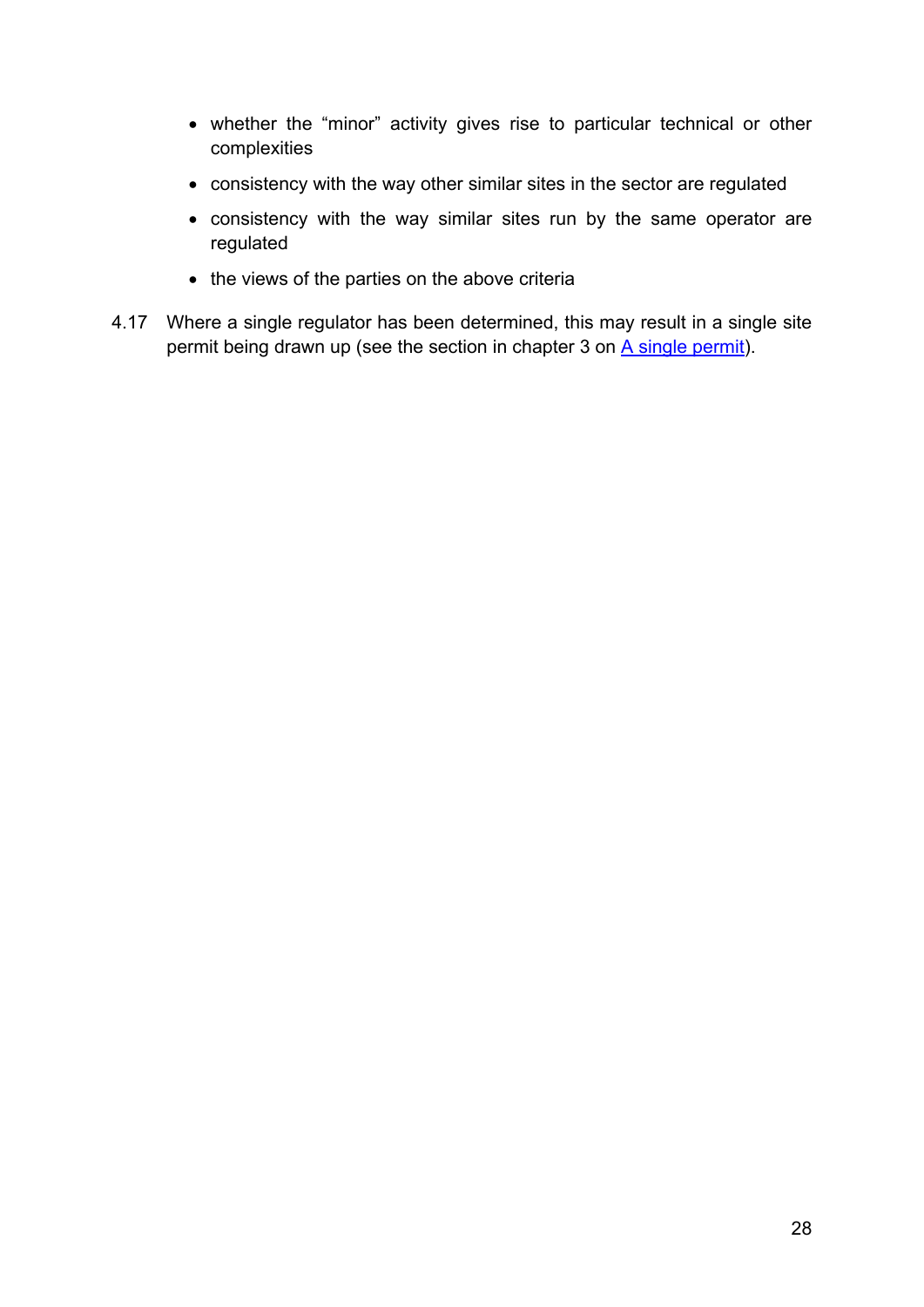- whether the "minor" activity gives rise to particular technical or other complexities
- consistency with the way other similar sites in the sector are regulated
- consistency with the way similar sites run by the same operator are regulated
- the views of the parties on the above criteria

4.17 Where a single regulator has been determined, this may result in a single site permit being drawn up (see the section in chapter 3 on A single permit).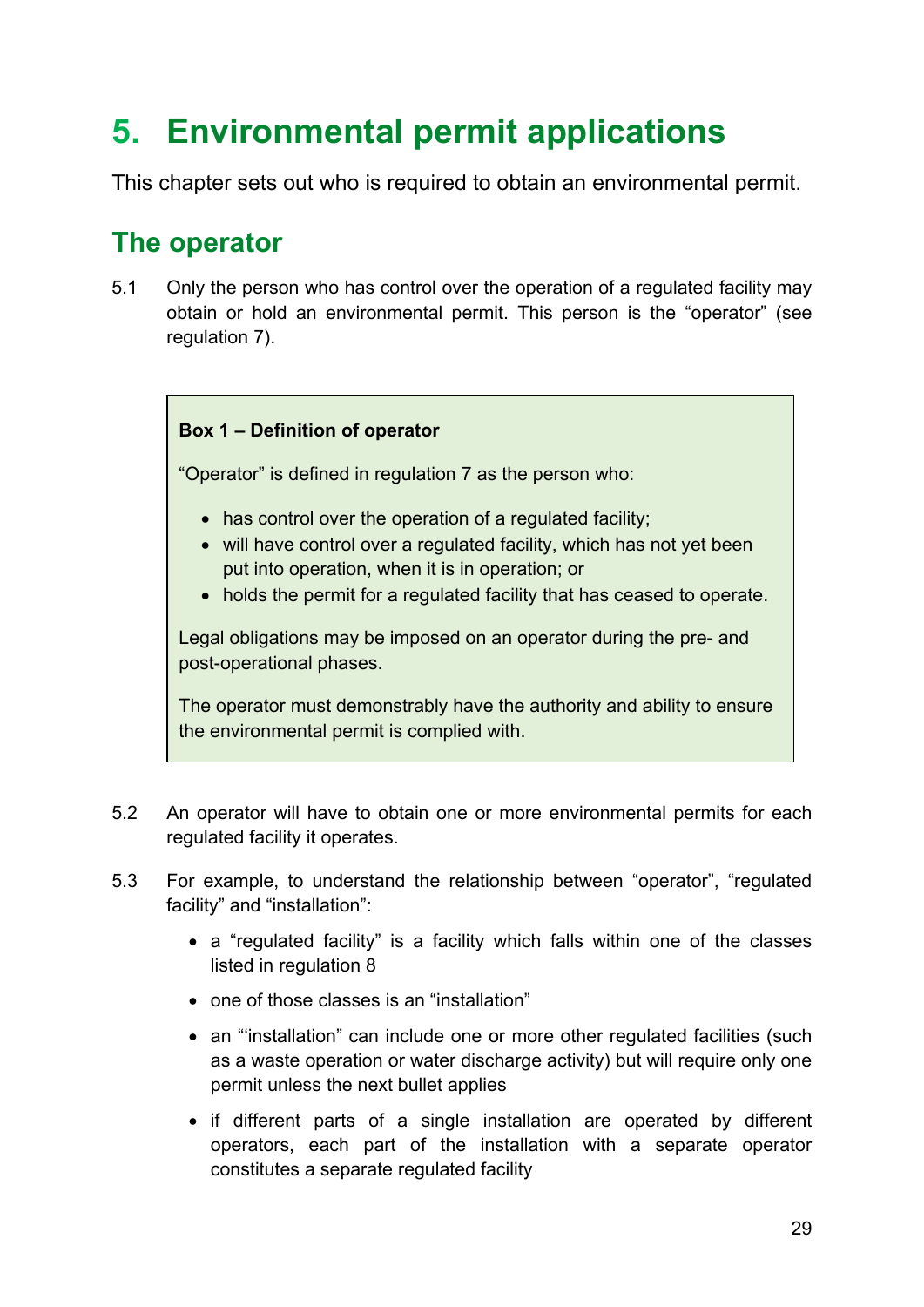# 5. Environmental permit applications

This chapter sets out who is required to obtain an environmental permit.

## The operator

5.1 Only the person who has control over the operation of a regulated facility may obtain or hold an environmental permit. This person is the "operator" (see regulation 7).

> **Box 1 – Definition of operator**
>
> "Operator" is defined in regulation 7 as the person who:
>
> - has control over the operation of a regulated facility;
> - will have control over a regulated facility, which has not yet been put into operation, when it is in operation; or
> - holds the permit for a regulated facility that has ceased to operate.
>
> Legal obligations may be imposed on an operator during the pre- and post-operational phases.
>
> The operator must demonstrably have the authority and ability to ensure the environmental permit is complied with.

5.2 An operator will have to obtain one or more environmental permits for each regulated facility it operates.

5.3 For example, to understand the relationship between "operator", "regulated facility" and "installation":

- a "regulated facility" is a facility which falls within one of the classes listed in regulation 8
- one of those classes is an "installation"
- an "'installation" can include one or more other regulated facilities (such as a waste operation or water discharge activity) but will require only one permit unless the next bullet applies
- if different parts of a single installation are operated by different operators, each part of the installation with a separate operator constitutes a separate regulated facility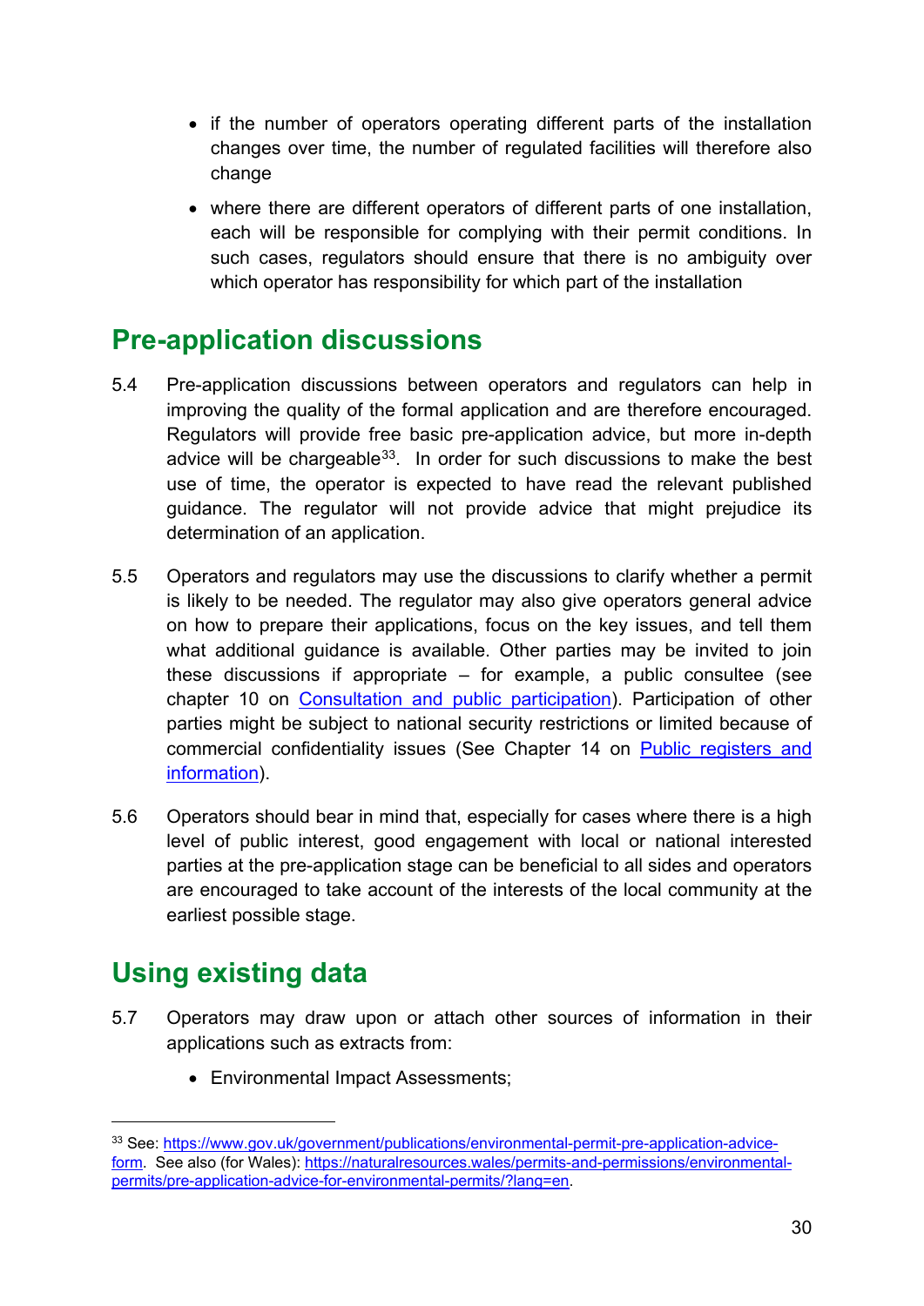- if the number of operators operating different parts of the installation changes over time, the number of regulated facilities will therefore also change
- where there are different operators of different parts of one installation, each will be responsible for complying with their permit conditions. In such cases, regulators should ensure that there is no ambiguity over which operator has responsibility for which part of the installation

## Pre-application discussions

5.4 Pre-application discussions between operators and regulators can help in improving the quality of the formal application and are therefore encouraged. Regulators will provide free basic pre-application advice, but more in-depth advice will be chargeable[33]. In order for such discussions to make the best use of time, the operator is expected to have read the relevant published guidance. The regulator will not provide advice that might prejudice its determination of an application.

5.5 Operators and regulators may use the discussions to clarify whether a permit is likely to be needed. The regulator may also give operators general advice on how to prepare their applications, focus on the key issues, and tell them what additional guidance is available. Other parties may be invited to join these discussions if appropriate – for example, a public consultee (see chapter 10 on Consultation and public participation). Participation of other parties might be subject to national security restrictions or limited because of commercial confidentiality issues (See Chapter 14 on Public registers and information).

5.6 Operators should bear in mind that, especially for cases where there is a high level of public interest, good engagement with local or national interested parties at the pre-application stage can be beneficial to all sides and operators are encouraged to take account of the interests of the local community at the earliest possible stage.

## Using existing data

5.7 Operators may draw upon or attach other sources of information in their applications such as extracts from:

- Environmental Impact Assessments;

---

[33] See: https://www.gov.uk/government/publications/environmental-permit-pre-application-advice-form. See also (for Wales): https://naturalresources.wales/permits-and-permissions/environmental-permits/pre-application-advice-for-environmental-permits/?lang=en.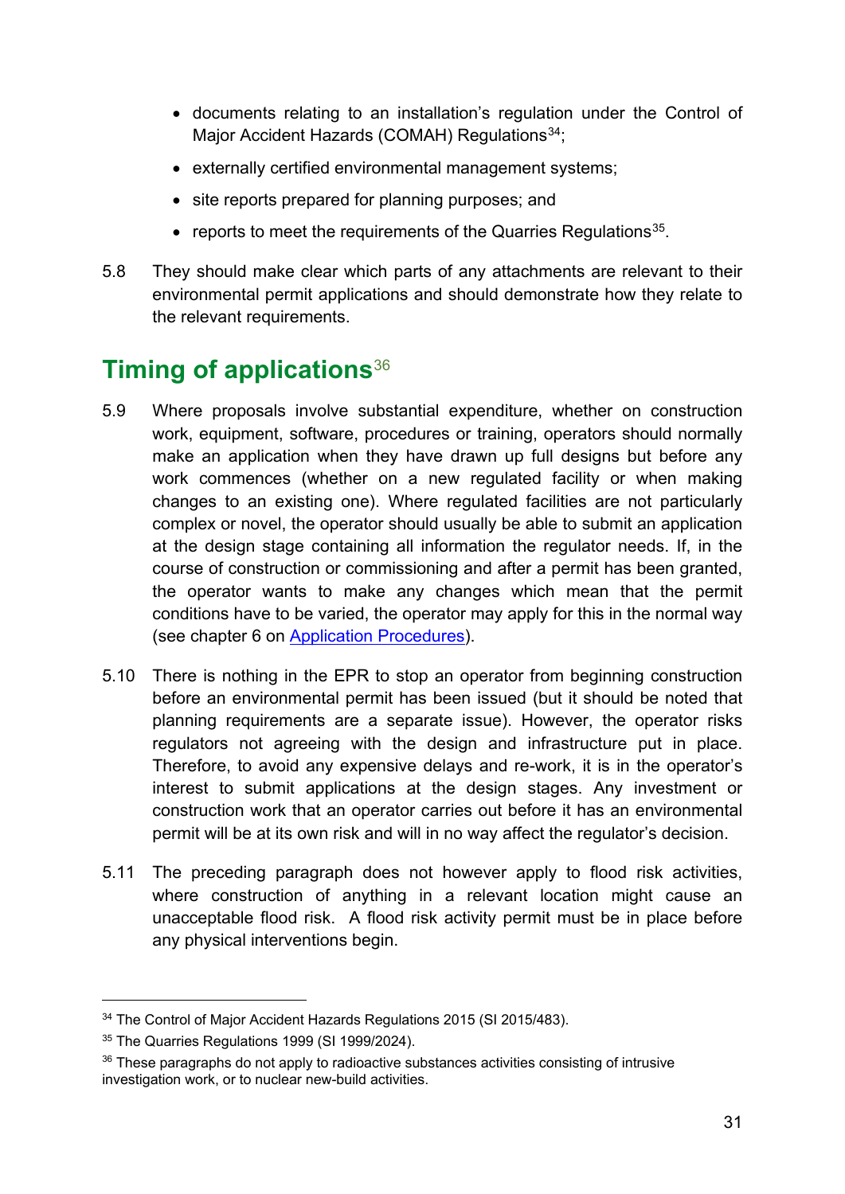- documents relating to an installation's regulation under the Control of Major Accident Hazards (COMAH) Regulations[34];
- externally certified environmental management systems;
- site reports prepared for planning purposes; and
- reports to meet the requirements of the Quarries Regulations[35].

5.8 They should make clear which parts of any attachments are relevant to their environmental permit applications and should demonstrate how they relate to the relevant requirements.

## Timing of applications[36]

5.9 Where proposals involve substantial expenditure, whether on construction work, equipment, software, procedures or training, operators should normally make an application when they have drawn up full designs but before any work commences (whether on a new regulated facility or when making changes to an existing one). Where regulated facilities are not particularly complex or novel, the operator should usually be able to submit an application at the design stage containing all information the regulator needs. If, in the course of construction or commissioning and after a permit has been granted, the operator wants to make any changes which mean that the permit conditions have to be varied, the operator may apply for this in the normal way (see chapter 6 on Application Procedures).

5.10 There is nothing in the EPR to stop an operator from beginning construction before an environmental permit has been issued (but it should be noted that planning requirements are a separate issue). However, the operator risks regulators not agreeing with the design and infrastructure put in place. Therefore, to avoid any expensive delays and re-work, it is in the operator's interest to submit applications at the design stages. Any investment or construction work that an operator carries out before it has an environmental permit will be at its own risk and will in no way affect the regulator's decision.

5.11 The preceding paragraph does not however apply to flood risk activities, where construction of anything in a relevant location might cause an unacceptable flood risk. A flood risk activity permit must be in place before any physical interventions begin.

---

[34] The Control of Major Accident Hazards Regulations 2015 (SI 2015/483).

[35] The Quarries Regulations 1999 (SI 1999/2024).

[36] These paragraphs do not apply to radioactive substances activities consisting of intrusive investigation work, or to nuclear new-build activities.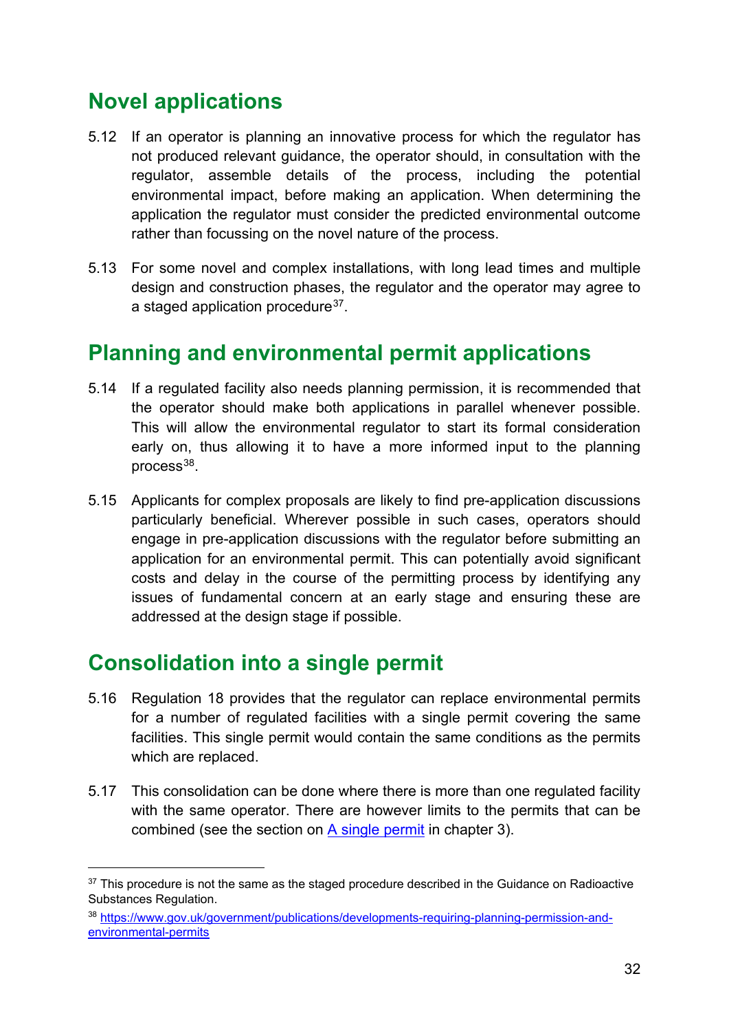## Novel applications

5.12 If an operator is planning an innovative process for which the regulator has not produced relevant guidance, the operator should, in consultation with the regulator, assemble details of the process, including the potential environmental impact, before making an application. When determining the application the regulator must consider the predicted environmental outcome rather than focussing on the novel nature of the process.

5.13 For some novel and complex installations, with long lead times and multiple design and construction phases, the regulator and the operator may agree to a staged application procedure[37].

## Planning and environmental permit applications

5.14 If a regulated facility also needs planning permission, it is recommended that the operator should make both applications in parallel whenever possible. This will allow the environmental regulator to start its formal consideration early on, thus allowing it to have a more informed input to the planning process[38].

5.15 Applicants for complex proposals are likely to find pre-application discussions particularly beneficial. Wherever possible in such cases, operators should engage in pre-application discussions with the regulator before submitting an application for an environmental permit. This can potentially avoid significant costs and delay in the course of the permitting process by identifying any issues of fundamental concern at an early stage and ensuring these are addressed at the design stage if possible.

## Consolidation into a single permit

5.16 Regulation 18 provides that the regulator can replace environmental permits for a number of regulated facilities with a single permit covering the same facilities. This single permit would contain the same conditions as the permits which are replaced.

5.17 This consolidation can be done where there is more than one regulated facility with the same operator. There are however limits to the permits that can be combined (see the section on [A single permit](#) in chapter 3).

---

[37] This procedure is not the same as the staged procedure described in the Guidance on Radioactive Substances Regulation.

[38] https://www.gov.uk/government/publications/developments-requiring-planning-permission-and-environmental-permits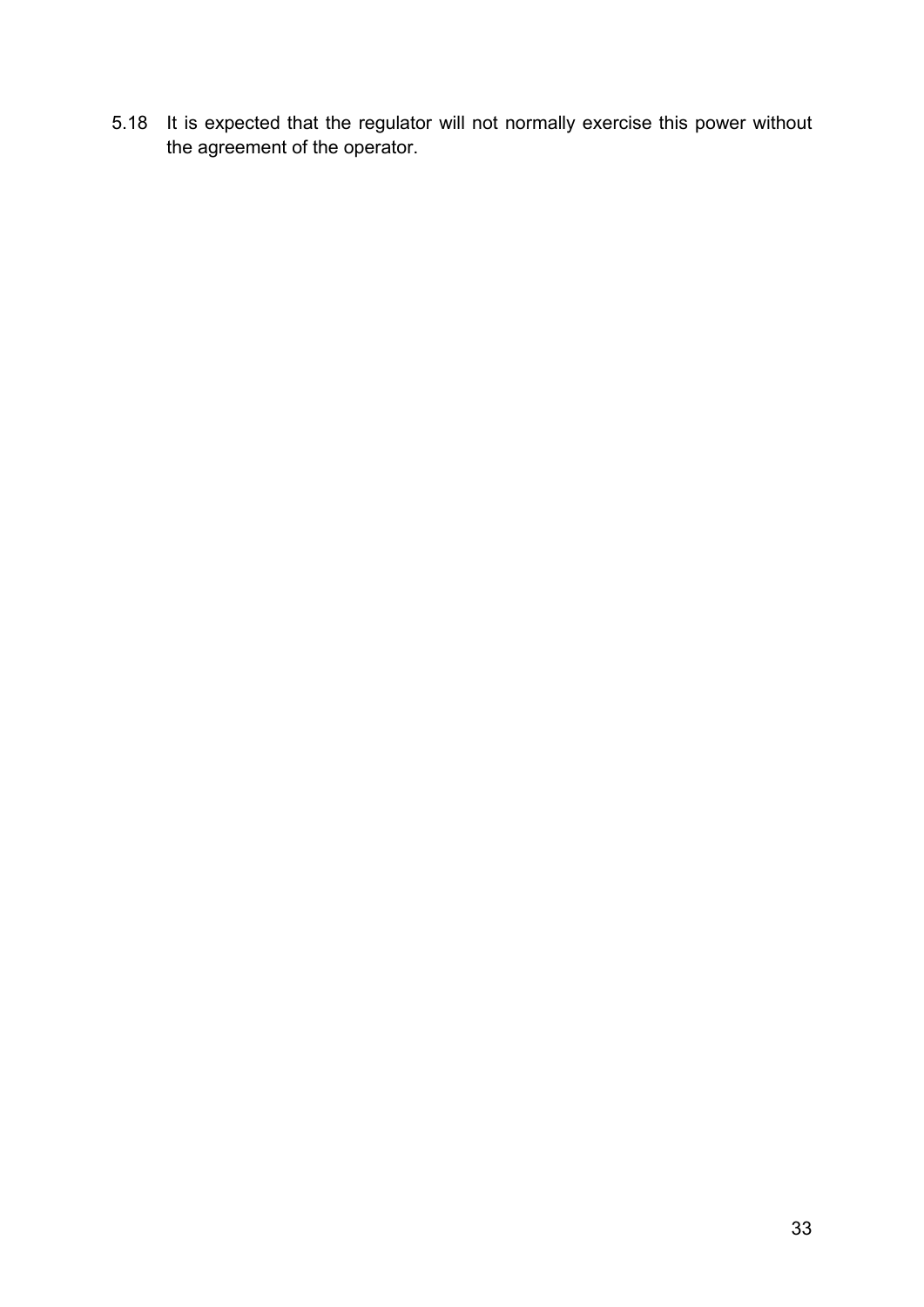5.18 It is expected that the regulator will not normally exercise this power without the agreement of the operator.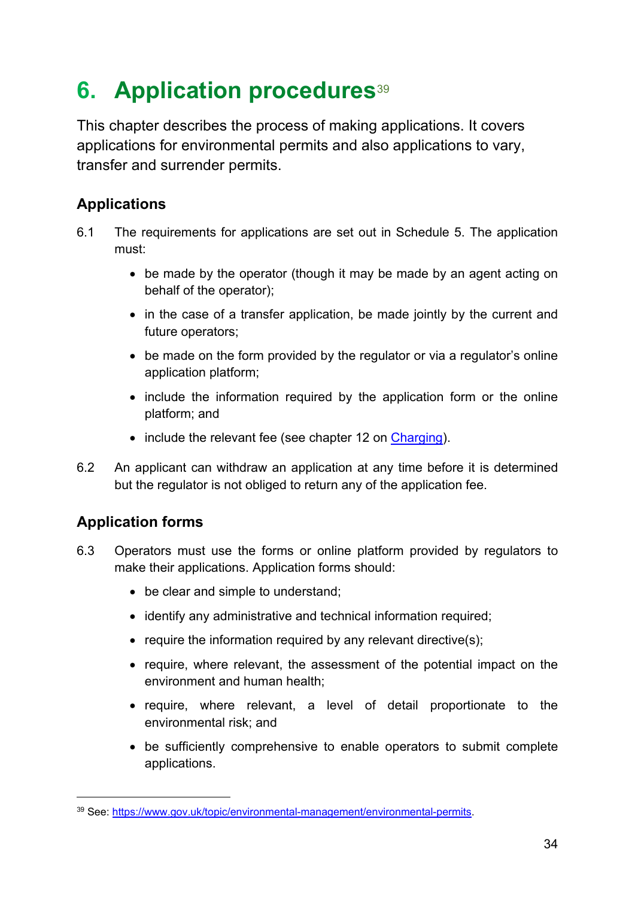# 6. Application procedures[39]

This chapter describes the process of making applications. It covers applications for environmental permits and also applications to vary, transfer and surrender permits.

## Applications

6.1 The requirements for applications are set out in Schedule 5. The application must:

- be made by the operator (though it may be made by an agent acting on behalf of the operator);
- in the case of a transfer application, be made jointly by the current and future operators;
- be made on the form provided by the regulator or via a regulator's online application platform;
- include the information required by the application form or the online platform; and
- include the relevant fee (see chapter 12 on Charging).

6.2 An applicant can withdraw an application at any time before it is determined but the regulator is not obliged to return any of the application fee.

## Application forms

6.3 Operators must use the forms or online platform provided by regulators to make their applications. Application forms should:

- be clear and simple to understand;
- identify any administrative and technical information required;
- require the information required by any relevant directive(s);
- require, where relevant, the assessment of the potential impact on the environment and human health;
- require, where relevant, a level of detail proportionate to the environmental risk; and
- be sufficiently comprehensive to enable operators to submit complete applications.

[39] See: https://www.gov.uk/topic/environmental-management/environmental-permits.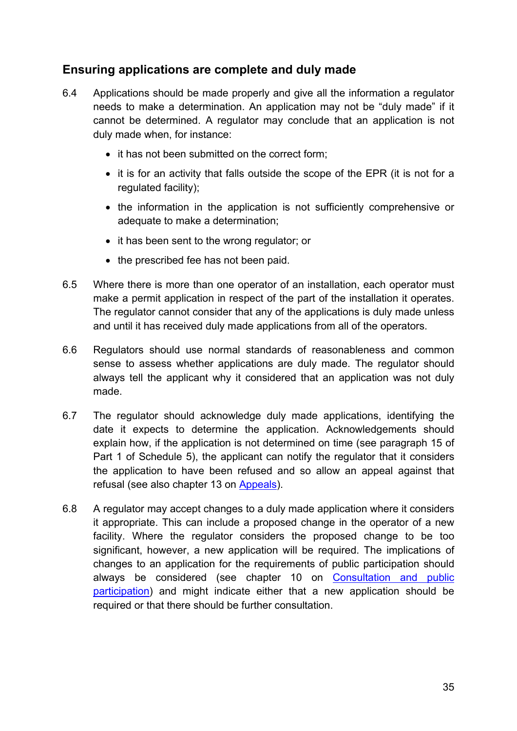## Ensuring applications are complete and duly made

6.4 Applications should be made properly and give all the information a regulator needs to make a determination. An application may not be "duly made" if it cannot be determined. A regulator may conclude that an application is not duly made when, for instance:

- it has not been submitted on the correct form;
- it is for an activity that falls outside the scope of the EPR (it is not for a regulated facility);
- the information in the application is not sufficiently comprehensive or adequate to make a determination;
- it has been sent to the wrong regulator; or
- the prescribed fee has not been paid.

6.5 Where there is more than one operator of an installation, each operator must make a permit application in respect of the part of the installation it operates. The regulator cannot consider that any of the applications is duly made unless and until it has received duly made applications from all of the operators.

6.6 Regulators should use normal standards of reasonableness and common sense to assess whether applications are duly made. The regulator should always tell the applicant why it considered that an application was not duly made.

6.7 The regulator should acknowledge duly made applications, identifying the date it expects to determine the application. Acknowledgements should explain how, if the application is not determined on time (see paragraph 15 of Part 1 of Schedule 5), the applicant can notify the regulator that it considers the application to have been refused and so allow an appeal against that refusal (see also chapter 13 on Appeals).

6.8 A regulator may accept changes to a duly made application where it considers it appropriate. This can include a proposed change in the operator of a new facility. Where the regulator considers the proposed change to be too significant, however, a new application will be required. The implications of changes to an application for the requirements of public participation should always be considered (see chapter 10 on Consultation and public participation) and might indicate either that a new application should be required or that there should be further consultation.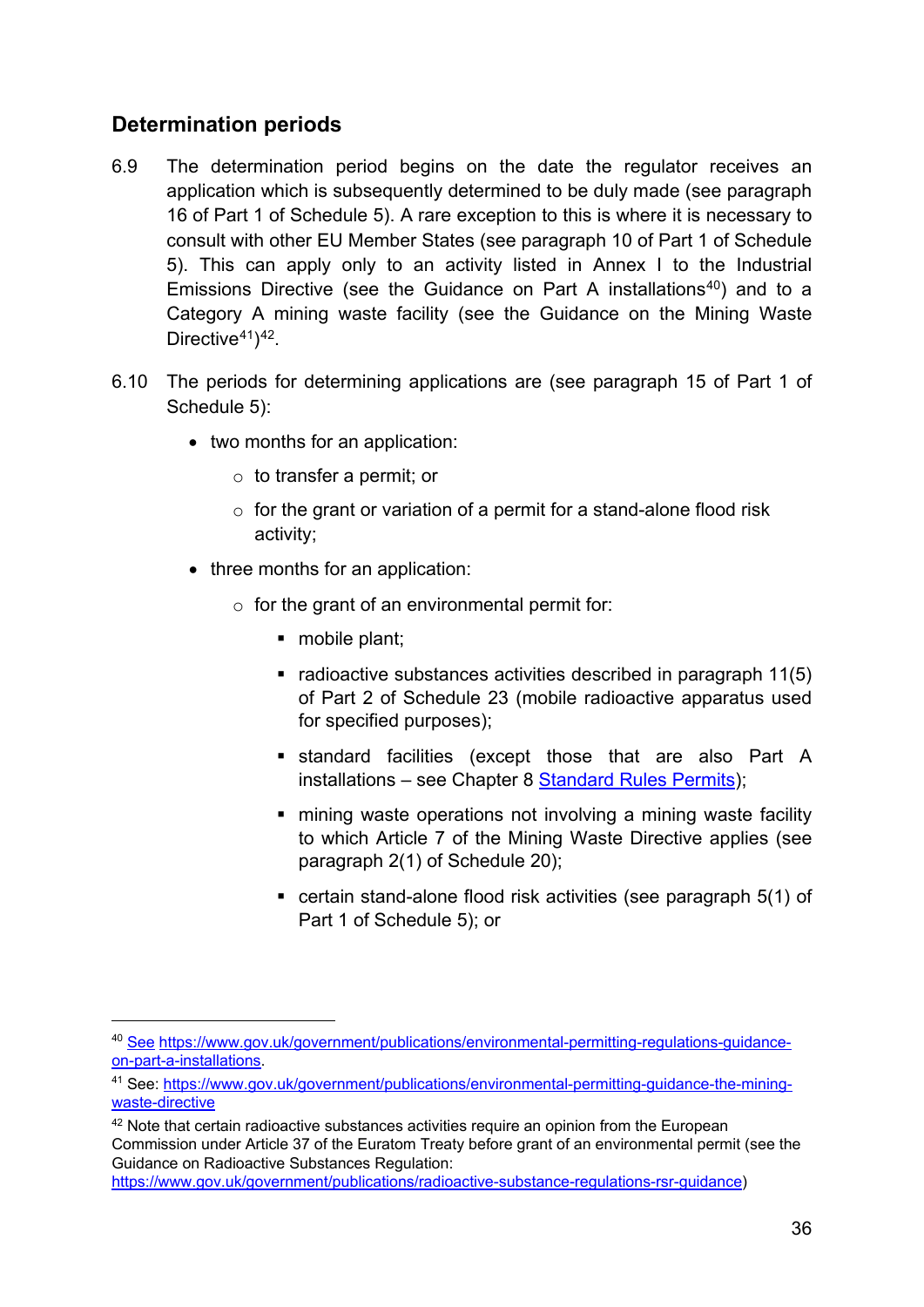## Determination periods

6.9 The determination period begins on the date the regulator receives an application which is subsequently determined to be duly made (see paragraph 16 of Part 1 of Schedule 5). A rare exception to this is where it is necessary to consult with other EU Member States (see paragraph 10 of Part 1 of Schedule 5). This can apply only to an activity listed in Annex I to the Industrial Emissions Directive (see the Guidance on Part A installations[40]) and to a Category A mining waste facility (see the Guidance on the Mining Waste Directive[41])[42].

6.10 The periods for determining applications are (see paragraph 15 of Part 1 of Schedule 5):

- two months for an application:
  - to transfer a permit; or
  - for the grant or variation of a permit for a stand-alone flood risk activity;
- three months for an application:
  - for the grant of an environmental permit for:
    - mobile plant;
    - radioactive substances activities described in paragraph 11(5) of Part 2 of Schedule 23 (mobile radioactive apparatus used for specified purposes);
    - standard facilities (except those that are also Part A installations – see Chapter 8 [Standard Rules Permits](#));
    - mining waste operations not involving a mining waste facility to which Article 7 of the Mining Waste Directive applies (see paragraph 2(1) of Schedule 20);
    - certain stand-alone flood risk activities (see paragraph 5(1) of Part 1 of Schedule 5); or

---

[40] See https://www.gov.uk/government/publications/environmental-permitting-regulations-guidance-on-part-a-installations.

[41] See: https://www.gov.uk/government/publications/environmental-permitting-guidance-the-mining-waste-directive

[42] Note that certain radioactive substances activities require an opinion from the European Commission under Article 37 of the Euratom Treaty before grant of an environmental permit (see the Guidance on Radioactive Substances Regulation: https://www.gov.uk/government/publications/radioactive-substance-regulations-rsr-guidance)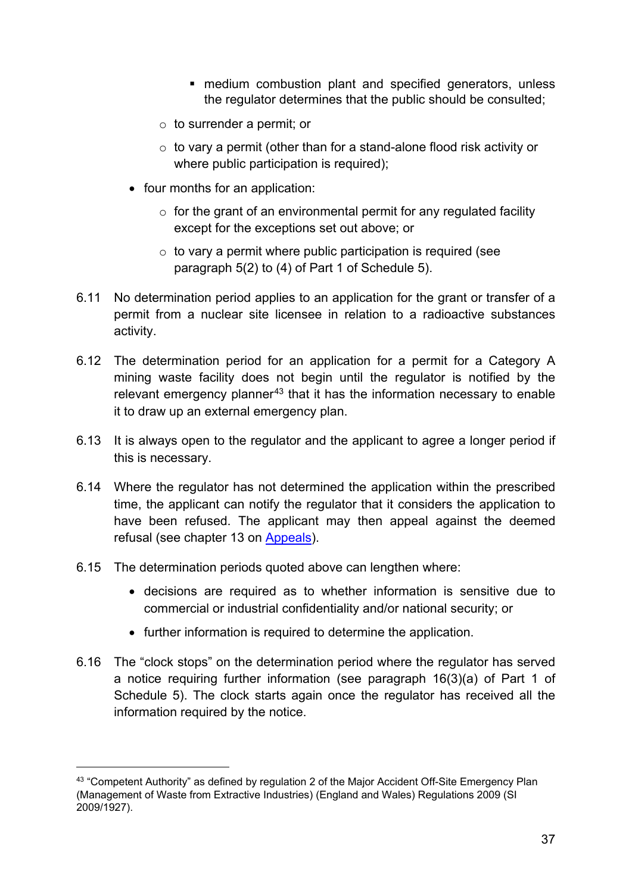- medium combustion plant and specified generators, unless the regulator determines that the public should be consulted;
    - to surrender a permit; or
    - to vary a permit (other than for a stand-alone flood risk activity or where public participation is required);
- four months for an application:
    - for the grant of an environmental permit for any regulated facility except for the exceptions set out above; or
    - to vary a permit where public participation is required (see paragraph 5(2) to (4) of Part 1 of Schedule 5).

6.11 No determination period applies to an application for the grant or transfer of a permit from a nuclear site licensee in relation to a radioactive substances activity.

6.12 The determination period for an application for a permit for a Category A mining waste facility does not begin until the regulator is notified by the relevant emergency planner[43] that it has the information necessary to enable it to draw up an external emergency plan.

6.13 It is always open to the regulator and the applicant to agree a longer period if this is necessary.

6.14 Where the regulator has not determined the application within the prescribed time, the applicant can notify the regulator that it considers the application to have been refused. The applicant may then appeal against the deemed refusal (see chapter 13 on Appeals).

6.15 The determination periods quoted above can lengthen where:

- decisions are required as to whether information is sensitive due to commercial or industrial confidentiality and/or national security; or
- further information is required to determine the application.

6.16 The "clock stops" on the determination period where the regulator has served a notice requiring further information (see paragraph 16(3)(a) of Part 1 of Schedule 5). The clock starts again once the regulator has received all the information required by the notice.

[43] "Competent Authority" as defined by regulation 2 of the Major Accident Off-Site Emergency Plan (Management of Waste from Extractive Industries) (England and Wales) Regulations 2009 (SI 2009/1927).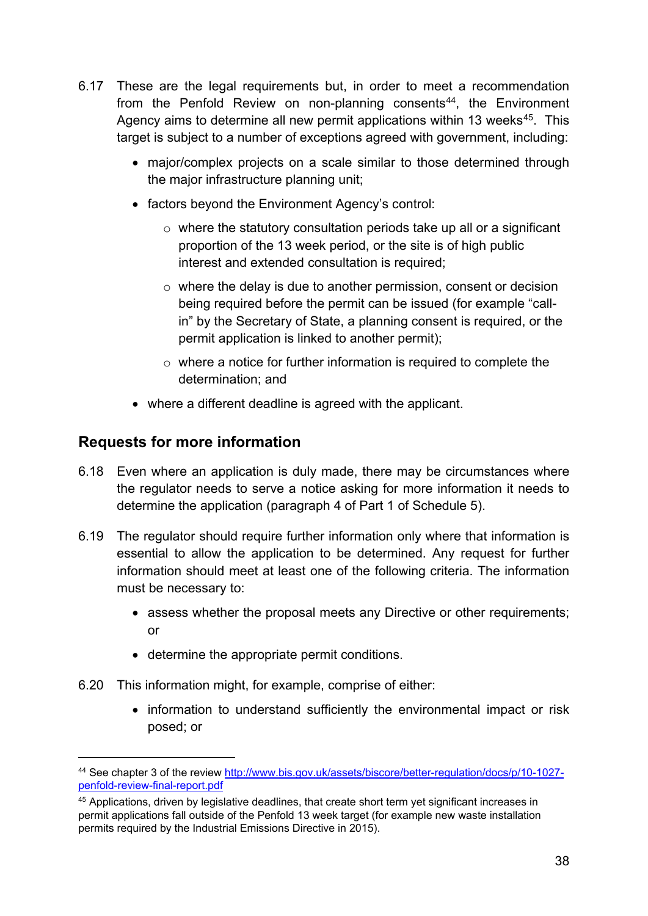6.17 These are the legal requirements but, in order to meet a recommendation from the Penfold Review on non-planning consents[44], the Environment Agency aims to determine all new permit applications within 13 weeks[45]. This target is subject to a number of exceptions agreed with government, including:

- major/complex projects on a scale similar to those determined through the major infrastructure planning unit;
- factors beyond the Environment Agency's control:
  - where the statutory consultation periods take up all or a significant proportion of the 13 week period, or the site is of high public interest and extended consultation is required;
  - where the delay is due to another permission, consent or decision being required before the permit can be issued (for example "call-in" by the Secretary of State, a planning consent is required, or the permit application is linked to another permit);
  - where a notice for further information is required to complete the determination; and
- where a different deadline is agreed with the applicant.

## Requests for more information

6.18 Even where an application is duly made, there may be circumstances where the regulator needs to serve a notice asking for more information it needs to determine the application (paragraph 4 of Part 1 of Schedule 5).

6.19 The regulator should require further information only where that information is essential to allow the application to be determined. Any request for further information should meet at least one of the following criteria. The information must be necessary to:

- assess whether the proposal meets any Directive or other requirements; or
- determine the appropriate permit conditions.

6.20 This information might, for example, comprise of either:

- information to understand sufficiently the environmental impact or risk posed; or

---

[44] See chapter 3 of the review http://www.bis.gov.uk/assets/biscore/better-regulation/docs/p/10-1027-penfold-review-final-report.pdf

[45] Applications, driven by legislative deadlines, that create short term yet significant increases in permit applications fall outside of the Penfold 13 week target (for example new waste installation permits required by the Industrial Emissions Directive in 2015).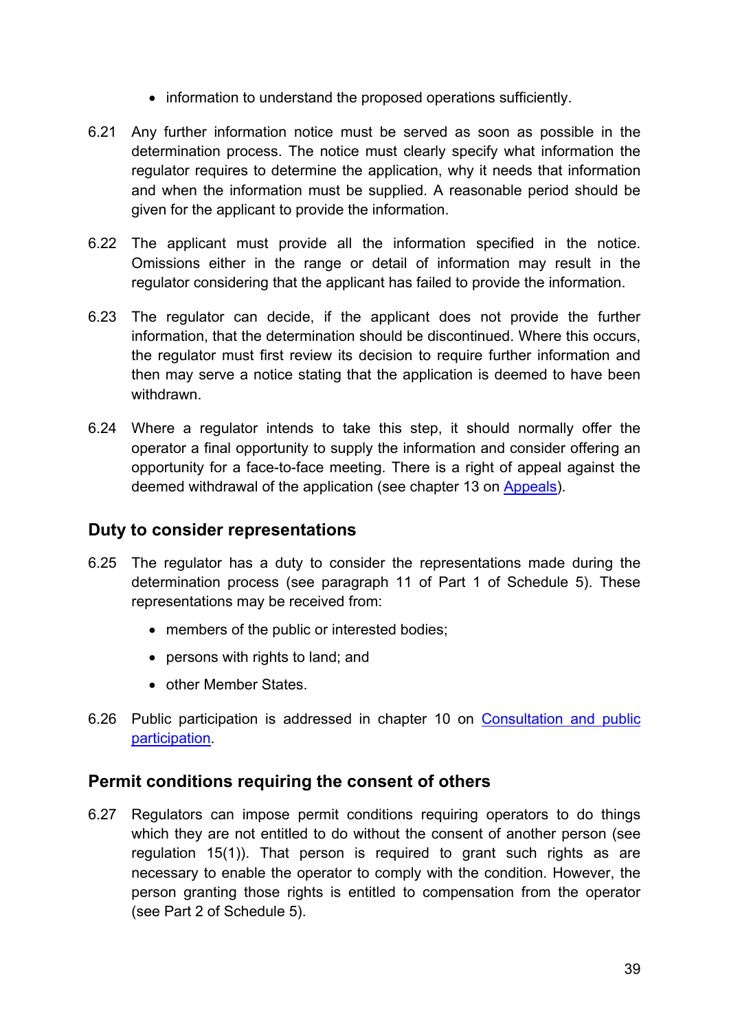- information to understand the proposed operations sufficiently.

6.21 Any further information notice must be served as soon as possible in the determination process. The notice must clearly specify what information the regulator requires to determine the application, why it needs that information and when the information must be supplied. A reasonable period should be given for the applicant to provide the information.

6.22 The applicant must provide all the information specified in the notice. Omissions either in the range or detail of information may result in the regulator considering that the applicant has failed to provide the information.

6.23 The regulator can decide, if the applicant does not provide the further information, that the determination should be discontinued. Where this occurs, the regulator must first review its decision to require further information and then may serve a notice stating that the application is deemed to have been withdrawn.

6.24 Where a regulator intends to take this step, it should normally offer the operator a final opportunity to supply the information and consider offering an opportunity for a face-to-face meeting. There is a right of appeal against the deemed withdrawal of the application (see chapter 13 on Appeals).

## Duty to consider representations

6.25 The regulator has a duty to consider the representations made during the determination process (see paragraph 11 of Part 1 of Schedule 5). These representations may be received from:

- members of the public or interested bodies;
- persons with rights to land; and
- other Member States.

6.26 Public participation is addressed in chapter 10 on Consultation and public participation.

## Permit conditions requiring the consent of others

6.27 Regulators can impose permit conditions requiring operators to do things which they are not entitled to do without the consent of another person (see regulation 15(1)). That person is required to grant such rights as are necessary to enable the operator to comply with the condition. However, the person granting those rights is entitled to compensation from the operator (see Part 2 of Schedule 5).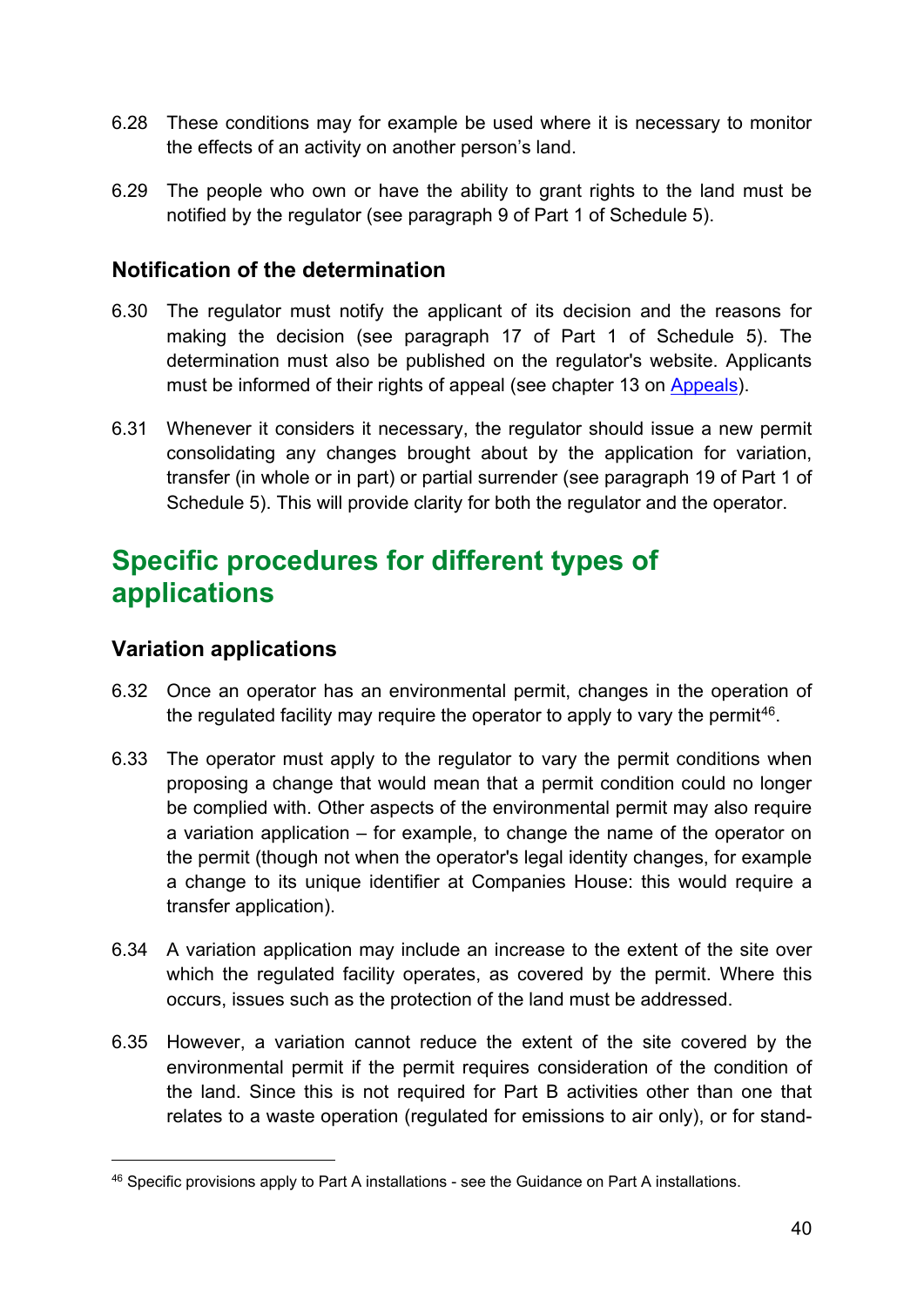6.28 These conditions may for example be used where it is necessary to monitor the effects of an activity on another person's land.

6.29 The people who own or have the ability to grant rights to the land must be notified by the regulator (see paragraph 9 of Part 1 of Schedule 5).

### Notification of the determination

6.30 The regulator must notify the applicant of its decision and the reasons for making the decision (see paragraph 17 of Part 1 of Schedule 5). The determination must also be published on the regulator's website. Applicants must be informed of their rights of appeal (see chapter 13 on Appeals).

6.31 Whenever it considers it necessary, the regulator should issue a new permit consolidating any changes brought about by the application for variation, transfer (in whole or in part) or partial surrender (see paragraph 19 of Part 1 of Schedule 5). This will provide clarity for both the regulator and the operator.

## Specific procedures for different types of applications

### Variation applications

6.32 Once an operator has an environmental permit, changes in the operation of the regulated facility may require the operator to apply to vary the permit[46].

6.33 The operator must apply to the regulator to vary the permit conditions when proposing a change that would mean that a permit condition could no longer be complied with. Other aspects of the environmental permit may also require a variation application – for example, to change the name of the operator on the permit (though not when the operator's legal identity changes, for example a change to its unique identifier at Companies House: this would require a transfer application).

6.34 A variation application may include an increase to the extent of the site over which the regulated facility operates, as covered by the permit. Where this occurs, issues such as the protection of the land must be addressed.

6.35 However, a variation cannot reduce the extent of the site covered by the environmental permit if the permit requires consideration of the condition of the land. Since this is not required for Part B activities other than one that relates to a waste operation (regulated for emissions to air only), or for stand-

[46] Specific provisions apply to Part A installations - see the Guidance on Part A installations.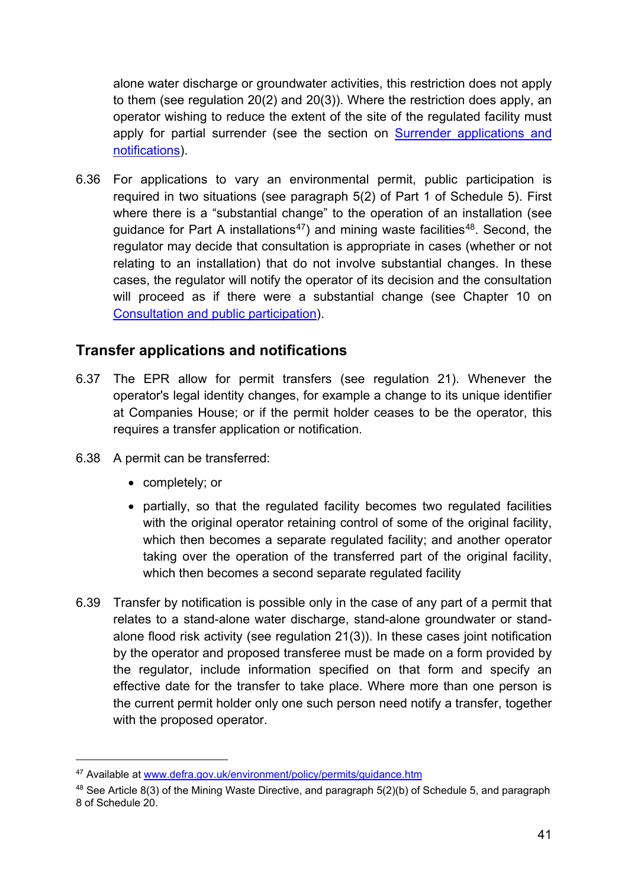alone water discharge or groundwater activities, this restriction does not apply to them (see regulation 20(2) and 20(3)). Where the restriction does apply, an operator wishing to reduce the extent of the site of the regulated facility must apply for partial surrender (see the section on [Surrender applications and notifications](#)).

6.36 For applications to vary an environmental permit, public participation is required in two situations (see paragraph 5(2) of Part 1 of Schedule 5). First where there is a "substantial change" to the operation of an installation (see guidance for Part A installations[47]) and mining waste facilities[48]. Second, the regulator may decide that consultation is appropriate in cases (whether or not relating to an installation) that do not involve substantial changes. In these cases, the regulator will notify the operator of its decision and the consultation will proceed as if there were a substantial change (see Chapter 10 on [Consultation and public participation](#)).

## Transfer applications and notifications

6.37 The EPR allow for permit transfers (see regulation 21). Whenever the operator's legal identity changes, for example a change to its unique identifier at Companies House; or if the permit holder ceases to be the operator, this requires a transfer application or notification.

6.38 A permit can be transferred:

- completely; or
- partially, so that the regulated facility becomes two regulated facilities with the original operator retaining control of some of the original facility, which then becomes a separate regulated facility; and another operator taking over the operation of the transferred part of the original facility, which then becomes a second separate regulated facility

6.39 Transfer by notification is possible only in the case of any part of a permit that relates to a stand-alone water discharge, stand-alone groundwater or stand-alone flood risk activity (see regulation 21(3)). In these cases joint notification by the operator and proposed transferee must be made on a form provided by the regulator, include information specified on that form and specify an effective date for the transfer to take place. Where more than one person is the current permit holder only one such person need notify a transfer, together with the proposed operator.

---

[47] Available at [www.defra.gov.uk/environment/policy/permits/guidance.htm](www.defra.gov.uk/environment/policy/permits/guidance.htm)

[48] See Article 8(3) of the Mining Waste Directive, and paragraph 5(2)(b) of Schedule 5, and paragraph 8 of Schedule 20.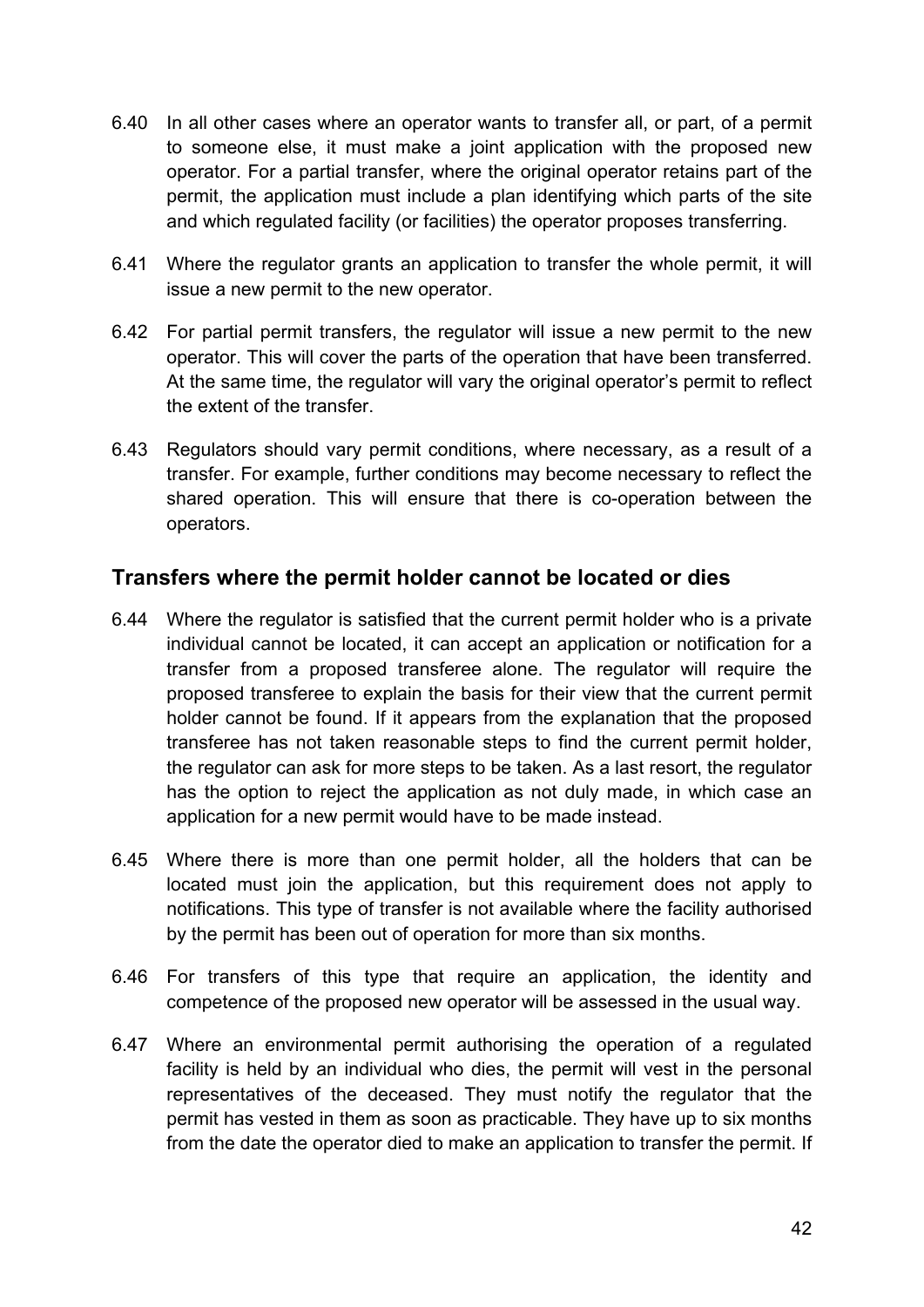6.40 In all other cases where an operator wants to transfer all, or part, of a permit to someone else, it must make a joint application with the proposed new operator. For a partial transfer, where the original operator retains part of the permit, the application must include a plan identifying which parts of the site and which regulated facility (or facilities) the operator proposes transferring.

6.41 Where the regulator grants an application to transfer the whole permit, it will issue a new permit to the new operator.

6.42 For partial permit transfers, the regulator will issue a new permit to the new operator. This will cover the parts of the operation that have been transferred. At the same time, the regulator will vary the original operator's permit to reflect the extent of the transfer.

6.43 Regulators should vary permit conditions, where necessary, as a result of a transfer. For example, further conditions may become necessary to reflect the shared operation. This will ensure that there is co-operation between the operators.

## Transfers where the permit holder cannot be located or dies

6.44 Where the regulator is satisfied that the current permit holder who is a private individual cannot be located, it can accept an application or notification for a transfer from a proposed transferee alone. The regulator will require the proposed transferee to explain the basis for their view that the current permit holder cannot be found. If it appears from the explanation that the proposed transferee has not taken reasonable steps to find the current permit holder, the regulator can ask for more steps to be taken. As a last resort, the regulator has the option to reject the application as not duly made, in which case an application for a new permit would have to be made instead.

6.45 Where there is more than one permit holder, all the holders that can be located must join the application, but this requirement does not apply to notifications. This type of transfer is not available where the facility authorised by the permit has been out of operation for more than six months.

6.46 For transfers of this type that require an application, the identity and competence of the proposed new operator will be assessed in the usual way.

6.47 Where an environmental permit authorising the operation of a regulated facility is held by an individual who dies, the permit will vest in the personal representatives of the deceased. They must notify the regulator that the permit has vested in them as soon as practicable. They have up to six months from the date the operator died to make an application to transfer the permit. If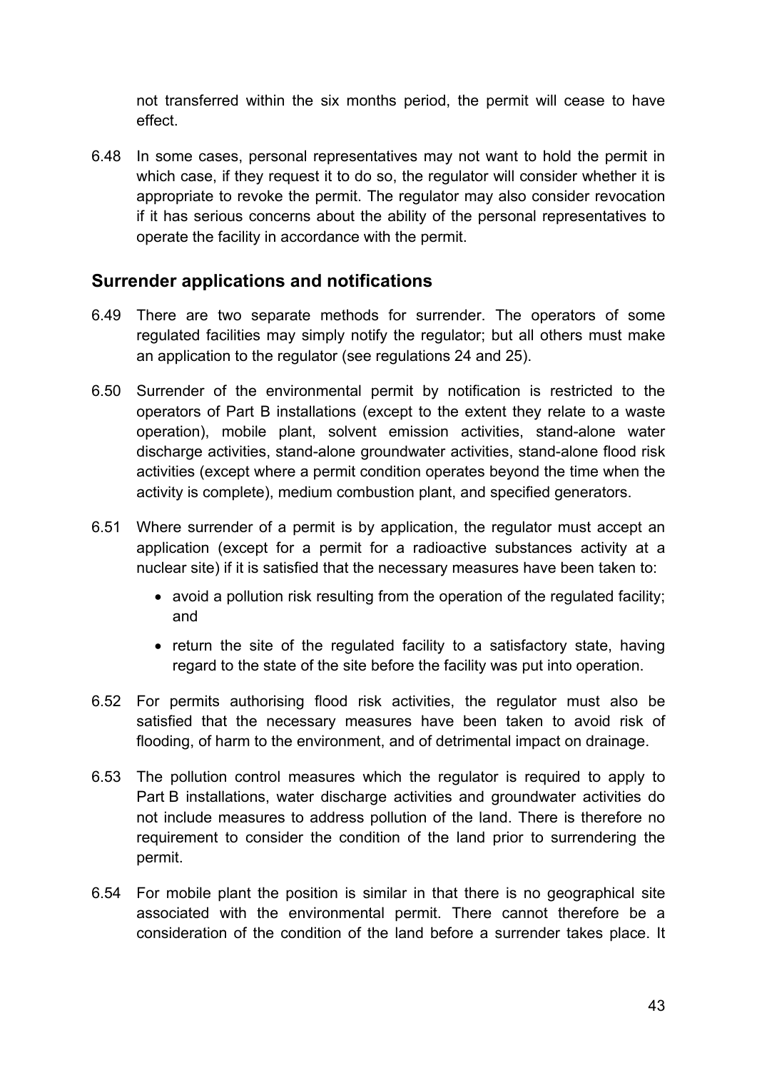not transferred within the six months period, the permit will cease to have effect.

6.48 In some cases, personal representatives may not want to hold the permit in which case, if they request it to do so, the regulator will consider whether it is appropriate to revoke the permit. The regulator may also consider revocation if it has serious concerns about the ability of the personal representatives to operate the facility in accordance with the permit.

## Surrender applications and notifications

6.49 There are two separate methods for surrender. The operators of some regulated facilities may simply notify the regulator; but all others must make an application to the regulator (see regulations 24 and 25).

6.50 Surrender of the environmental permit by notification is restricted to the operators of Part B installations (except to the extent they relate to a waste operation), mobile plant, solvent emission activities, stand-alone water discharge activities, stand-alone groundwater activities, stand-alone flood risk activities (except where a permit condition operates beyond the time when the activity is complete), medium combustion plant, and specified generators.

6.51 Where surrender of a permit is by application, the regulator must accept an application (except for a permit for a radioactive substances activity at a nuclear site) if it is satisfied that the necessary measures have been taken to:

- avoid a pollution risk resulting from the operation of the regulated facility; and
- return the site of the regulated facility to a satisfactory state, having regard to the state of the site before the facility was put into operation.

6.52 For permits authorising flood risk activities, the regulator must also be satisfied that the necessary measures have been taken to avoid risk of flooding, of harm to the environment, and of detrimental impact on drainage.

6.53 The pollution control measures which the regulator is required to apply to Part B installations, water discharge activities and groundwater activities do not include measures to address pollution of the land. There is therefore no requirement to consider the condition of the land prior to surrendering the permit.

6.54 For mobile plant the position is similar in that there is no geographical site associated with the environmental permit. There cannot therefore be a consideration of the condition of the land before a surrender takes place. It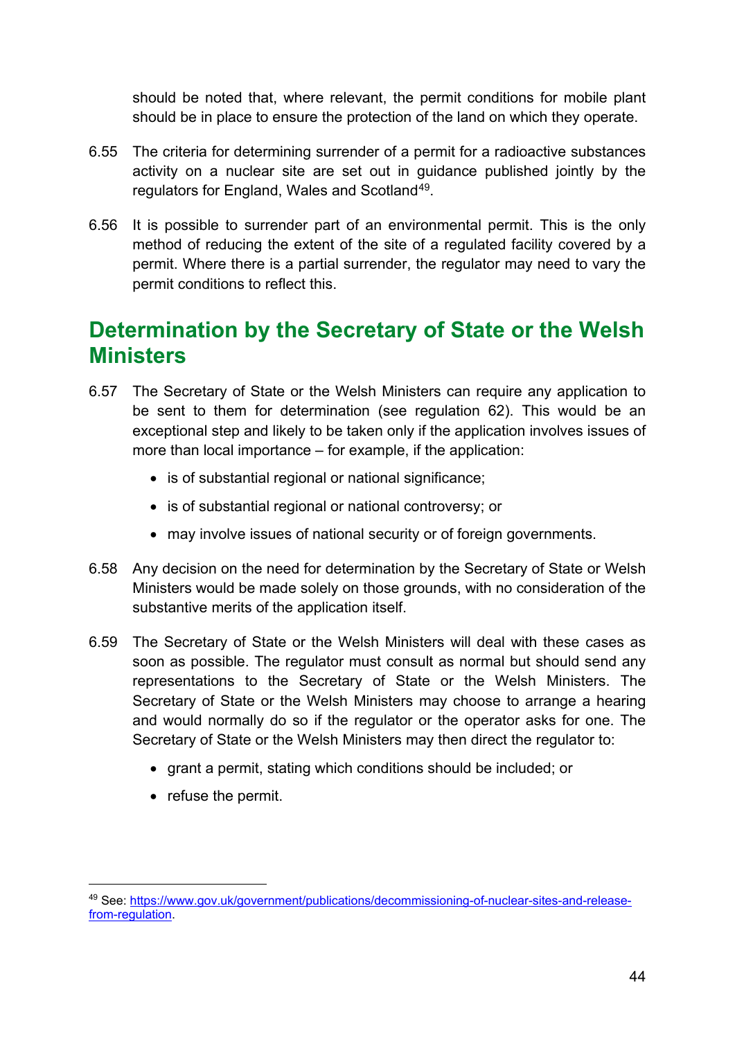should be noted that, where relevant, the permit conditions for mobile plant should be in place to ensure the protection of the land on which they operate.

6.55 The criteria for determining surrender of a permit for a radioactive substances activity on a nuclear site are set out in guidance published jointly by the regulators for England, Wales and Scotland[49].

6.56 It is possible to surrender part of an environmental permit. This is the only method of reducing the extent of the site of a regulated facility covered by a permit. Where there is a partial surrender, the regulator may need to vary the permit conditions to reflect this.

## Determination by the Secretary of State or the Welsh Ministers

6.57 The Secretary of State or the Welsh Ministers can require any application to be sent to them for determination (see regulation 62). This would be an exceptional step and likely to be taken only if the application involves issues of more than local importance – for example, if the application:

- is of substantial regional or national significance;
- is of substantial regional or national controversy; or
- may involve issues of national security or of foreign governments.

6.58 Any decision on the need for determination by the Secretary of State or Welsh Ministers would be made solely on those grounds, with no consideration of the substantive merits of the application itself.

6.59 The Secretary of State or the Welsh Ministers will deal with these cases as soon as possible. The regulator must consult as normal but should send any representations to the Secretary of State or the Welsh Ministers. The Secretary of State or the Welsh Ministers may choose to arrange a hearing and would normally do so if the regulator or the operator asks for one. The Secretary of State or the Welsh Ministers may then direct the regulator to:

- grant a permit, stating which conditions should be included; or
- refuse the permit.

---

[49] See: https://www.gov.uk/government/publications/decommissioning-of-nuclear-sites-and-release-from-regulation.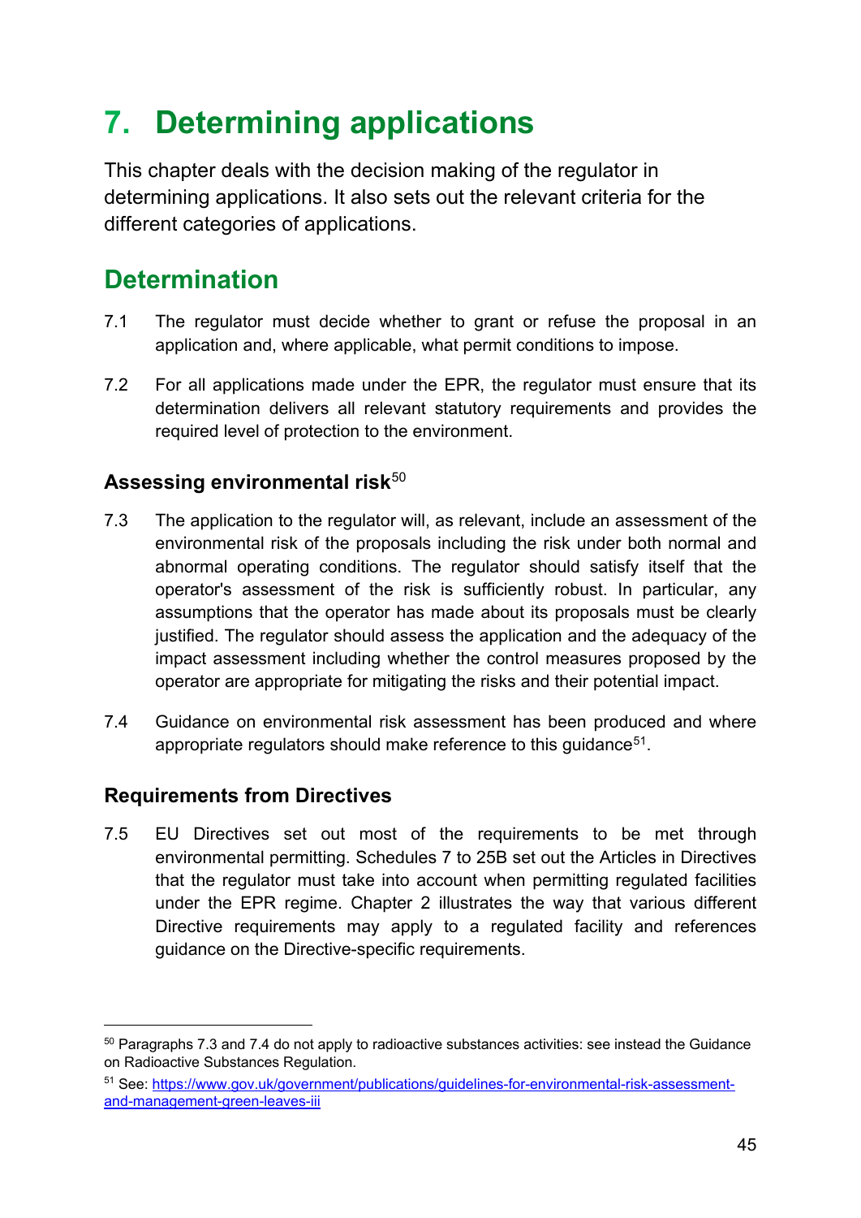# 7. Determining applications

This chapter deals with the decision making of the regulator in determining applications. It also sets out the relevant criteria for the different categories of applications.

## Determination

7.1 The regulator must decide whether to grant or refuse the proposal in an application and, where applicable, what permit conditions to impose.

7.2 For all applications made under the EPR, the regulator must ensure that its determination delivers all relevant statutory requirements and provides the required level of protection to the environment.

### Assessing environmental risk[50]

7.3 The application to the regulator will, as relevant, include an assessment of the environmental risk of the proposals including the risk under both normal and abnormal operating conditions. The regulator should satisfy itself that the operator's assessment of the risk is sufficiently robust. In particular, any assumptions that the operator has made about its proposals must be clearly justified. The regulator should assess the application and the adequacy of the impact assessment including whether the control measures proposed by the operator are appropriate for mitigating the risks and their potential impact.

7.4 Guidance on environmental risk assessment has been produced and where appropriate regulators should make reference to this guidance[51].

### Requirements from Directives

7.5 EU Directives set out most of the requirements to be met through environmental permitting. Schedules 7 to 25B set out the Articles in Directives that the regulator must take into account when permitting regulated facilities under the EPR regime. Chapter 2 illustrates the way that various different Directive requirements may apply to a regulated facility and references guidance on the Directive-specific requirements.

---

[50] Paragraphs 7.3 and 7.4 do not apply to radioactive substances activities: see instead the Guidance on Radioactive Substances Regulation.

[51] See: https://www.gov.uk/government/publications/guidelines-for-environmental-risk-assessment-and-management-green-leaves-iii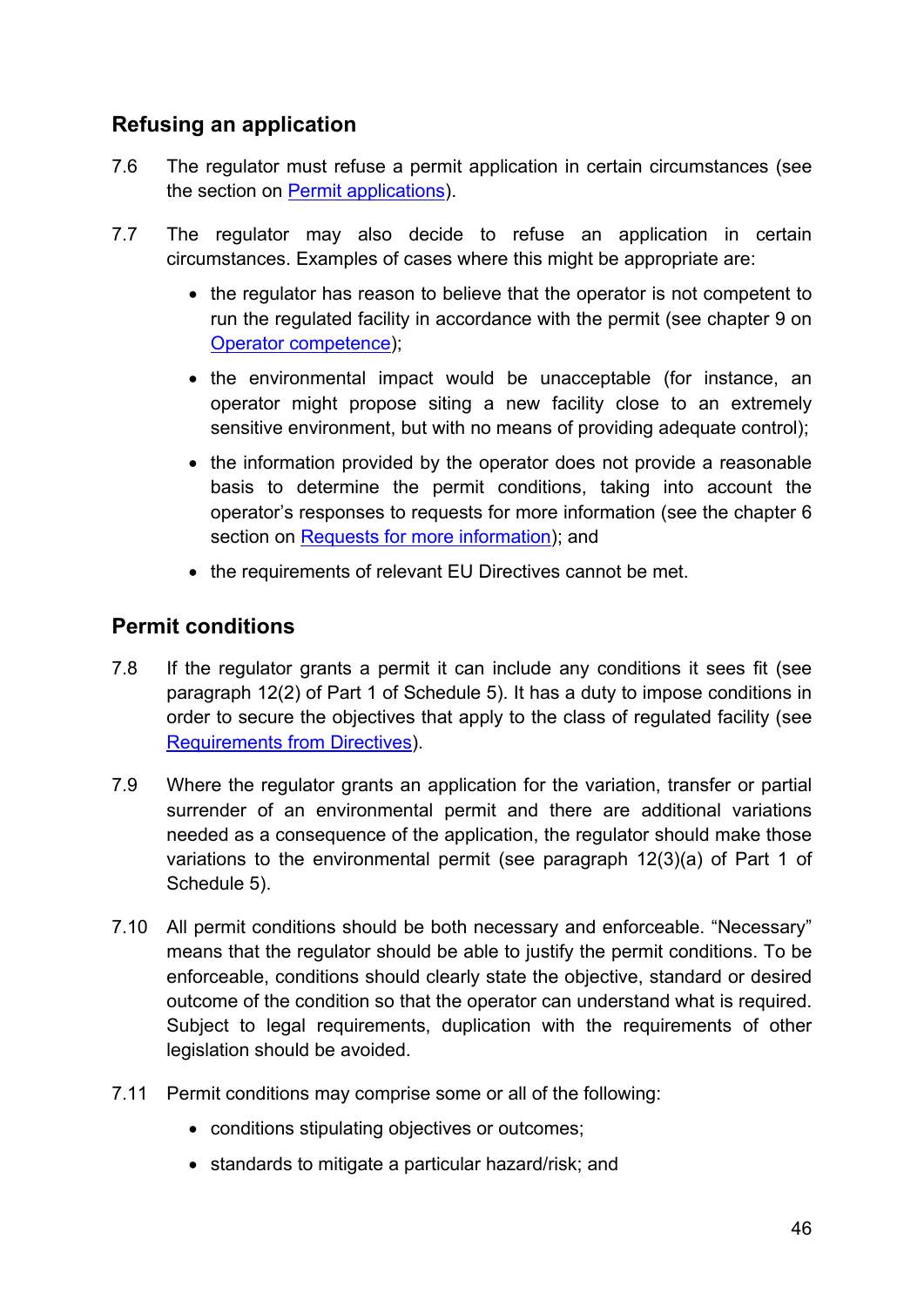## Refusing an application

7.6 The regulator must refuse a permit application in certain circumstances (see the section on Permit applications).

7.7 The regulator may also decide to refuse an application in certain circumstances. Examples of cases where this might be appropriate are:

- the regulator has reason to believe that the operator is not competent to run the regulated facility in accordance with the permit (see chapter 9 on Operator competence);
- the environmental impact would be unacceptable (for instance, an operator might propose siting a new facility close to an extremely sensitive environment, but with no means of providing adequate control);
- the information provided by the operator does not provide a reasonable basis to determine the permit conditions, taking into account the operator's responses to requests for more information (see the chapter 6 section on Requests for more information); and
- the requirements of relevant EU Directives cannot be met.

## Permit conditions

7.8 If the regulator grants a permit it can include any conditions it sees fit (see paragraph 12(2) of Part 1 of Schedule 5). It has a duty to impose conditions in order to secure the objectives that apply to the class of regulated facility (see Requirements from Directives).

7.9 Where the regulator grants an application for the variation, transfer or partial surrender of an environmental permit and there are additional variations needed as a consequence of the application, the regulator should make those variations to the environmental permit (see paragraph 12(3)(a) of Part 1 of Schedule 5).

7.10 All permit conditions should be both necessary and enforceable. "Necessary" means that the regulator should be able to justify the permit conditions. To be enforceable, conditions should clearly state the objective, standard or desired outcome of the condition so that the operator can understand what is required. Subject to legal requirements, duplication with the requirements of other legislation should be avoided.

7.11 Permit conditions may comprise some or all of the following:

- conditions stipulating objectives or outcomes;
- standards to mitigate a particular hazard/risk; and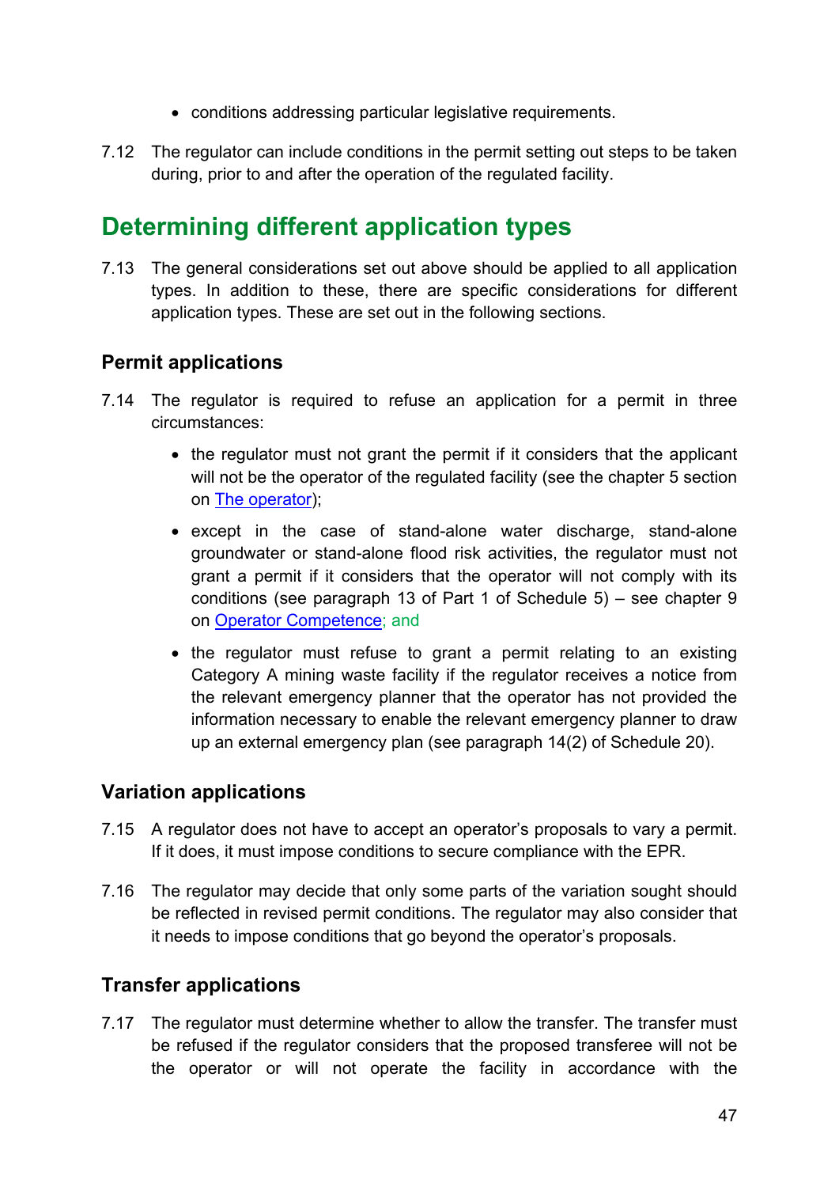- conditions addressing particular legislative requirements.

7.12 The regulator can include conditions in the permit setting out steps to be taken during, prior to and after the operation of the regulated facility.

## Determining different application types

7.13 The general considerations set out above should be applied to all application types. In addition to these, there are specific considerations for different application types. These are set out in the following sections.

### Permit applications

7.14 The regulator is required to refuse an application for a permit in three circumstances:

- the regulator must not grant the permit if it considers that the applicant will not be the operator of the regulated facility (see the chapter 5 section on The operator);
- except in the case of stand-alone water discharge, stand-alone groundwater or stand-alone flood risk activities, the regulator must not grant a permit if it considers that the operator will not comply with its conditions (see paragraph 13 of Part 1 of Schedule 5) – see chapter 9 on Operator Competence; and
- the regulator must refuse to grant a permit relating to an existing Category A mining waste facility if the regulator receives a notice from the relevant emergency planner that the operator has not provided the information necessary to enable the relevant emergency planner to draw up an external emergency plan (see paragraph 14(2) of Schedule 20).

### Variation applications

7.15 A regulator does not have to accept an operator's proposals to vary a permit. If it does, it must impose conditions to secure compliance with the EPR.

7.16 The regulator may decide that only some parts of the variation sought should be reflected in revised permit conditions. The regulator may also consider that it needs to impose conditions that go beyond the operator's proposals.

### Transfer applications

7.17 The regulator must determine whether to allow the transfer. The transfer must be refused if the regulator considers that the proposed transferee will not be the operator or will not operate the facility in accordance with the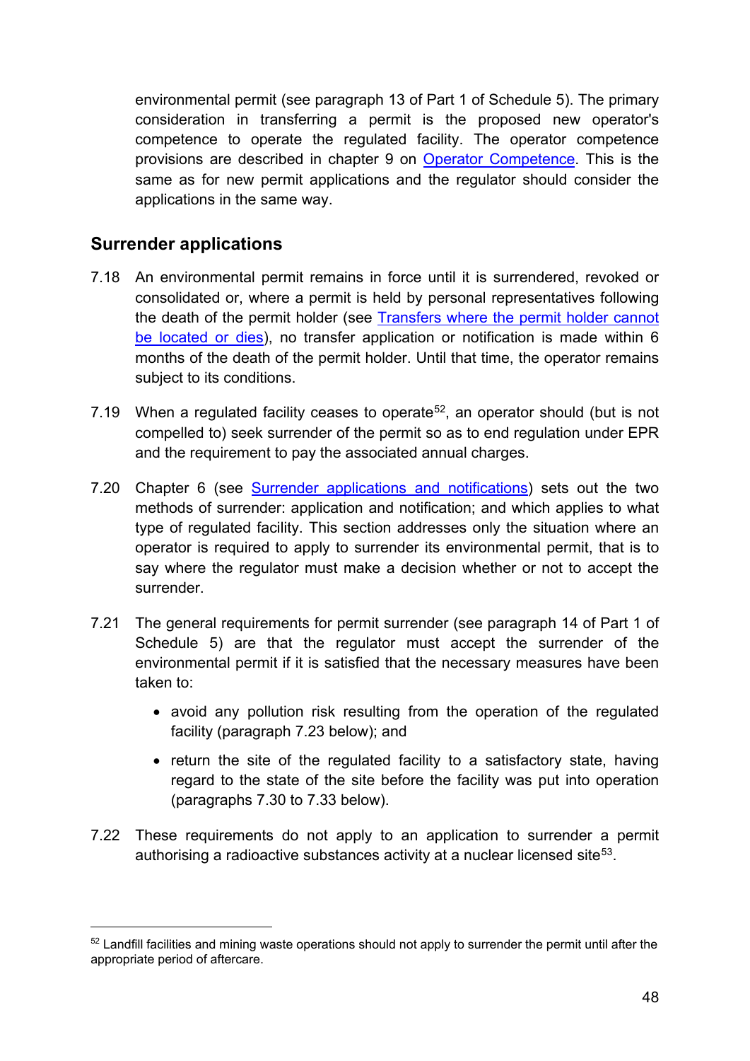environmental permit (see paragraph 13 of Part 1 of Schedule 5). The primary consideration in transferring a permit is the proposed new operator's competence to operate the regulated facility. The operator competence provisions are described in chapter 9 on Operator Competence. This is the same as for new permit applications and the regulator should consider the applications in the same way.

## Surrender applications

7.18 An environmental permit remains in force until it is surrendered, revoked or consolidated or, where a permit is held by personal representatives following the death of the permit holder (see Transfers where the permit holder cannot be located or dies), no transfer application or notification is made within 6 months of the death of the permit holder. Until that time, the operator remains subject to its conditions.

7.19 When a regulated facility ceases to operate[52], an operator should (but is not compelled to) seek surrender of the permit so as to end regulation under EPR and the requirement to pay the associated annual charges.

7.20 Chapter 6 (see Surrender applications and notifications) sets out the two methods of surrender: application and notification; and which applies to what type of regulated facility. This section addresses only the situation where an operator is required to apply to surrender its environmental permit, that is to say where the regulator must make a decision whether or not to accept the surrender.

7.21 The general requirements for permit surrender (see paragraph 14 of Part 1 of Schedule 5) are that the regulator must accept the surrender of the environmental permit if it is satisfied that the necessary measures have been taken to:

- avoid any pollution risk resulting from the operation of the regulated facility (paragraph 7.23 below); and
- return the site of the regulated facility to a satisfactory state, having regard to the state of the site before the facility was put into operation (paragraphs 7.30 to 7.33 below).

7.22 These requirements do not apply to an application to surrender a permit authorising a radioactive substances activity at a nuclear licensed site[53].

[52] Landfill facilities and mining waste operations should not apply to surrender the permit until after the appropriate period of aftercare.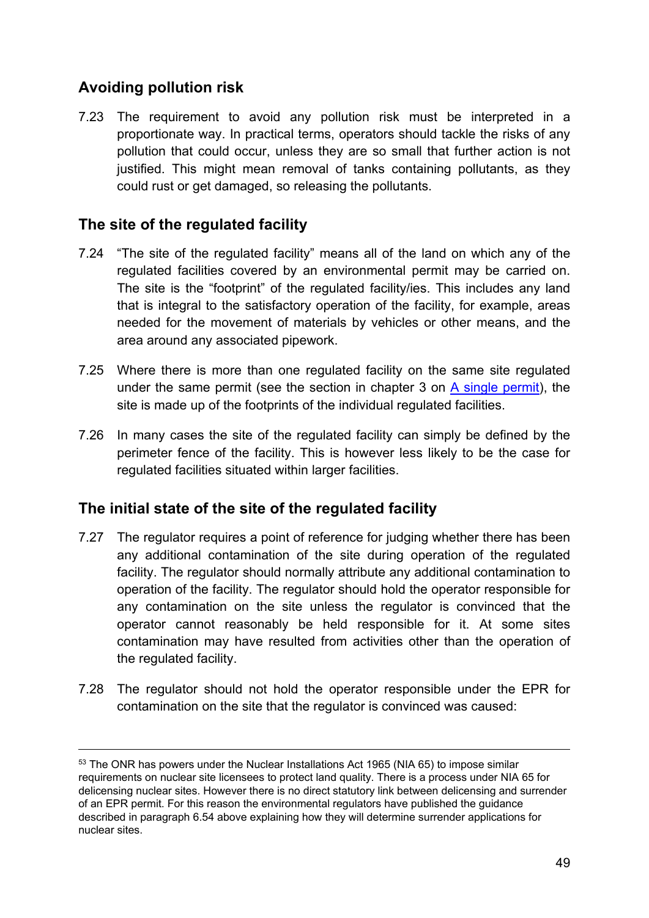## Avoiding pollution risk

7.23 The requirement to avoid any pollution risk must be interpreted in a proportionate way. In practical terms, operators should tackle the risks of any pollution that could occur, unless they are so small that further action is not justified. This might mean removal of tanks containing pollutants, as they could rust or get damaged, so releasing the pollutants.

## The site of the regulated facility

7.24 "The site of the regulated facility" means all of the land on which any of the regulated facilities covered by an environmental permit may be carried on. The site is the "footprint" of the regulated facility/ies. This includes any land that is integral to the satisfactory operation of the facility, for example, areas needed for the movement of materials by vehicles or other means, and the area around any associated pipework.

7.25 Where there is more than one regulated facility on the same site regulated under the same permit (see the section in chapter 3 on A single permit), the site is made up of the footprints of the individual regulated facilities.

7.26 In many cases the site of the regulated facility can simply be defined by the perimeter fence of the facility. This is however less likely to be the case for regulated facilities situated within larger facilities.

## The initial state of the site of the regulated facility

7.27 The regulator requires a point of reference for judging whether there has been any additional contamination of the site during operation of the regulated facility. The regulator should normally attribute any additional contamination to operation of the facility. The regulator should hold the operator responsible for any contamination on the site unless the regulator is convinced that the operator cannot reasonably be held responsible for it. At some sites contamination may have resulted from activities other than the operation of the regulated facility.

7.28 The regulator should not hold the operator responsible under the EPR for contamination on the site that the regulator is convinced was caused:

---

[53] The ONR has powers under the Nuclear Installations Act 1965 (NIA 65) to impose similar requirements on nuclear site licensees to protect land quality. There is a process under NIA 65 for delicensing nuclear sites. However there is no direct statutory link between delicensing and surrender of an EPR permit. For this reason the environmental regulators have published the guidance described in paragraph 6.54 above explaining how they will determine surrender applications for nuclear sites.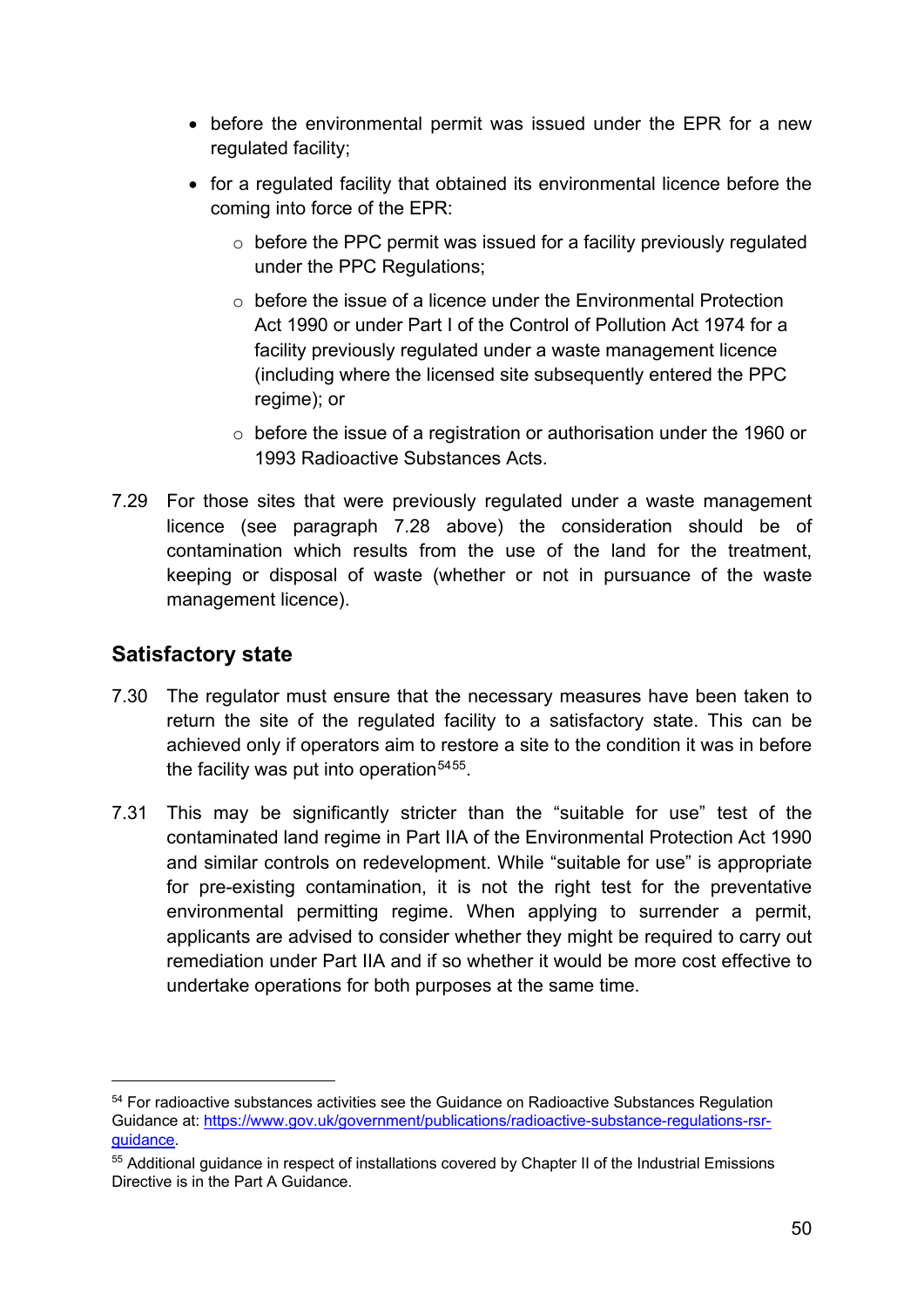- before the environmental permit was issued under the EPR for a new regulated facility;
- for a regulated facility that obtained its environmental licence before the coming into force of the EPR:
  - before the PPC permit was issued for a facility previously regulated under the PPC Regulations;
  - before the issue of a licence under the Environmental Protection Act 1990 or under Part I of the Control of Pollution Act 1974 for a facility previously regulated under a waste management licence (including where the licensed site subsequently entered the PPC regime); or
  - before the issue of a registration or authorisation under the 1960 or 1993 Radioactive Substances Acts.

7.29 For those sites that were previously regulated under a waste management licence (see paragraph 7.28 above) the consideration should be of contamination which results from the use of the land for the treatment, keeping or disposal of waste (whether or not in pursuance of the waste management licence).

## Satisfactory state

7.30 The regulator must ensure that the necessary measures have been taken to return the site of the regulated facility to a satisfactory state. This can be achieved only if operators aim to restore a site to the condition it was in before the facility was put into operation[54][55].

7.31 This may be significantly stricter than the "suitable for use" test of the contaminated land regime in Part IIA of the Environmental Protection Act 1990 and similar controls on redevelopment. While "suitable for use" is appropriate for pre-existing contamination, it is not the right test for the preventative environmental permitting regime. When applying to surrender a permit, applicants are advised to consider whether they might be required to carry out remediation under Part IIA and if so whether it would be more cost effective to undertake operations for both purposes at the same time.

---

[54] For radioactive substances activities see the Guidance on Radioactive Substances Regulation Guidance at: https://www.gov.uk/government/publications/radioactive-substance-regulations-rsr-guidance.

[55] Additional guidance in respect of installations covered by Chapter II of the Industrial Emissions Directive is in the Part A Guidance.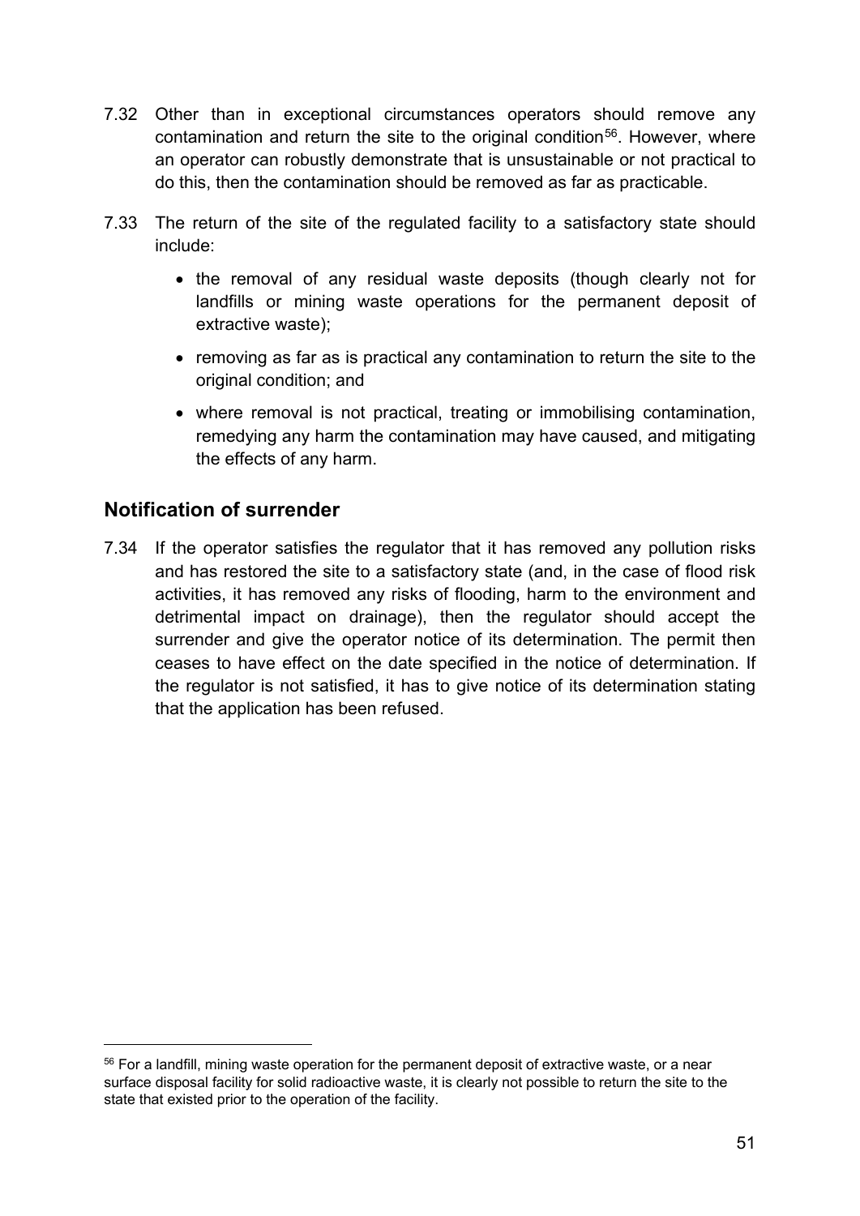7.32 Other than in exceptional circumstances operators should remove any contamination and return the site to the original condition[56]. However, where an operator can robustly demonstrate that is unsustainable or not practical to do this, then the contamination should be removed as far as practicable.

7.33 The return of the site of the regulated facility to a satisfactory state should include:

- the removal of any residual waste deposits (though clearly not for landfills or mining waste operations for the permanent deposit of extractive waste);
- removing as far as is practical any contamination to return the site to the original condition; and
- where removal is not practical, treating or immobilising contamination, remedying any harm the contamination may have caused, and mitigating the effects of any harm.

## Notification of surrender

7.34 If the operator satisfies the regulator that it has removed any pollution risks and has restored the site to a satisfactory state (and, in the case of flood risk activities, it has removed any risks of flooding, harm to the environment and detrimental impact on drainage), then the regulator should accept the surrender and give the operator notice of its determination. The permit then ceases to have effect on the date specified in the notice of determination. If the regulator is not satisfied, it has to give notice of its determination stating that the application has been refused.

[56] For a landfill, mining waste operation for the permanent deposit of extractive waste, or a near surface disposal facility for solid radioactive waste, it is clearly not possible to return the site to the state that existed prior to the operation of the facility.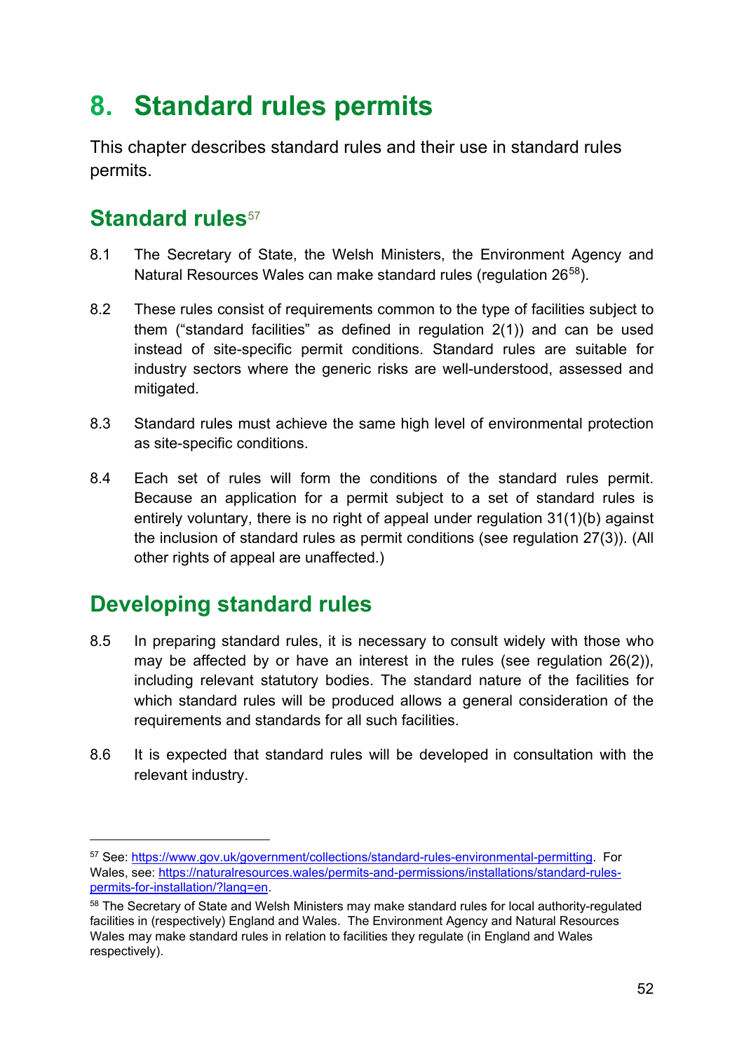# 8. Standard rules permits

This chapter describes standard rules and their use in standard rules permits.

## Standard rules[57]

8.1 The Secretary of State, the Welsh Ministers, the Environment Agency and Natural Resources Wales can make standard rules (regulation 26[58]).

8.2 These rules consist of requirements common to the type of facilities subject to them ("standard facilities" as defined in regulation 2(1)) and can be used instead of site-specific permit conditions. Standard rules are suitable for industry sectors where the generic risks are well-understood, assessed and mitigated.

8.3 Standard rules must achieve the same high level of environmental protection as site-specific conditions.

8.4 Each set of rules will form the conditions of the standard rules permit. Because an application for a permit subject to a set of standard rules is entirely voluntary, there is no right of appeal under regulation 31(1)(b) against the inclusion of standard rules as permit conditions (see regulation 27(3)). (All other rights of appeal are unaffected.)

## Developing standard rules

8.5 In preparing standard rules, it is necessary to consult widely with those who may be affected by or have an interest in the rules (see regulation 26(2)), including relevant statutory bodies. The standard nature of the facilities for which standard rules will be produced allows a general consideration of the requirements and standards for all such facilities.

8.6 It is expected that standard rules will be developed in consultation with the relevant industry.

---

[57] See: https://www.gov.uk/government/collections/standard-rules-environmental-permitting. For Wales, see: https://naturalresources.wales/permits-and-permissions/installations/standard-rules-permits-for-installation/?lang=en.

[58] The Secretary of State and Welsh Ministers may make standard rules for local authority-regulated facilities in (respectively) England and Wales. The Environment Agency and Natural Resources Wales may make standard rules in relation to facilities they regulate (in England and Wales respectively).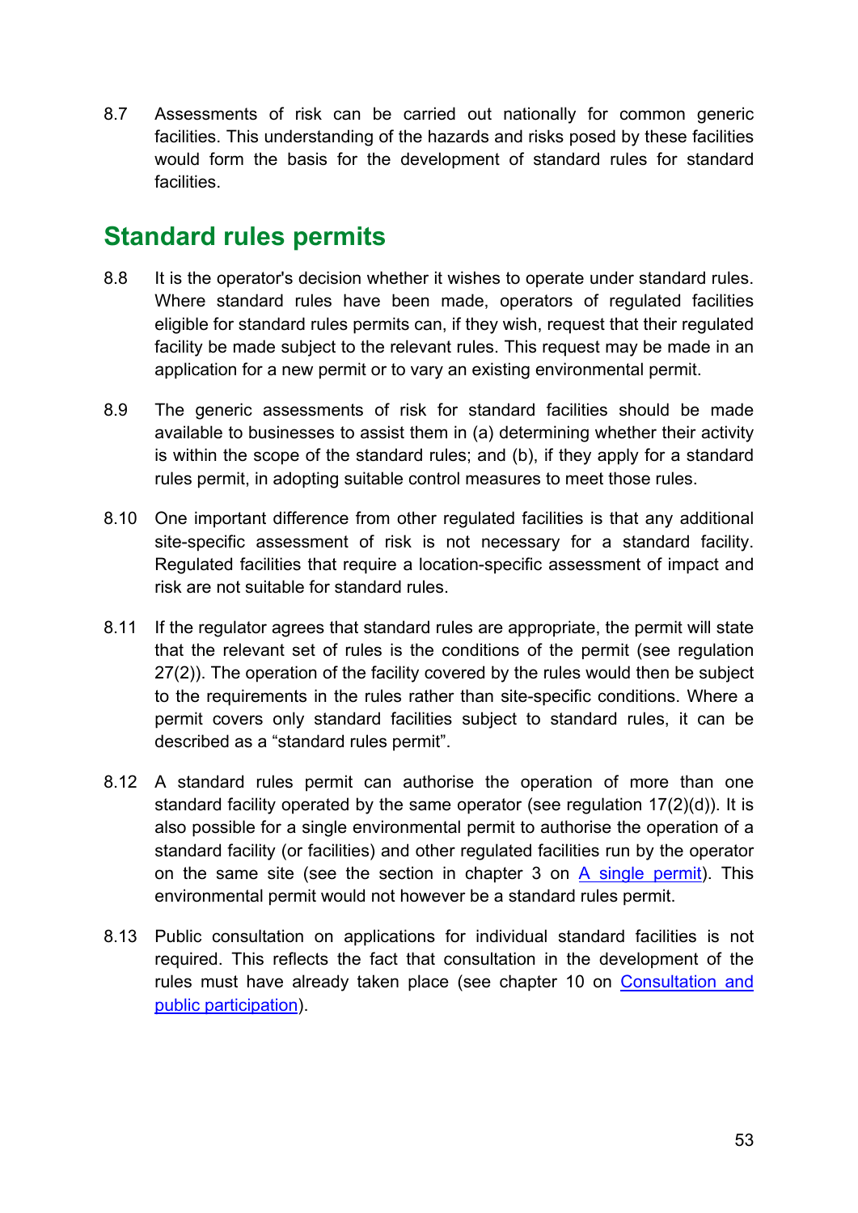8.7 Assessments of risk can be carried out nationally for common generic facilities. This understanding of the hazards and risks posed by these facilities would form the basis for the development of standard rules for standard facilities.

## Standard rules permits

8.8 It is the operator's decision whether it wishes to operate under standard rules. Where standard rules have been made, operators of regulated facilities eligible for standard rules permits can, if they wish, request that their regulated facility be made subject to the relevant rules. This request may be made in an application for a new permit or to vary an existing environmental permit.

8.9 The generic assessments of risk for standard facilities should be made available to businesses to assist them in (a) determining whether their activity is within the scope of the standard rules; and (b), if they apply for a standard rules permit, in adopting suitable control measures to meet those rules.

8.10 One important difference from other regulated facilities is that any additional site-specific assessment of risk is not necessary for a standard facility. Regulated facilities that require a location-specific assessment of impact and risk are not suitable for standard rules.

8.11 If the regulator agrees that standard rules are appropriate, the permit will state that the relevant set of rules is the conditions of the permit (see regulation 27(2)). The operation of the facility covered by the rules would then be subject to the requirements in the rules rather than site-specific conditions. Where a permit covers only standard facilities subject to standard rules, it can be described as a “standard rules permit”.

8.12 A standard rules permit can authorise the operation of more than one standard facility operated by the same operator (see regulation 17(2)(d)). It is also possible for a single environmental permit to authorise the operation of a standard facility (or facilities) and other regulated facilities run by the operator on the same site (see the section in chapter 3 on A single permit). This environmental permit would not however be a standard rules permit.

8.13 Public consultation on applications for individual standard facilities is not required. This reflects the fact that consultation in the development of the rules must have already taken place (see chapter 10 on Consultation and public participation).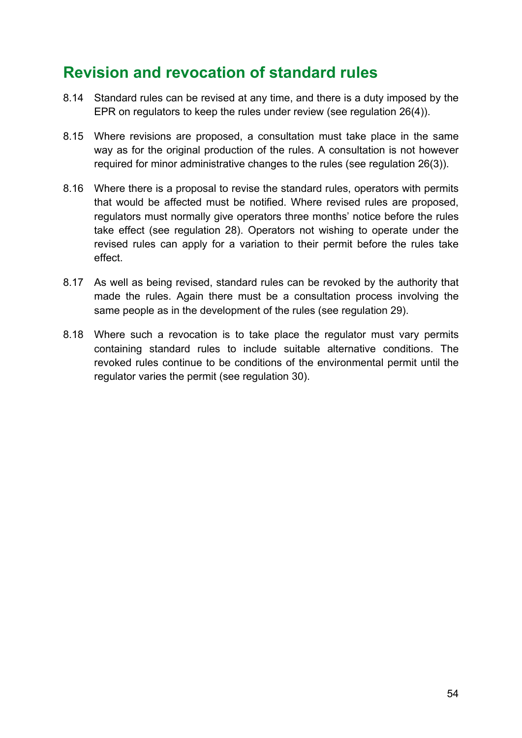## Revision and revocation of standard rules

8.14 Standard rules can be revised at any time, and there is a duty imposed by the EPR on regulators to keep the rules under review (see regulation 26(4)).

8.15 Where revisions are proposed, a consultation must take place in the same way as for the original production of the rules. A consultation is not however required for minor administrative changes to the rules (see regulation 26(3)).

8.16 Where there is a proposal to revise the standard rules, operators with permits that would be affected must be notified. Where revised rules are proposed, regulators must normally give operators three months' notice before the rules take effect (see regulation 28). Operators not wishing to operate under the revised rules can apply for a variation to their permit before the rules take effect.

8.17 As well as being revised, standard rules can be revoked by the authority that made the rules. Again there must be a consultation process involving the same people as in the development of the rules (see regulation 29).

8.18 Where such a revocation is to take place the regulator must vary permits containing standard rules to include suitable alternative conditions. The revoked rules continue to be conditions of the environmental permit until the regulator varies the permit (see regulation 30).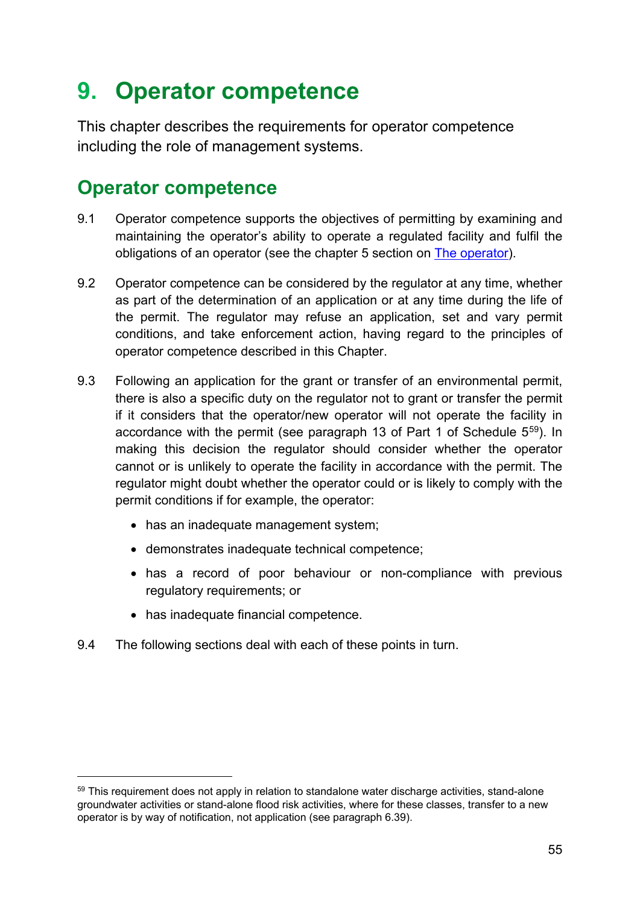# 9. Operator competence

This chapter describes the requirements for operator competence including the role of management systems.

## Operator competence

9.1 Operator competence supports the objectives of permitting by examining and maintaining the operator's ability to operate a regulated facility and fulfil the obligations of an operator (see the chapter 5 section on The operator).

9.2 Operator competence can be considered by the regulator at any time, whether as part of the determination of an application or at any time during the life of the permit. The regulator may refuse an application, set and vary permit conditions, and take enforcement action, having regard to the principles of operator competence described in this Chapter.

9.3 Following an application for the grant or transfer of an environmental permit, there is also a specific duty on the regulator not to grant or transfer the permit if it considers that the operator/new operator will not operate the facility in accordance with the permit (see paragraph 13 of Part 1 of Schedule 5[59]). In making this decision the regulator should consider whether the operator cannot or is unlikely to operate the facility in accordance with the permit. The regulator might doubt whether the operator could or is likely to comply with the permit conditions if for example, the operator:

- has an inadequate management system;
- demonstrates inadequate technical competence;
- has a record of poor behaviour or non-compliance with previous regulatory requirements; or
- has inadequate financial competence.

9.4 The following sections deal with each of these points in turn.

[59] This requirement does not apply in relation to standalone water discharge activities, stand-alone groundwater activities or stand-alone flood risk activities, where for these classes, transfer to a new operator is by way of notification, not application (see paragraph 6.39).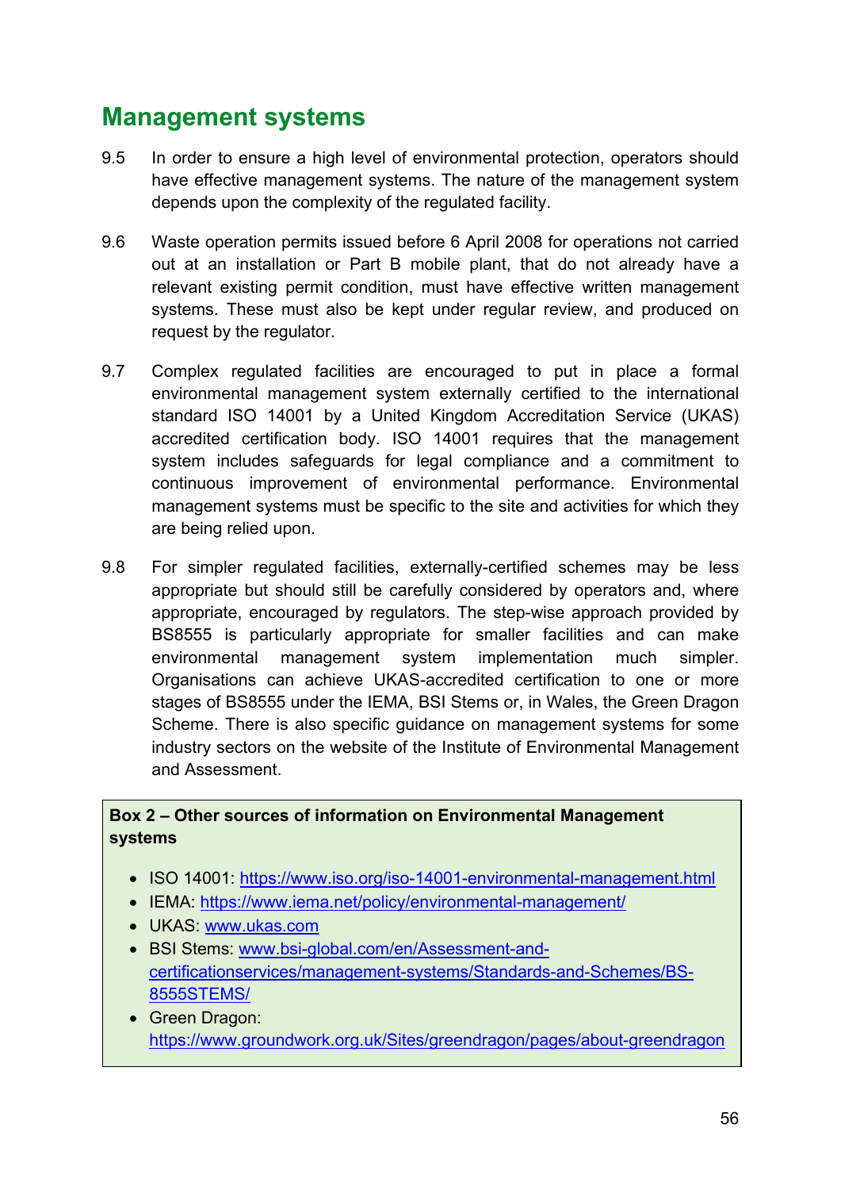## Management systems

9.5 In order to ensure a high level of environmental protection, operators should have effective management systems. The nature of the management system depends upon the complexity of the regulated facility.

9.6 Waste operation permits issued before 6 April 2008 for operations not carried out at an installation or Part B mobile plant, that do not already have a relevant existing permit condition, must have effective written management systems. These must also be kept under regular review, and produced on request by the regulator.

9.7 Complex regulated facilities are encouraged to put in place a formal environmental management system externally certified to the international standard ISO 14001 by a United Kingdom Accreditation Service (UKAS) accredited certification body. ISO 14001 requires that the management system includes safeguards for legal compliance and a commitment to continuous improvement of environmental performance. Environmental management systems must be specific to the site and activities for which they are being relied upon.

9.8 For simpler regulated facilities, externally-certified schemes may be less appropriate but should still be carefully considered by operators and, where appropriate, encouraged by regulators. The step-wise approach provided by BS8555 is particularly appropriate for smaller facilities and can make environmental management system implementation much simpler. Organisations can achieve UKAS-accredited certification to one or more stages of BS8555 under the IEMA, BSI Stems or, in Wales, the Green Dragon Scheme. There is also specific guidance on management systems for some industry sectors on the website of the Institute of Environmental Management and Assessment.

**Box 2 – Other sources of information on Environmental Management systems**

- ISO 14001: https://www.iso.org/iso-14001-environmental-management.html
- IEMA: https://www.iema.net/policy/environmental-management/
- UKAS: www.ukas.com
- BSI Stems: www.bsi-global.com/en/Assessment-and-certificationservices/management-systems/Standards-and-Schemes/BS-8555STEMS/
- Green Dragon: https://www.groundwork.org.uk/Sites/greendragon/pages/about-greendragon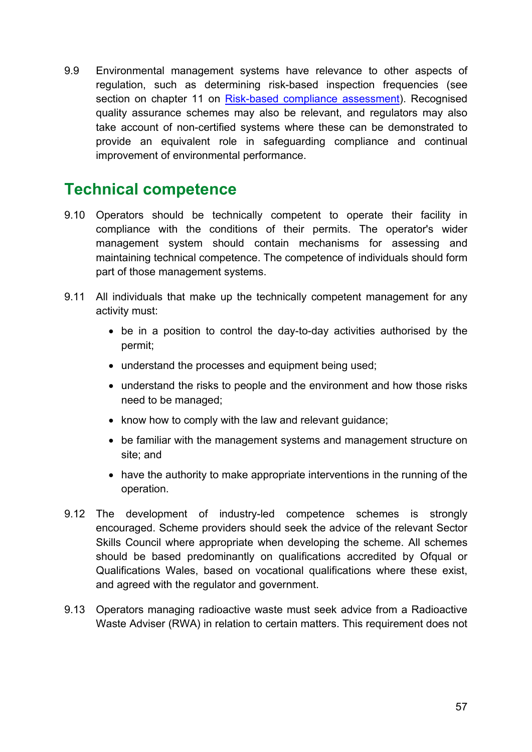9.9 Environmental management systems have relevance to other aspects of regulation, such as determining risk-based inspection frequencies (see section on chapter 11 on [Risk-based compliance assessment]). Recognised quality assurance schemes may also be relevant, and regulators may also take account of non-certified systems where these can be demonstrated to provide an equivalent role in safeguarding compliance and continual improvement of environmental performance.

## Technical competence

9.10 Operators should be technically competent to operate their facility in compliance with the conditions of their permits. The operator's wider management system should contain mechanisms for assessing and maintaining technical competence. The competence of individuals should form part of those management systems.

9.11 All individuals that make up the technically competent management for any activity must:

- be in a position to control the day-to-day activities authorised by the permit;
- understand the processes and equipment being used;
- understand the risks to people and the environment and how those risks need to be managed;
- know how to comply with the law and relevant guidance;
- be familiar with the management systems and management structure on site; and
- have the authority to make appropriate interventions in the running of the operation.

9.12 The development of industry-led competence schemes is strongly encouraged. Scheme providers should seek the advice of the relevant Sector Skills Council where appropriate when developing the scheme. All schemes should be based predominantly on qualifications accredited by Ofqual or Qualifications Wales, based on vocational qualifications where these exist, and agreed with the regulator and government.

9.13 Operators managing radioactive waste must seek advice from a Radioactive Waste Adviser (RWA) in relation to certain matters. This requirement does not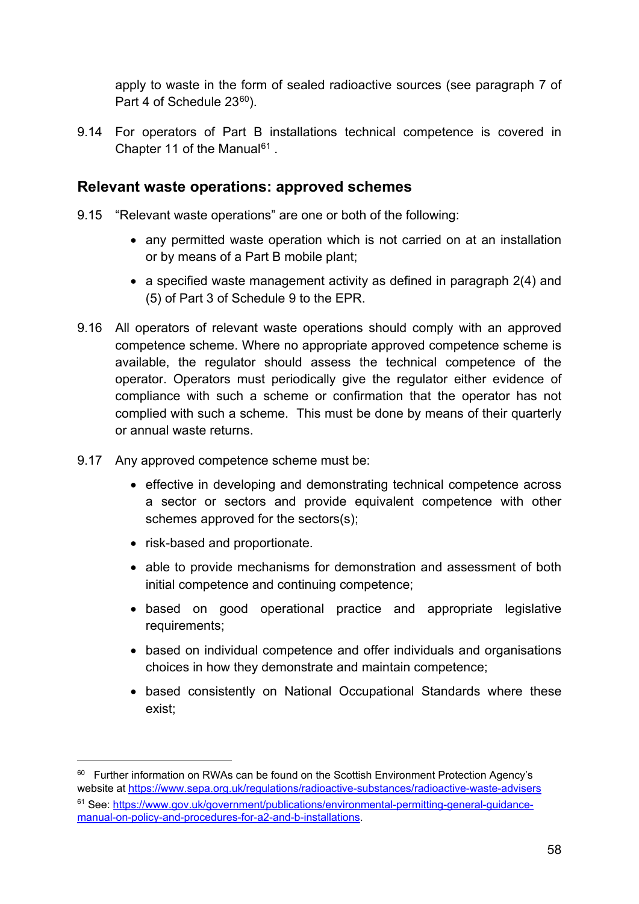apply to waste in the form of sealed radioactive sources (see paragraph 7 of Part 4 of Schedule 23[60]).

9.14 For operators of Part B installations technical competence is covered in Chapter 11 of the Manual[61] .

## Relevant waste operations: approved schemes

9.15 "Relevant waste operations" are one or both of the following:

- any permitted waste operation which is not carried on at an installation or by means of a Part B mobile plant;
- a specified waste management activity as defined in paragraph 2(4) and (5) of Part 3 of Schedule 9 to the EPR.

9.16 All operators of relevant waste operations should comply with an approved competence scheme. Where no appropriate approved competence scheme is available, the regulator should assess the technical competence of the operator. Operators must periodically give the regulator either evidence of compliance with such a scheme or confirmation that the operator has not complied with such a scheme. This must be done by means of their quarterly or annual waste returns.

9.17 Any approved competence scheme must be:

- effective in developing and demonstrating technical competence across a sector or sectors and provide equivalent competence with other schemes approved for the sectors(s);
- risk-based and proportionate.
- able to provide mechanisms for demonstration and assessment of both initial competence and continuing competence;
- based on good operational practice and appropriate legislative requirements;
- based on individual competence and offer individuals and organisations choices in how they demonstrate and maintain competence;
- based consistently on National Occupational Standards where these exist;

---

[60] Further information on RWAs can be found on the Scottish Environment Protection Agency's website at https://www.sepa.org.uk/regulations/radioactive-substances/radioactive-waste-advisers

[61] See: https://www.gov.uk/government/publications/environmental-permitting-general-guidance-manual-on-policy-and-procedures-for-a2-and-b-installations.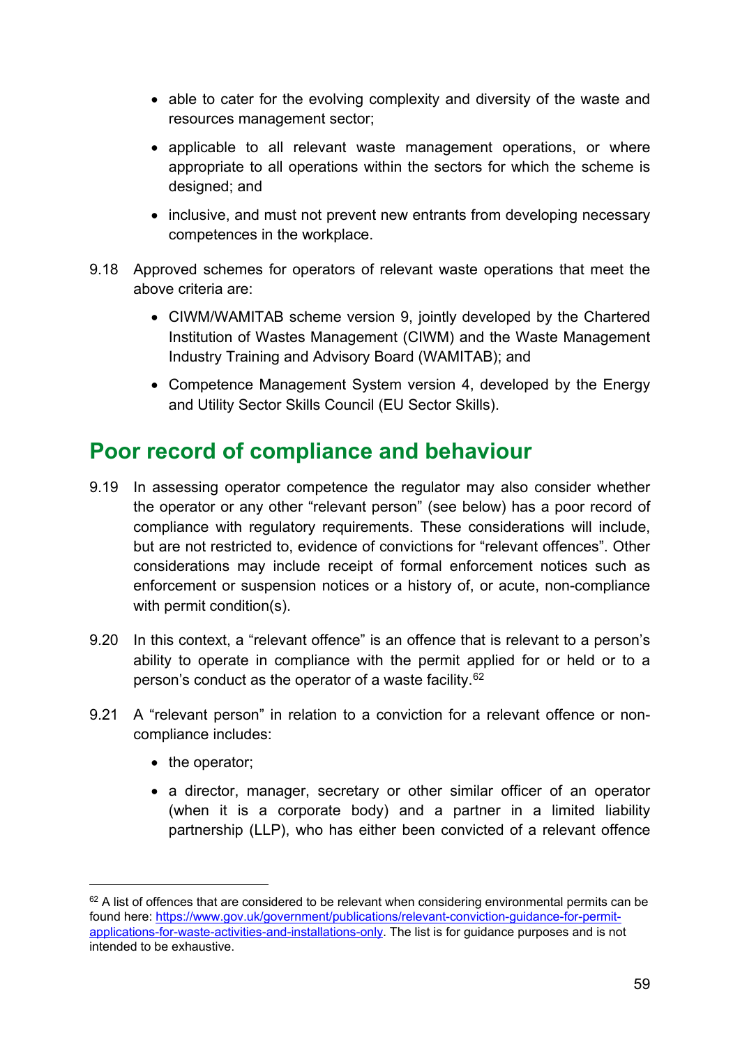- able to cater for the evolving complexity and diversity of the waste and resources management sector;
- applicable to all relevant waste management operations, or where appropriate to all operations within the sectors for which the scheme is designed; and
- inclusive, and must not prevent new entrants from developing necessary competences in the workplace.

9.18 Approved schemes for operators of relevant waste operations that meet the above criteria are:

- CIWM/WAMITAB scheme version 9, jointly developed by the Chartered Institution of Wastes Management (CIWM) and the Waste Management Industry Training and Advisory Board (WAMITAB); and
- Competence Management System version 4, developed by the Energy and Utility Sector Skills Council (EU Sector Skills).

## Poor record of compliance and behaviour

9.19 In assessing operator competence the regulator may also consider whether the operator or any other "relevant person" (see below) has a poor record of compliance with regulatory requirements. These considerations will include, but are not restricted to, evidence of convictions for "relevant offences". Other considerations may include receipt of formal enforcement notices such as enforcement or suspension notices or a history of, or acute, non-compliance with permit condition(s).

9.20 In this context, a "relevant offence" is an offence that is relevant to a person's ability to operate in compliance with the permit applied for or held or to a person's conduct as the operator of a waste facility.[62]

9.21 A "relevant person" in relation to a conviction for a relevant offence or non-compliance includes:

- the operator;
- a director, manager, secretary or other similar officer of an operator (when it is a corporate body) and a partner in a limited liability partnership (LLP), who has either been convicted of a relevant offence

[62] A list of offences that are considered to be relevant when considering environmental permits can be found here: https://www.gov.uk/government/publications/relevant-conviction-guidance-for-permit-applications-for-waste-activities-and-installations-only. The list is for guidance purposes and is not intended to be exhaustive.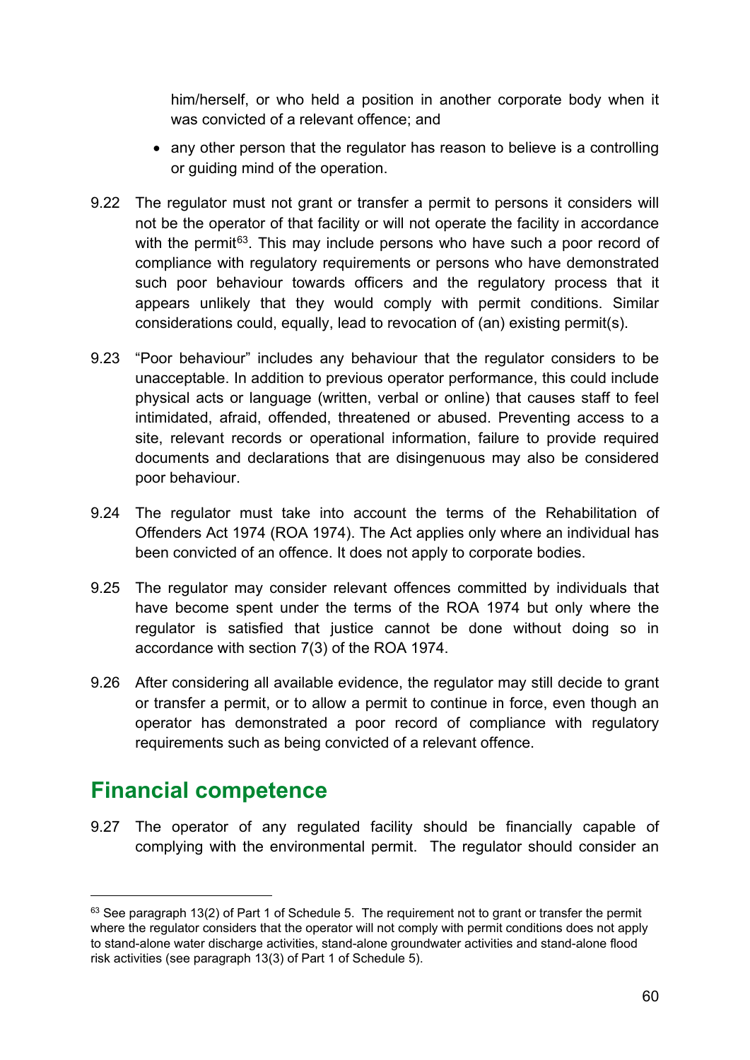him/herself, or who held a position in another corporate body when it was convicted of a relevant offence; and

- any other person that the regulator has reason to believe is a controlling or guiding mind of the operation.

9.22 The regulator must not grant or transfer a permit to persons it considers will not be the operator of that facility or will not operate the facility in accordance with the permit[63]. This may include persons who have such a poor record of compliance with regulatory requirements or persons who have demonstrated such poor behaviour towards officers and the regulatory process that it appears unlikely that they would comply with permit conditions. Similar considerations could, equally, lead to revocation of (an) existing permit(s).

9.23 "Poor behaviour" includes any behaviour that the regulator considers to be unacceptable. In addition to previous operator performance, this could include physical acts or language (written, verbal or online) that causes staff to feel intimidated, afraid, offended, threatened or abused. Preventing access to a site, relevant records or operational information, failure to provide required documents and declarations that are disingenuous may also be considered poor behaviour.

9.24 The regulator must take into account the terms of the Rehabilitation of Offenders Act 1974 (ROA 1974). The Act applies only where an individual has been convicted of an offence. It does not apply to corporate bodies.

9.25 The regulator may consider relevant offences committed by individuals that have become spent under the terms of the ROA 1974 but only where the regulator is satisfied that justice cannot be done without doing so in accordance with section 7(3) of the ROA 1974.

9.26 After considering all available evidence, the regulator may still decide to grant or transfer a permit, or to allow a permit to continue in force, even though an operator has demonstrated a poor record of compliance with regulatory requirements such as being convicted of a relevant offence.

## Financial competence

9.27 The operator of any regulated facility should be financially capable of complying with the environmental permit. The regulator should consider an

[63] See paragraph 13(2) of Part 1 of Schedule 5. The requirement not to grant or transfer the permit where the regulator considers that the operator will not comply with permit conditions does not apply to stand-alone water discharge activities, stand-alone groundwater activities and stand-alone flood risk activities (see paragraph 13(3) of Part 1 of Schedule 5).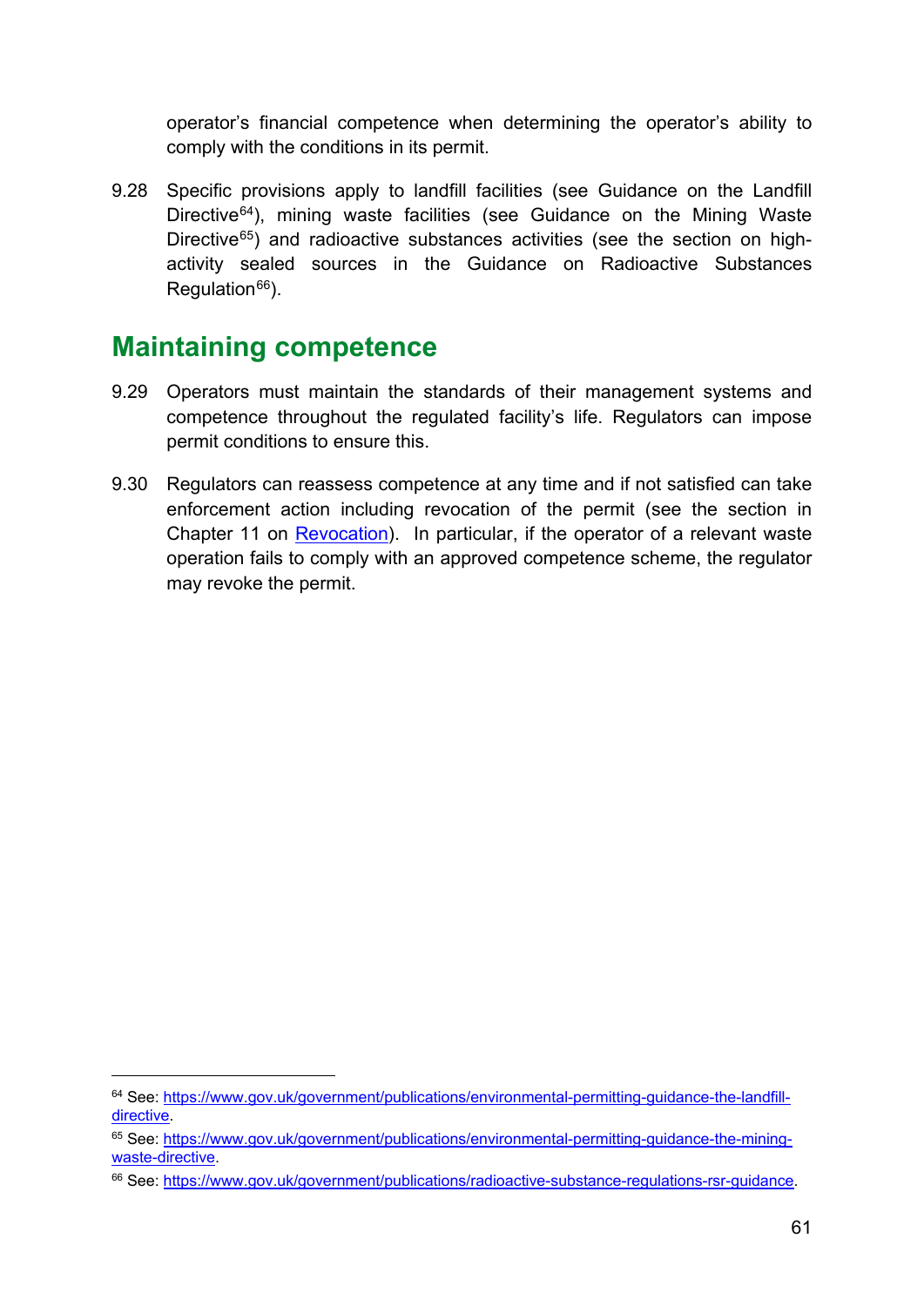operator's financial competence when determining the operator's ability to comply with the conditions in its permit.

9.28 Specific provisions apply to landfill facilities (see Guidance on the Landfill Directive[64]), mining waste facilities (see Guidance on the Mining Waste Directive[65]) and radioactive substances activities (see the section on high-activity sealed sources in the Guidance on Radioactive Substances Regulation[66]).

## Maintaining competence

9.29 Operators must maintain the standards of their management systems and competence throughout the regulated facility's life. Regulators can impose permit conditions to ensure this.

9.30 Regulators can reassess competence at any time and if not satisfied can take enforcement action including revocation of the permit (see the section in Chapter 11 on Revocation). In particular, if the operator of a relevant waste operation fails to comply with an approved competence scheme, the regulator may revoke the permit.

---

[64] See: https://www.gov.uk/government/publications/environmental-permitting-guidance-the-landfill-directive.

[65] See: https://www.gov.uk/government/publications/environmental-permitting-guidance-the-mining-waste-directive.

[66] See: https://www.gov.uk/government/publications/radioactive-substance-regulations-rsr-guidance.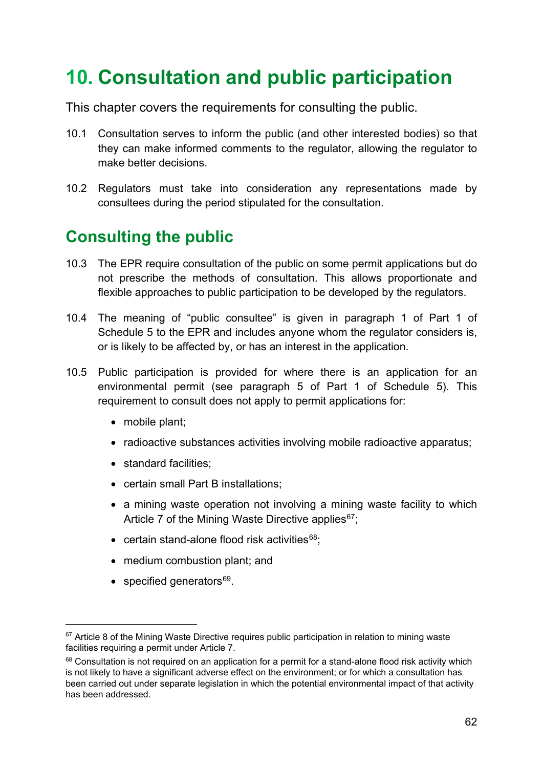# 10. Consultation and public participation

This chapter covers the requirements for consulting the public.

10.1 Consultation serves to inform the public (and other interested bodies) so that they can make informed comments to the regulator, allowing the regulator to make better decisions.

10.2 Regulators must take into consideration any representations made by consultees during the period stipulated for the consultation.

## Consulting the public

10.3 The EPR require consultation of the public on some permit applications but do not prescribe the methods of consultation. This allows proportionate and flexible approaches to public participation to be developed by the regulators.

10.4 The meaning of "public consultee" is given in paragraph 1 of Part 1 of Schedule 5 to the EPR and includes anyone whom the regulator considers is, or is likely to be affected by, or has an interest in the application.

10.5 Public participation is provided for where there is an application for an environmental permit (see paragraph 5 of Part 1 of Schedule 5). This requirement to consult does not apply to permit applications for:

- mobile plant;
- radioactive substances activities involving mobile radioactive apparatus;
- standard facilities;
- certain small Part B installations;
- a mining waste operation not involving a mining waste facility to which Article 7 of the Mining Waste Directive applies[67];
- certain stand-alone flood risk activities[68];
- medium combustion plant; and
- specified generators[69].

---

[67] Article 8 of the Mining Waste Directive requires public participation in relation to mining waste facilities requiring a permit under Article 7.

[68] Consultation is not required on an application for a permit for a stand-alone flood risk activity which is not likely to have a significant adverse effect on the environment; or for which a consultation has been carried out under separate legislation in which the potential environmental impact of that activity has been addressed.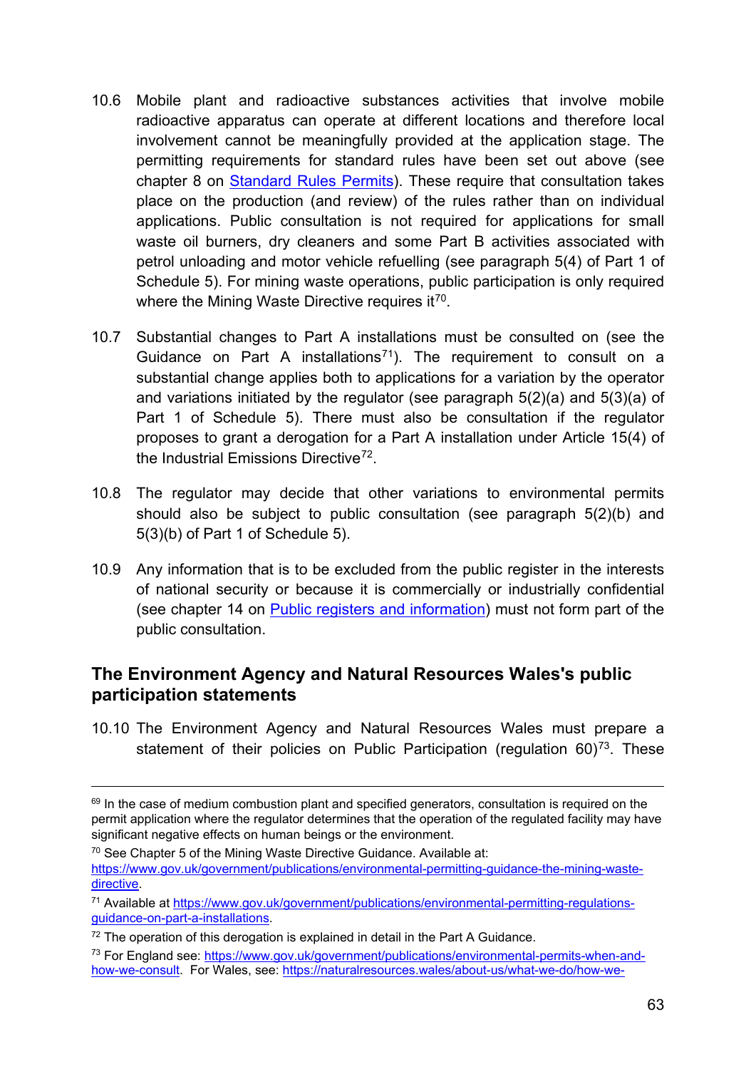10.6 Mobile plant and radioactive substances activities that involve mobile radioactive apparatus can operate at different locations and therefore local involvement cannot be meaningfully provided at the application stage. The permitting requirements for standard rules have been set out above (see chapter 8 on [Standard Rules Permits](#)). These require that consultation takes place on the production (and review) of the rules rather than on individual applications. Public consultation is not required for applications for small waste oil burners, dry cleaners and some Part B activities associated with petrol unloading and motor vehicle refuelling (see paragraph 5(4) of Part 1 of Schedule 5). For mining waste operations, public participation is only required where the Mining Waste Directive requires it[70].

10.7 Substantial changes to Part A installations must be consulted on (see the Guidance on Part A installations[71]). The requirement to consult on a substantial change applies both to applications for a variation by the operator and variations initiated by the regulator (see paragraph 5(2)(a) and 5(3)(a) of Part 1 of Schedule 5). There must also be consultation if the regulator proposes to grant a derogation for a Part A installation under Article 15(4) of the Industrial Emissions Directive[72].

10.8 The regulator may decide that other variations to environmental permits should also be subject to public consultation (see paragraph 5(2)(b) and 5(3)(b) of Part 1 of Schedule 5).

10.9 Any information that is to be excluded from the public register in the interests of national security or because it is commercially or industrially confidential (see chapter 14 on [Public registers and information](#)) must not form part of the public consultation.

## The Environment Agency and Natural Resources Wales's public participation statements

10.10 The Environment Agency and Natural Resources Wales must prepare a statement of their policies on Public Participation (regulation 60)[73]. These

---

[69] In the case of medium combustion plant and specified generators, consultation is required on the permit application where the regulator determines that the operation of the regulated facility may have significant negative effects on human beings or the environment.

[70] See Chapter 5 of the Mining Waste Directive Guidance. Available at: https://www.gov.uk/government/publications/environmental-permitting-guidance-the-mining-waste-directive.

[71] Available at https://www.gov.uk/government/publications/environmental-permitting-regulations-guidance-on-part-a-installations.

[72] The operation of this derogation is explained in detail in the Part A Guidance.

[73] For England see: https://www.gov.uk/government/publications/environmental-permits-when-and-how-we-consult. For Wales, see: https://naturalresources.wales/about-us/what-we-do/how-we-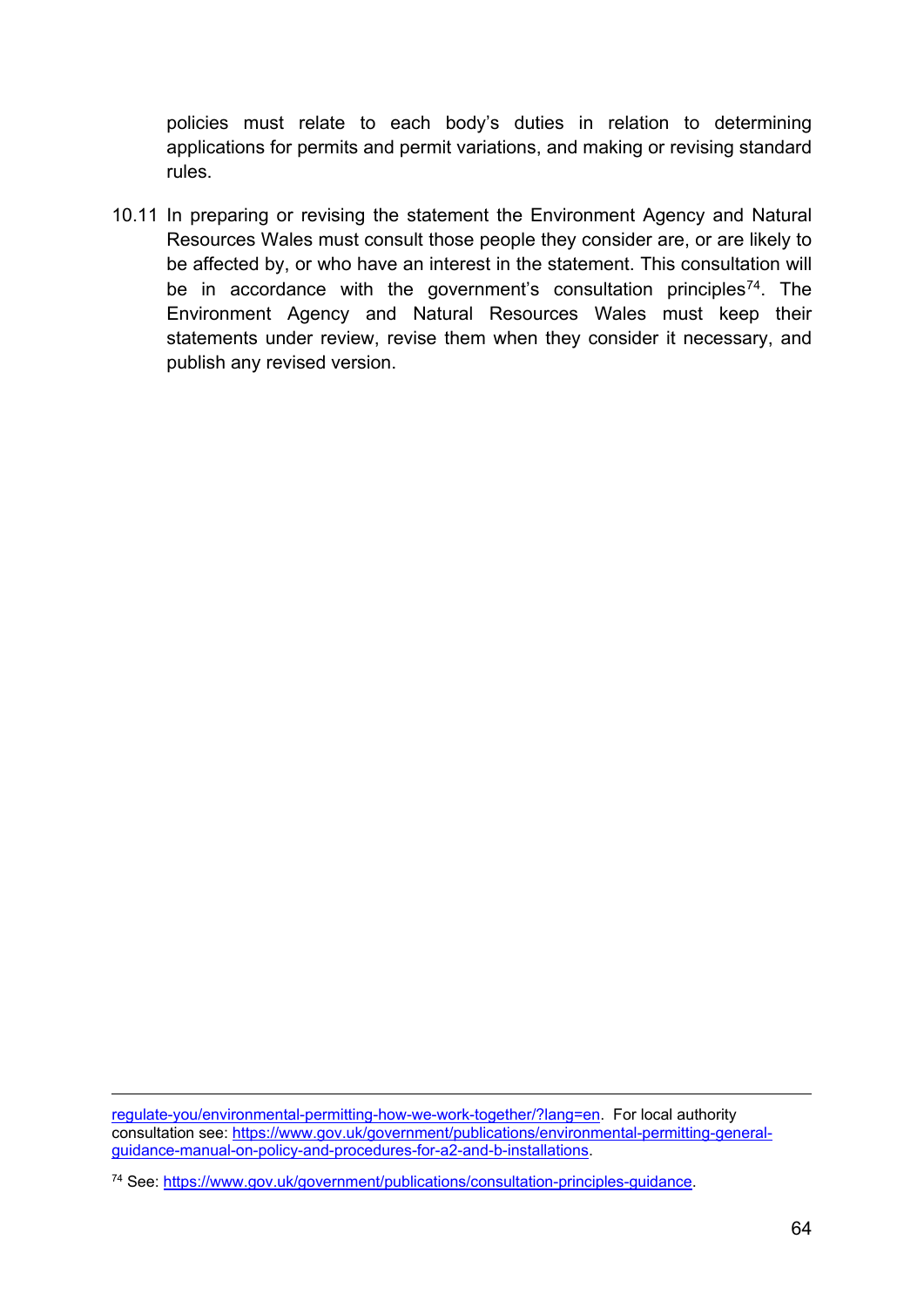policies must relate to each body's duties in relation to determining applications for permits and permit variations, and making or revising standard rules.

10.11 In preparing or revising the statement the Environment Agency and Natural Resources Wales must consult those people they consider are, or are likely to be affected by, or who have an interest in the statement. This consultation will be in accordance with the government's consultation principles[74]. The Environment Agency and Natural Resources Wales must keep their statements under review, revise them when they consider it necessary, and publish any revised version.

---

regulate-you/environmental-permitting-how-we-work-together/?lang=en. For local authority consultation see: https://www.gov.uk/government/publications/environmental-permitting-general-guidance-manual-on-policy-and-procedures-for-a2-and-b-installations.

[74] See: https://www.gov.uk/government/publications/consultation-principles-guidance.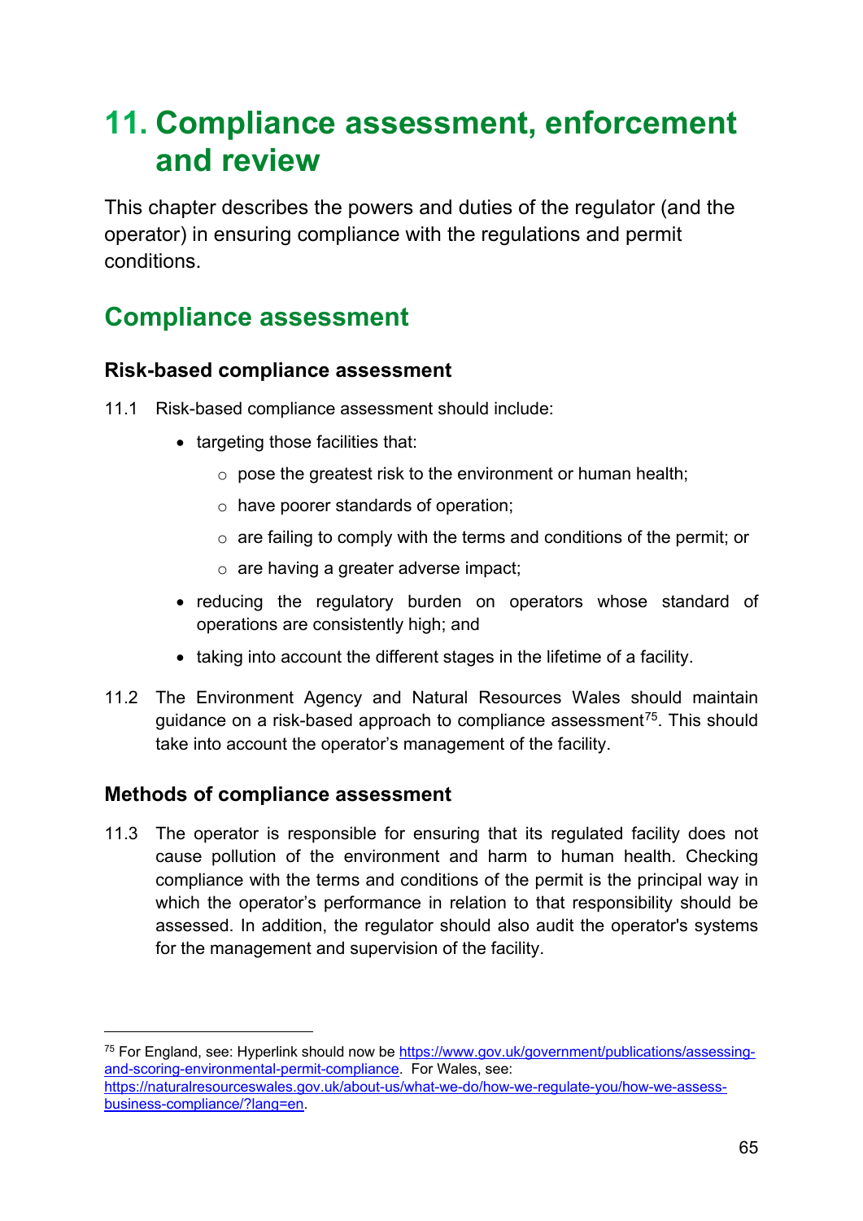# 11. Compliance assessment, enforcement and review

This chapter describes the powers and duties of the regulator (and the operator) in ensuring compliance with the regulations and permit conditions.

## Compliance assessment

### Risk-based compliance assessment

11.1 Risk-based compliance assessment should include:

- targeting those facilities that:
  - pose the greatest risk to the environment or human health;
  - have poorer standards of operation;
  - are failing to comply with the terms and conditions of the permit; or
  - are having a greater adverse impact;
- reducing the regulatory burden on operators whose standard of operations are consistently high; and
- taking into account the different stages in the lifetime of a facility.

11.2 The Environment Agency and Natural Resources Wales should maintain guidance on a risk-based approach to compliance assessment[75]. This should take into account the operator's management of the facility.

### Methods of compliance assessment

11.3 The operator is responsible for ensuring that its regulated facility does not cause pollution of the environment and harm to human health. Checking compliance with the terms and conditions of the permit is the principal way in which the operator's performance in relation to that responsibility should be assessed. In addition, the regulator should also audit the operator's systems for the management and supervision of the facility.

---

[75] For England, see: Hyperlink should now be https://www.gov.uk/government/publications/assessing-and-scoring-environmental-permit-compliance. For Wales, see: https://naturalresourceswales.gov.uk/about-us/what-we-do/how-we-regulate-you/how-we-assess-business-compliance/?lang=en.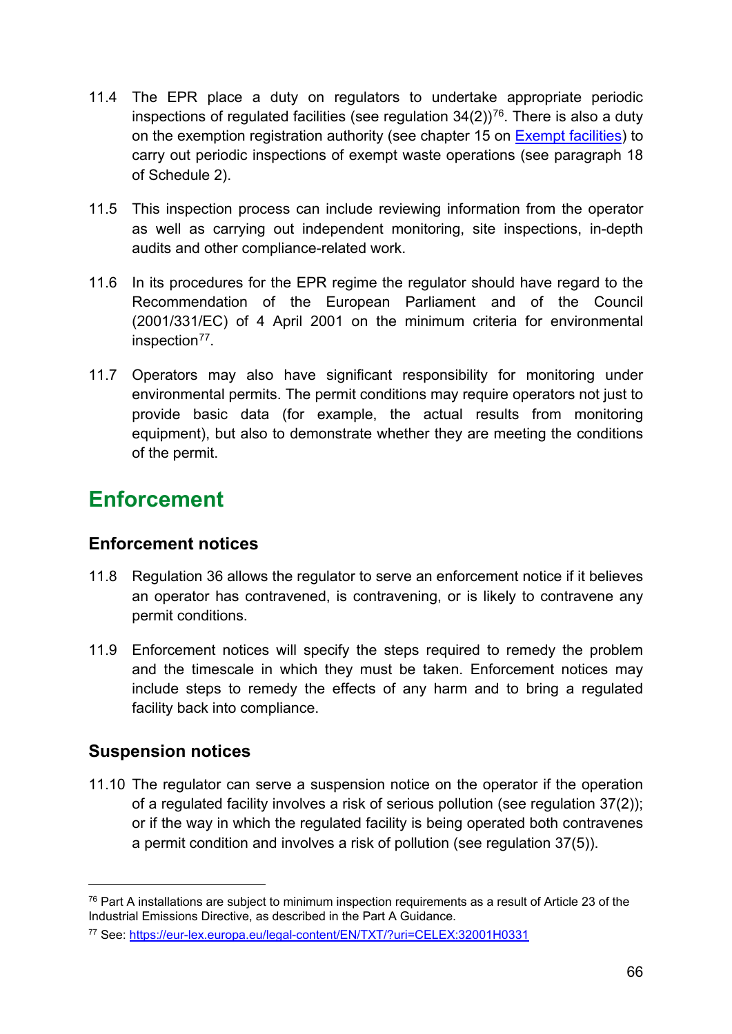11.4 The EPR place a duty on regulators to undertake appropriate periodic inspections of regulated facilities (see regulation 34(2))[76]. There is also a duty on the exemption registration authority (see chapter 15 on [Exempt facilities]) to carry out periodic inspections of exempt waste operations (see paragraph 18 of Schedule 2).

11.5 This inspection process can include reviewing information from the operator as well as carrying out independent monitoring, site inspections, in-depth audits and other compliance-related work.

11.6 In its procedures for the EPR regime the regulator should have regard to the Recommendation of the European Parliament and of the Council (2001/331/EC) of 4 April 2001 on the minimum criteria for environmental inspection[77].

11.7 Operators may also have significant responsibility for monitoring under environmental permits. The permit conditions may require operators not just to provide basic data (for example, the actual results from monitoring equipment), but also to demonstrate whether they are meeting the conditions of the permit.

# Enforcement

## Enforcement notices

11.8 Regulation 36 allows the regulator to serve an enforcement notice if it believes an operator has contravened, is contravening, or is likely to contravene any permit conditions.

11.9 Enforcement notices will specify the steps required to remedy the problem and the timescale in which they must be taken. Enforcement notices may include steps to remedy the effects of any harm and to bring a regulated facility back into compliance.

## Suspension notices

11.10 The regulator can serve a suspension notice on the operator if the operation of a regulated facility involves a risk of serious pollution (see regulation 37(2)); or if the way in which the regulated facility is being operated both contravenes a permit condition and involves a risk of pollution (see regulation 37(5)).

---

[76] Part A installations are subject to minimum inspection requirements as a result of Article 23 of the Industrial Emissions Directive, as described in the Part A Guidance.

[77] See: https://eur-lex.europa.eu/legal-content/EN/TXT/?uri=CELEX:32001H0331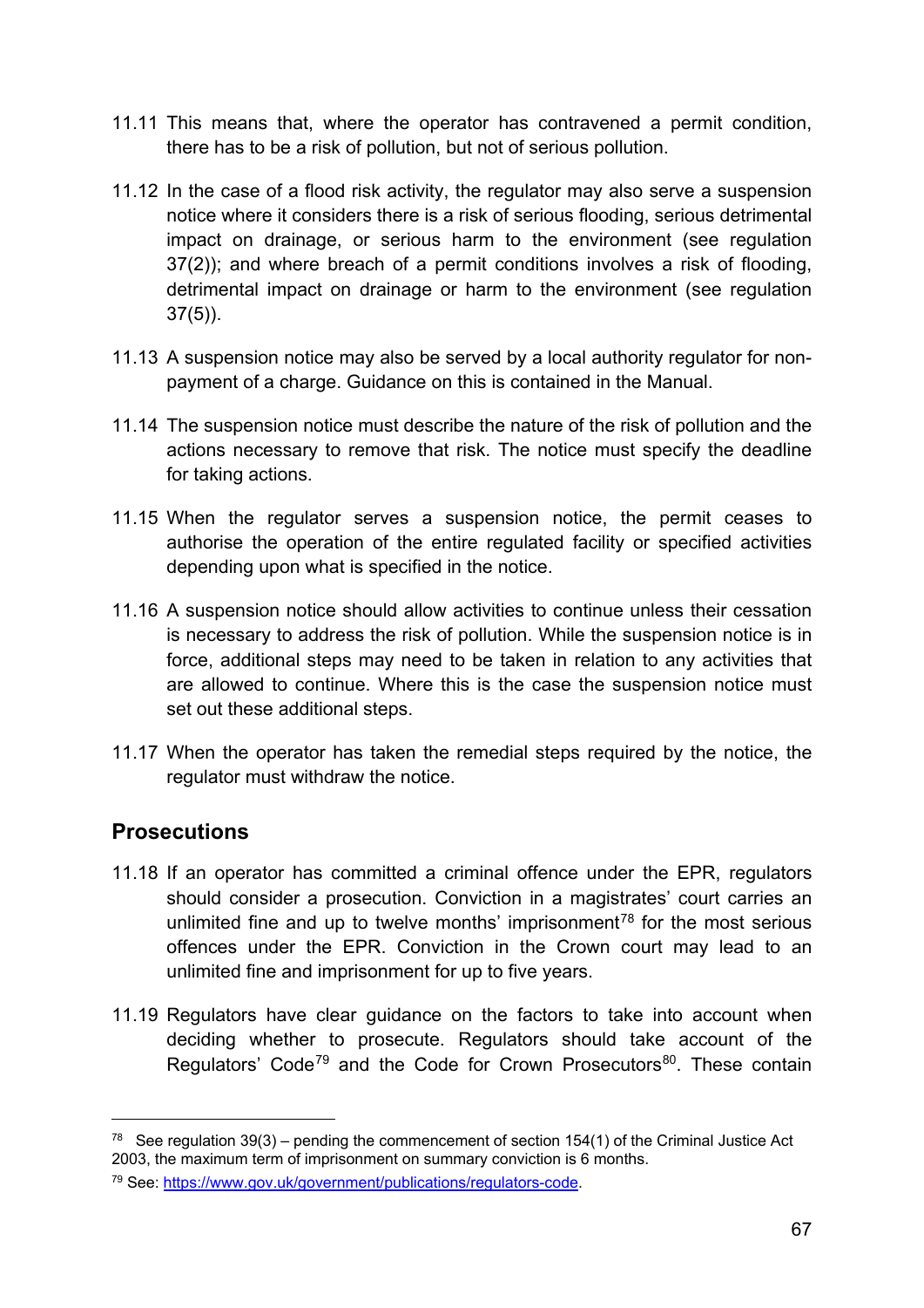11.11 This means that, where the operator has contravened a permit condition, there has to be a risk of pollution, but not of serious pollution.

11.12 In the case of a flood risk activity, the regulator may also serve a suspension notice where it considers there is a risk of serious flooding, serious detrimental impact on drainage, or serious harm to the environment (see regulation 37(2)); and where breach of a permit conditions involves a risk of flooding, detrimental impact on drainage or harm to the environment (see regulation 37(5)).

11.13 A suspension notice may also be served by a local authority regulator for non-payment of a charge. Guidance on this is contained in the Manual.

11.14 The suspension notice must describe the nature of the risk of pollution and the actions necessary to remove that risk. The notice must specify the deadline for taking actions.

11.15 When the regulator serves a suspension notice, the permit ceases to authorise the operation of the entire regulated facility or specified activities depending upon what is specified in the notice.

11.16 A suspension notice should allow activities to continue unless their cessation is necessary to address the risk of pollution. While the suspension notice is in force, additional steps may need to be taken in relation to any activities that are allowed to continue. Where this is the case the suspension notice must set out these additional steps.

11.17 When the operator has taken the remedial steps required by the notice, the regulator must withdraw the notice.

## Prosecutions

11.18 If an operator has committed a criminal offence under the EPR, regulators should consider a prosecution. Conviction in a magistrates' court carries an unlimited fine and up to twelve months' imprisonment[78] for the most serious offences under the EPR. Conviction in the Crown court may lead to an unlimited fine and imprisonment for up to five years.

11.19 Regulators have clear guidance on the factors to take into account when deciding whether to prosecute. Regulators should take account of the Regulators' Code[79] and the Code for Crown Prosecutors[80]. These contain

[78] See regulation 39(3) – pending the commencement of section 154(1) of the Criminal Justice Act 2003, the maximum term of imprisonment on summary conviction is 6 months.

[79] See: https://www.gov.uk/government/publications/regulators-code.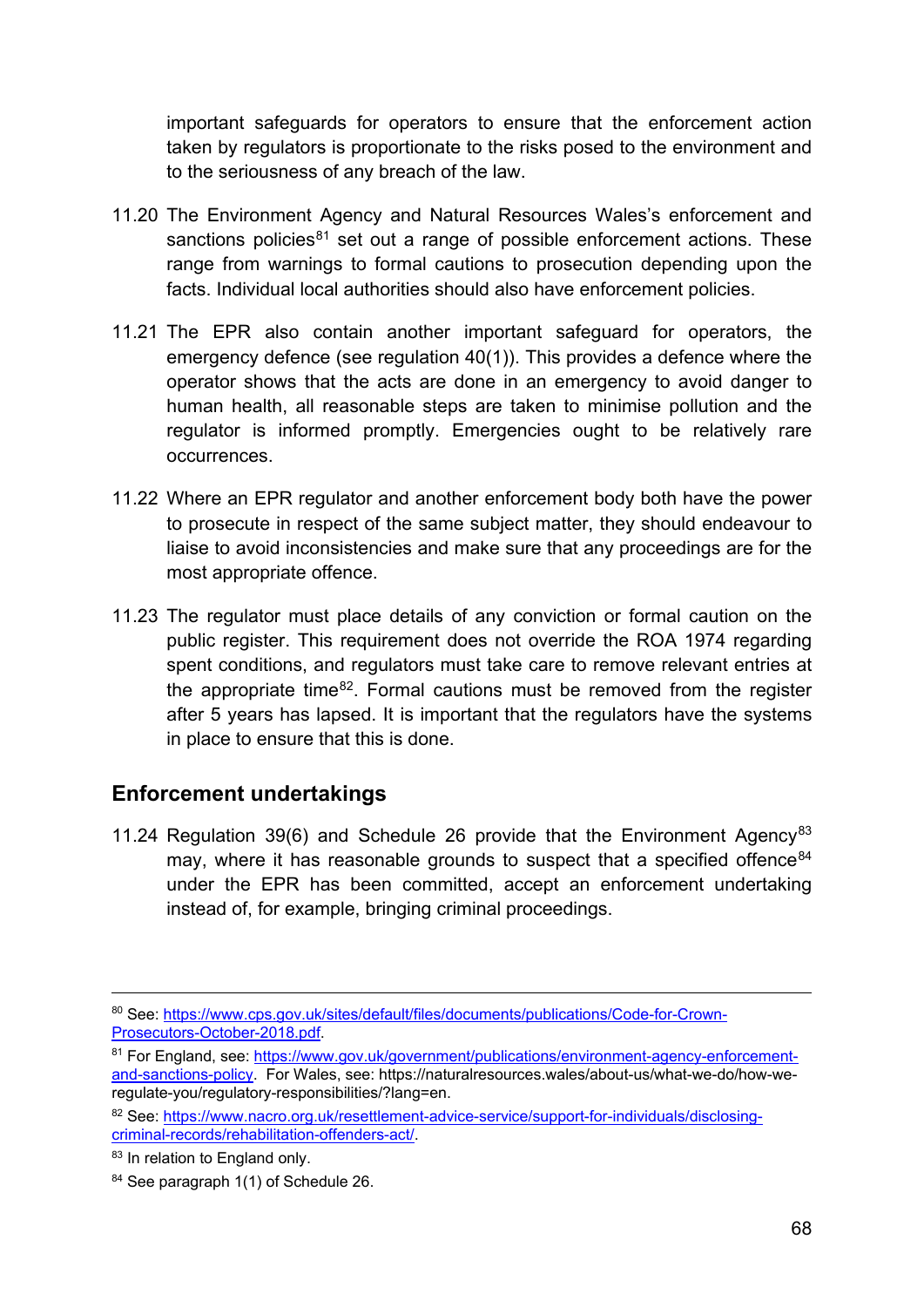important safeguards for operators to ensure that the enforcement action taken by regulators is proportionate to the risks posed to the environment and to the seriousness of any breach of the law.

11.20 The Environment Agency and Natural Resources Wales's enforcement and sanctions policies[81] set out a range of possible enforcement actions. These range from warnings to formal cautions to prosecution depending upon the facts. Individual local authorities should also have enforcement policies.

11.21 The EPR also contain another important safeguard for operators, the emergency defence (see regulation 40(1)). This provides a defence where the operator shows that the acts are done in an emergency to avoid danger to human health, all reasonable steps are taken to minimise pollution and the regulator is informed promptly. Emergencies ought to be relatively rare occurrences.

11.22 Where an EPR regulator and another enforcement body both have the power to prosecute in respect of the same subject matter, they should endeavour to liaise to avoid inconsistencies and make sure that any proceedings are for the most appropriate offence.

11.23 The regulator must place details of any conviction or formal caution on the public register. This requirement does not override the ROA 1974 regarding spent conditions, and regulators must take care to remove relevant entries at the appropriate time[82]. Formal cautions must be removed from the register after 5 years has lapsed. It is important that the regulators have the systems in place to ensure that this is done.

## Enforcement undertakings

11.24 Regulation 39(6) and Schedule 26 provide that the Environment Agency[83] may, where it has reasonable grounds to suspect that a specified offence[84] under the EPR has been committed, accept an enforcement undertaking instead of, for example, bringing criminal proceedings.

---

[80] See: https://www.cps.gov.uk/sites/default/files/documents/publications/Code-for-Crown-Prosecutors-October-2018.pdf.

[81] For England, see: https://www.gov.uk/government/publications/environment-agency-enforcement-and-sanctions-policy. For Wales, see: https://naturalresources.wales/about-us/what-we-do/how-we-regulate-you/regulatory-responsibilities/?lang=en.

[82] See: https://www.nacro.org.uk/resettlement-advice-service/support-for-individuals/disclosing-criminal-records/rehabilitation-offenders-act/.

[83] In relation to England only.

[84] See paragraph 1(1) of Schedule 26.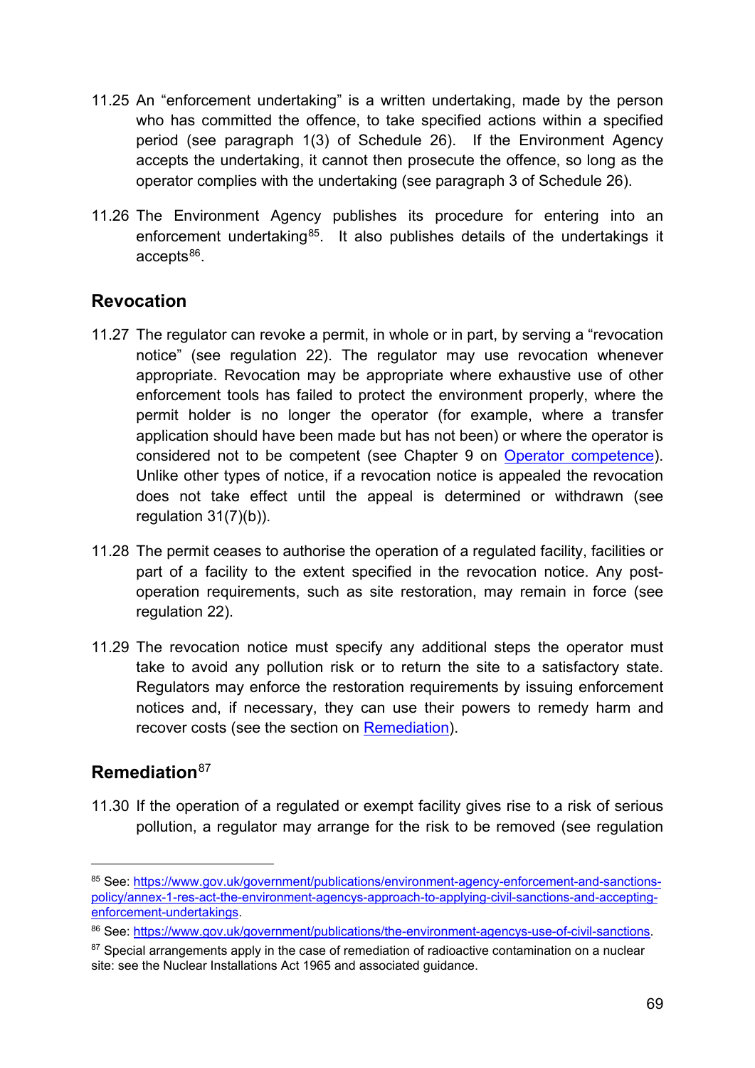11.25 An "enforcement undertaking" is a written undertaking, made by the person who has committed the offence, to take specified actions within a specified period (see paragraph 1(3) of Schedule 26). If the Environment Agency accepts the undertaking, it cannot then prosecute the offence, so long as the operator complies with the undertaking (see paragraph 3 of Schedule 26).

11.26 The Environment Agency publishes its procedure for entering into an enforcement undertaking[85]. It also publishes details of the undertakings it accepts[86].

## Revocation

11.27 The regulator can revoke a permit, in whole or in part, by serving a "revocation notice" (see regulation 22). The regulator may use revocation whenever appropriate. Revocation may be appropriate where exhaustive use of other enforcement tools has failed to protect the environment properly, where the permit holder is no longer the operator (for example, where a transfer application should have been made but has not been) or where the operator is considered not to be competent (see Chapter 9 on Operator competence). Unlike other types of notice, if a revocation notice is appealed the revocation does not take effect until the appeal is determined or withdrawn (see regulation 31(7)(b)).

11.28 The permit ceases to authorise the operation of a regulated facility, facilities or part of a facility to the extent specified in the revocation notice. Any post-operation requirements, such as site restoration, may remain in force (see regulation 22).

11.29 The revocation notice must specify any additional steps the operator must take to avoid any pollution risk or to return the site to a satisfactory state. Regulators may enforce the restoration requirements by issuing enforcement notices and, if necessary, they can use their powers to remedy harm and recover costs (see the section on Remediation).

## Remediation[87]

11.30 If the operation of a regulated or exempt facility gives rise to a risk of serious pollution, a regulator may arrange for the risk to be removed (see regulation

---

[85] See: https://www.gov.uk/government/publications/environment-agency-enforcement-and-sanctions-policy/annex-1-res-act-the-environment-agencys-approach-to-applying-civil-sanctions-and-accepting-enforcement-undertakings.

[86] See: https://www.gov.uk/government/publications/the-environment-agencys-use-of-civil-sanctions.

[87] Special arrangements apply in the case of remediation of radioactive contamination on a nuclear site: see the Nuclear Installations Act 1965 and associated guidance.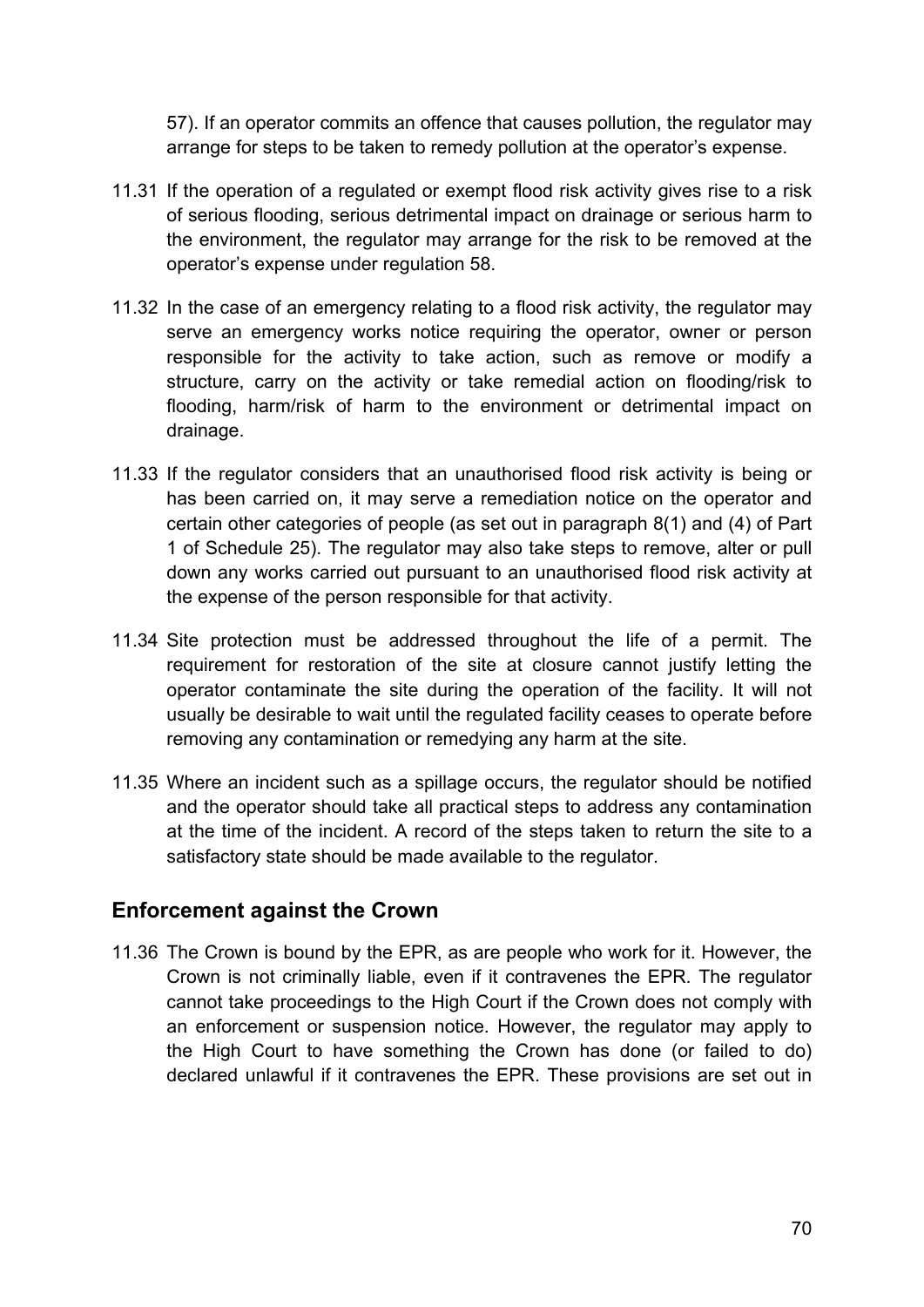57). If an operator commits an offence that causes pollution, the regulator may arrange for steps to be taken to remedy pollution at the operator's expense.

11.31 If the operation of a regulated or exempt flood risk activity gives rise to a risk of serious flooding, serious detrimental impact on drainage or serious harm to the environment, the regulator may arrange for the risk to be removed at the operator's expense under regulation 58.

11.32 In the case of an emergency relating to a flood risk activity, the regulator may serve an emergency works notice requiring the operator, owner or person responsible for the activity to take action, such as remove or modify a structure, carry on the activity or take remedial action on flooding/risk to flooding, harm/risk of harm to the environment or detrimental impact on drainage.

11.33 If the regulator considers that an unauthorised flood risk activity is being or has been carried on, it may serve a remediation notice on the operator and certain other categories of people (as set out in paragraph 8(1) and (4) of Part 1 of Schedule 25). The regulator may also take steps to remove, alter or pull down any works carried out pursuant to an unauthorised flood risk activity at the expense of the person responsible for that activity.

11.34 Site protection must be addressed throughout the life of a permit. The requirement for restoration of the site at closure cannot justify letting the operator contaminate the site during the operation of the facility. It will not usually be desirable to wait until the regulated facility ceases to operate before removing any contamination or remedying any harm at the site.

11.35 Where an incident such as a spillage occurs, the regulator should be notified and the operator should take all practical steps to address any contamination at the time of the incident. A record of the steps taken to return the site to a satisfactory state should be made available to the regulator.

## Enforcement against the Crown

11.36 The Crown is bound by the EPR, as are people who work for it. However, the Crown is not criminally liable, even if it contravenes the EPR. The regulator cannot take proceedings to the High Court if the Crown does not comply with an enforcement or suspension notice. However, the regulator may apply to the High Court to have something the Crown has done (or failed to do) declared unlawful if it contravenes the EPR. These provisions are set out in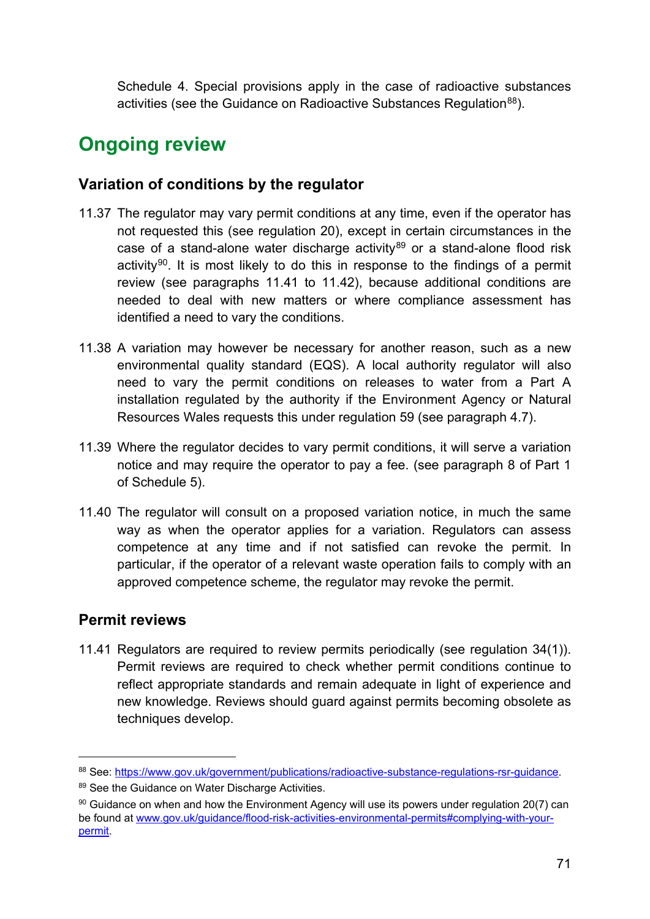Schedule 4. Special provisions apply in the case of radioactive substances activities (see the Guidance on Radioactive Substances Regulation[88]).

## Ongoing review

### Variation of conditions by the regulator

11.37 The regulator may vary permit conditions at any time, even if the operator has not requested this (see regulation 20), except in certain circumstances in the case of a stand-alone water discharge activity[89] or a stand-alone flood risk activity[90]. It is most likely to do this in response to the findings of a permit review (see paragraphs 11.41 to 11.42), because additional conditions are needed to deal with new matters or where compliance assessment has identified a need to vary the conditions.

11.38 A variation may however be necessary for another reason, such as a new environmental quality standard (EQS). A local authority regulator will also need to vary the permit conditions on releases to water from a Part A installation regulated by the authority if the Environment Agency or Natural Resources Wales requests this under regulation 59 (see paragraph 4.7).

11.39 Where the regulator decides to vary permit conditions, it will serve a variation notice and may require the operator to pay a fee. (see paragraph 8 of Part 1 of Schedule 5).

11.40 The regulator will consult on a proposed variation notice, in much the same way as when the operator applies for a variation. Regulators can assess competence at any time and if not satisfied can revoke the permit. In particular, if the operator of a relevant waste operation fails to comply with an approved competence scheme, the regulator may revoke the permit.

### Permit reviews

11.41 Regulators are required to review permits periodically (see regulation 34(1)). Permit reviews are required to check whether permit conditions continue to reflect appropriate standards and remain adequate in light of experience and new knowledge. Reviews should guard against permits becoming obsolete as techniques develop.

---

[88] See: https://www.gov.uk/government/publications/radioactive-substance-regulations-rsr-guidance.

[89] See the Guidance on Water Discharge Activities.

[90] Guidance on when and how the Environment Agency will use its powers under regulation 20(7) can be found at www.gov.uk/guidance/flood-risk-activities-environmental-permits#complying-with-your-permit.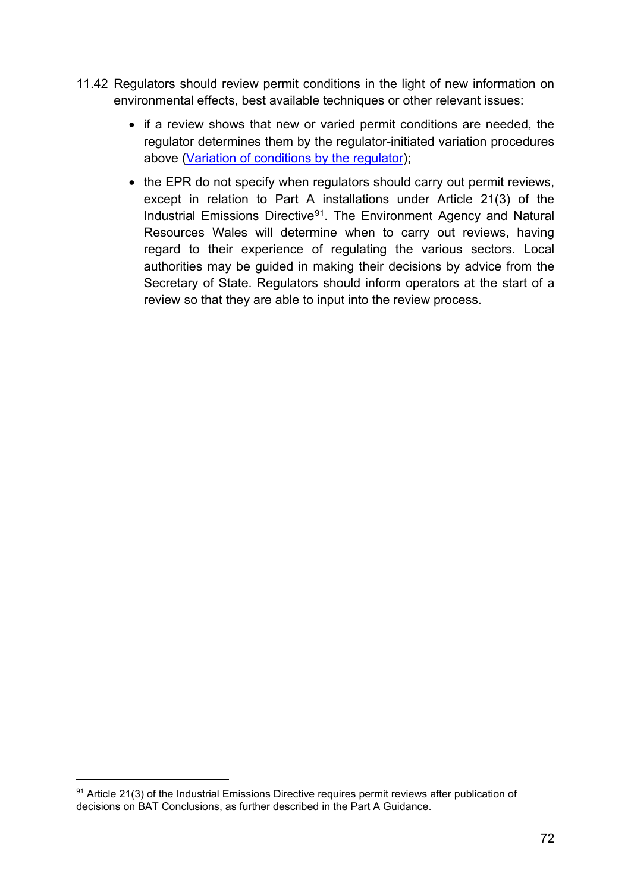11.42 Regulators should review permit conditions in the light of new information on environmental effects, best available techniques or other relevant issues:

- if a review shows that new or varied permit conditions are needed, the regulator determines them by the regulator-initiated variation procedures above (Variation of conditions by the regulator);
- the EPR do not specify when regulators should carry out permit reviews, except in relation to Part A installations under Article 21(3) of the Industrial Emissions Directive[91]. The Environment Agency and Natural Resources Wales will determine when to carry out reviews, having regard to their experience of regulating the various sectors. Local authorities may be guided in making their decisions by advice from the Secretary of State. Regulators should inform operators at the start of a review so that they are able to input into the review process.

---

[91] Article 21(3) of the Industrial Emissions Directive requires permit reviews after publication of decisions on BAT Conclusions, as further described in the Part A Guidance.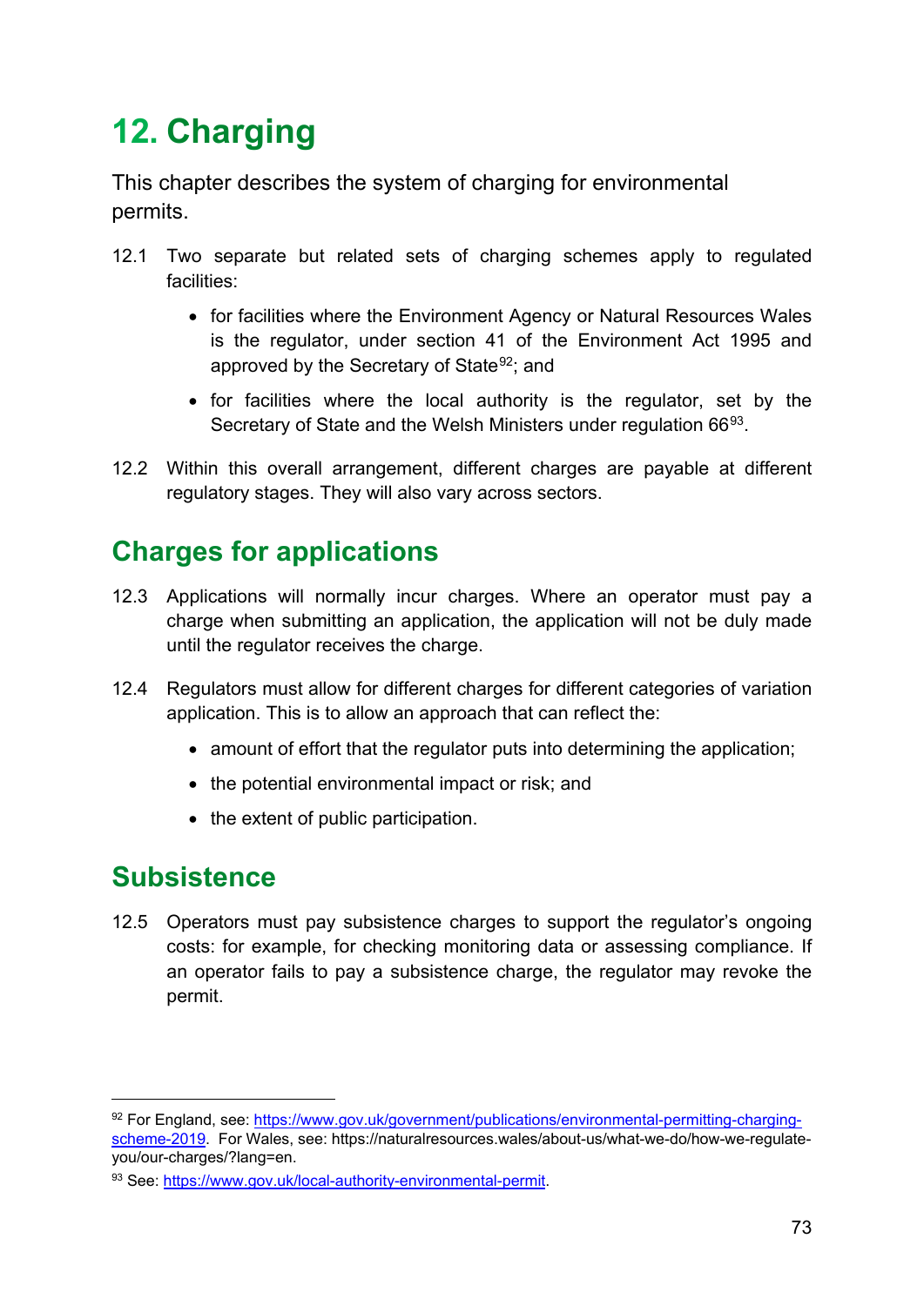# 12. Charging

This chapter describes the system of charging for environmental permits.

12.1 Two separate but related sets of charging schemes apply to regulated facilities:

- for facilities where the Environment Agency or Natural Resources Wales is the regulator, under section 41 of the Environment Act 1995 and approved by the Secretary of State[92]; and
- for facilities where the local authority is the regulator, set by the Secretary of State and the Welsh Ministers under regulation 66[93].

12.2 Within this overall arrangement, different charges are payable at different regulatory stages. They will also vary across sectors.

## Charges for applications

12.3 Applications will normally incur charges. Where an operator must pay a charge when submitting an application, the application will not be duly made until the regulator receives the charge.

12.4 Regulators must allow for different charges for different categories of variation application. This is to allow an approach that can reflect the:

- amount of effort that the regulator puts into determining the application;
- the potential environmental impact or risk; and
- the extent of public participation.

## Subsistence

12.5 Operators must pay subsistence charges to support the regulator's ongoing costs: for example, for checking monitoring data or assessing compliance. If an operator fails to pay a subsistence charge, the regulator may revoke the permit.

---

[92] For England, see: https://www.gov.uk/government/publications/environmental-permitting-charging-scheme-2019. For Wales, see: https://naturalresources.wales/about-us/what-we-do/how-we-regulate-you/our-charges/?lang=en.

[93] See: https://www.gov.uk/local-authority-environmental-permit.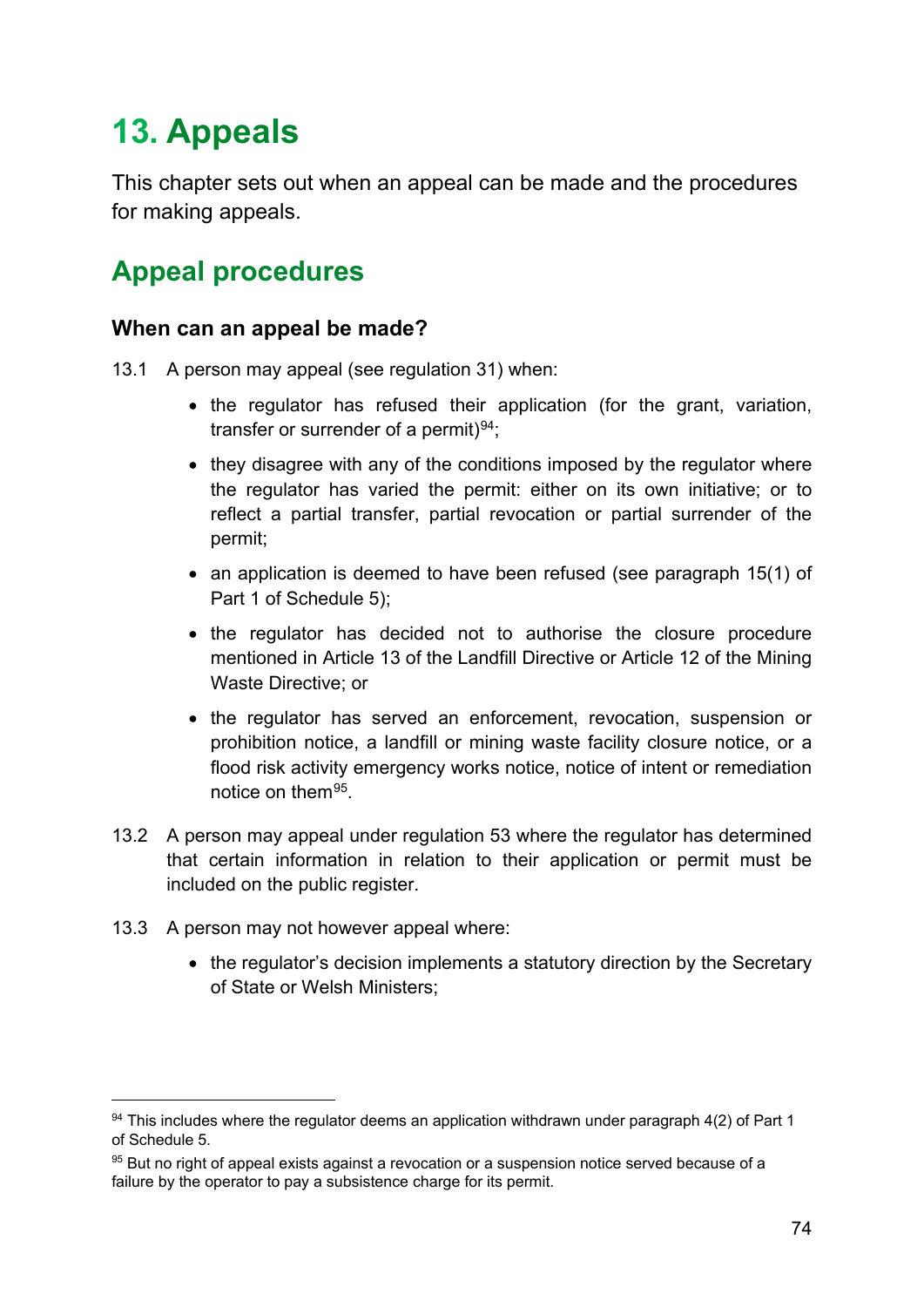# 13. Appeals

This chapter sets out when an appeal can be made and the procedures for making appeals.

## Appeal procedures

### When can an appeal be made?

13.1 A person may appeal (see regulation 31) when:

- the regulator has refused their application (for the grant, variation, transfer or surrender of a permit)[94];
- they disagree with any of the conditions imposed by the regulator where the regulator has varied the permit: either on its own initiative; or to reflect a partial transfer, partial revocation or partial surrender of the permit;
- an application is deemed to have been refused (see paragraph 15(1) of Part 1 of Schedule 5);
- the regulator has decided not to authorise the closure procedure mentioned in Article 13 of the Landfill Directive or Article 12 of the Mining Waste Directive; or
- the regulator has served an enforcement, revocation, suspension or prohibition notice, a landfill or mining waste facility closure notice, or a flood risk activity emergency works notice, notice of intent or remediation notice on them[95].

13.2 A person may appeal under regulation 53 where the regulator has determined that certain information in relation to their application or permit must be included on the public register.

13.3 A person may not however appeal where:

- the regulator's decision implements a statutory direction by the Secretary of State or Welsh Ministers;

---

[94] This includes where the regulator deems an application withdrawn under paragraph 4(2) of Part 1 of Schedule 5.

[95] But no right of appeal exists against a revocation or a suspension notice served because of a failure by the operator to pay a subsistence charge for its permit.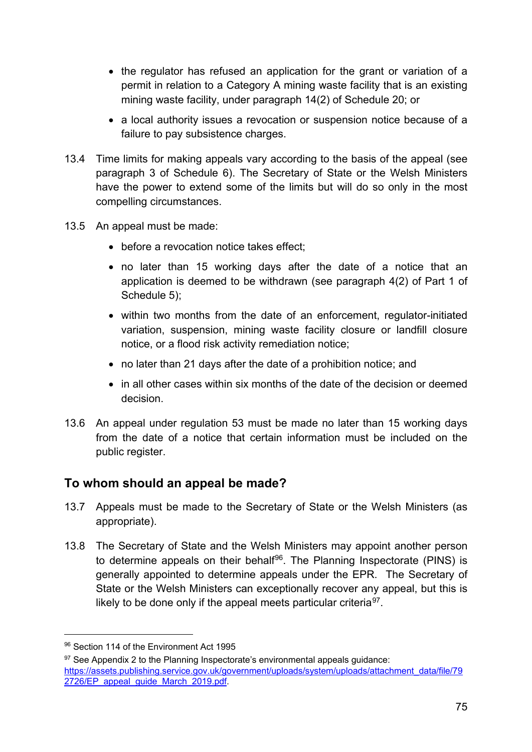- the regulator has refused an application for the grant or variation of a permit in relation to a Category A mining waste facility that is an existing mining waste facility, under paragraph 14(2) of Schedule 20; or
- a local authority issues a revocation or suspension notice because of a failure to pay subsistence charges.

13.4 Time limits for making appeals vary according to the basis of the appeal (see paragraph 3 of Schedule 6). The Secretary of State or the Welsh Ministers have the power to extend some of the limits but will do so only in the most compelling circumstances.

13.5 An appeal must be made:

- before a revocation notice takes effect;
- no later than 15 working days after the date of a notice that an application is deemed to be withdrawn (see paragraph 4(2) of Part 1 of Schedule 5);
- within two months from the date of an enforcement, regulator-initiated variation, suspension, mining waste facility closure or landfill closure notice, or a flood risk activity remediation notice;
- no later than 21 days after the date of a prohibition notice; and
- in all other cases within six months of the date of the decision or deemed decision.

13.6 An appeal under regulation 53 must be made no later than 15 working days from the date of a notice that certain information must be included on the public register.

## To whom should an appeal be made?

13.7 Appeals must be made to the Secretary of State or the Welsh Ministers (as appropriate).

13.8 The Secretary of State and the Welsh Ministers may appoint another person to determine appeals on their behalf[96]. The Planning Inspectorate (PINS) is generally appointed to determine appeals under the EPR. The Secretary of State or the Welsh Ministers can exceptionally recover any appeal, but this is likely to be done only if the appeal meets particular criteria[97].

---

[96] Section 114 of the Environment Act 1995

[97] See Appendix 2 to the Planning Inspectorate's environmental appeals guidance: https://assets.publishing.service.gov.uk/government/uploads/system/uploads/attachment_data/file/792726/EP_appeal_guide_March_2019.pdf.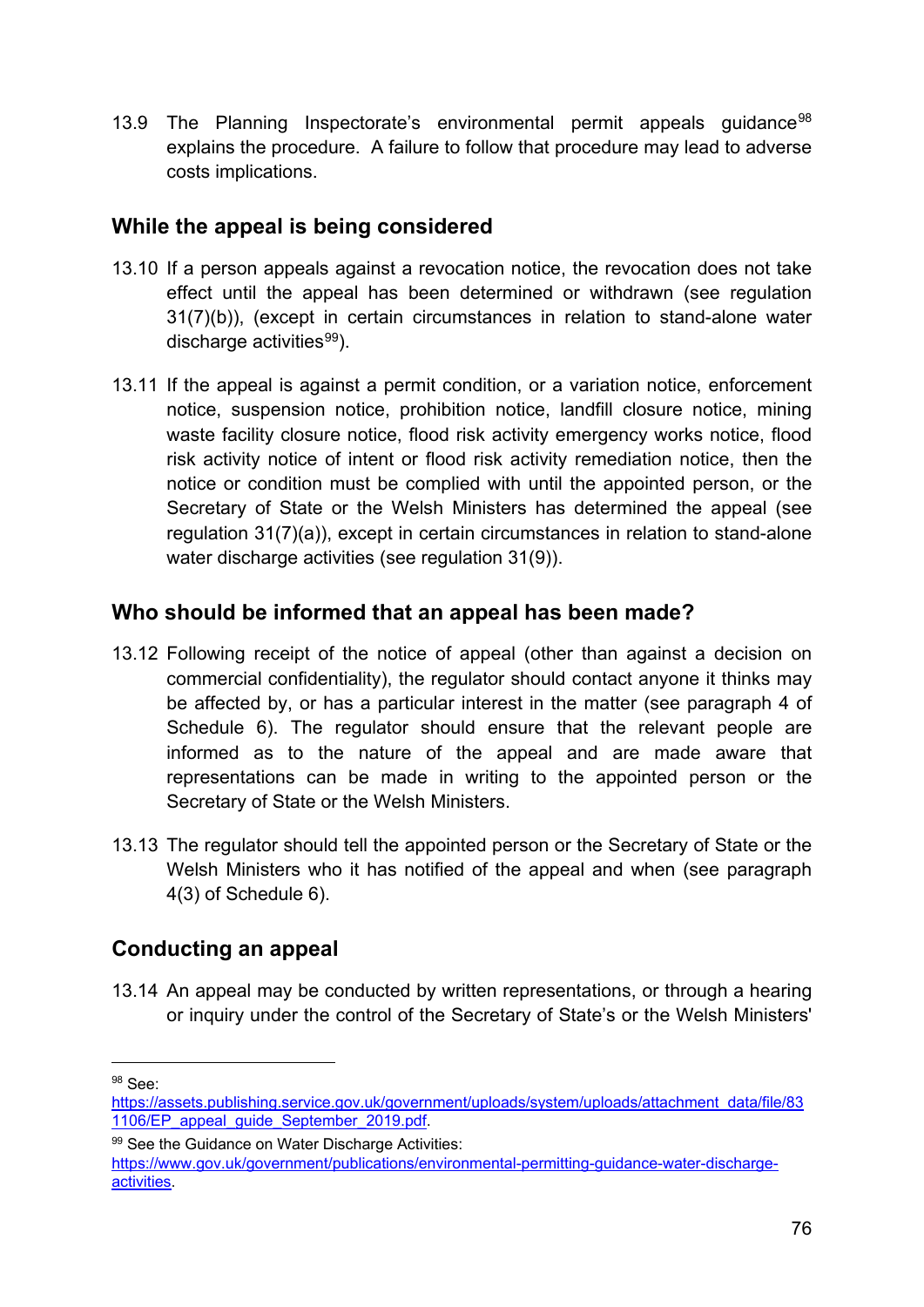13.9 The Planning Inspectorate's environmental permit appeals guidance[98] explains the procedure. A failure to follow that procedure may lead to adverse costs implications.

## While the appeal is being considered

13.10 If a person appeals against a revocation notice, the revocation does not take effect until the appeal has been determined or withdrawn (see regulation 31(7)(b)), (except in certain circumstances in relation to stand-alone water discharge activities[99]).

13.11 If the appeal is against a permit condition, or a variation notice, enforcement notice, suspension notice, prohibition notice, landfill closure notice, mining waste facility closure notice, flood risk activity emergency works notice, flood risk activity notice of intent or flood risk activity remediation notice, then the notice or condition must be complied with until the appointed person, or the Secretary of State or the Welsh Ministers has determined the appeal (see regulation 31(7)(a)), except in certain circumstances in relation to stand-alone water discharge activities (see regulation 31(9)).

## Who should be informed that an appeal has been made?

13.12 Following receipt of the notice of appeal (other than against a decision on commercial confidentiality), the regulator should contact anyone it thinks may be affected by, or has a particular interest in the matter (see paragraph 4 of Schedule 6). The regulator should ensure that the relevant people are informed as to the nature of the appeal and are made aware that representations can be made in writing to the appointed person or the Secretary of State or the Welsh Ministers.

13.13 The regulator should tell the appointed person or the Secretary of State or the Welsh Ministers who it has notified of the appeal and when (see paragraph 4(3) of Schedule 6).

## Conducting an appeal

13.14 An appeal may be conducted by written representations, or through a hearing or inquiry under the control of the Secretary of State's or the Welsh Ministers'

---

[98] See: https://assets.publishing.service.gov.uk/government/uploads/system/uploads/attachment_data/file/831106/EP_appeal_guide_September_2019.pdf.

[99] See the Guidance on Water Discharge Activities: https://www.gov.uk/government/publications/environmental-permitting-guidance-water-discharge-activities.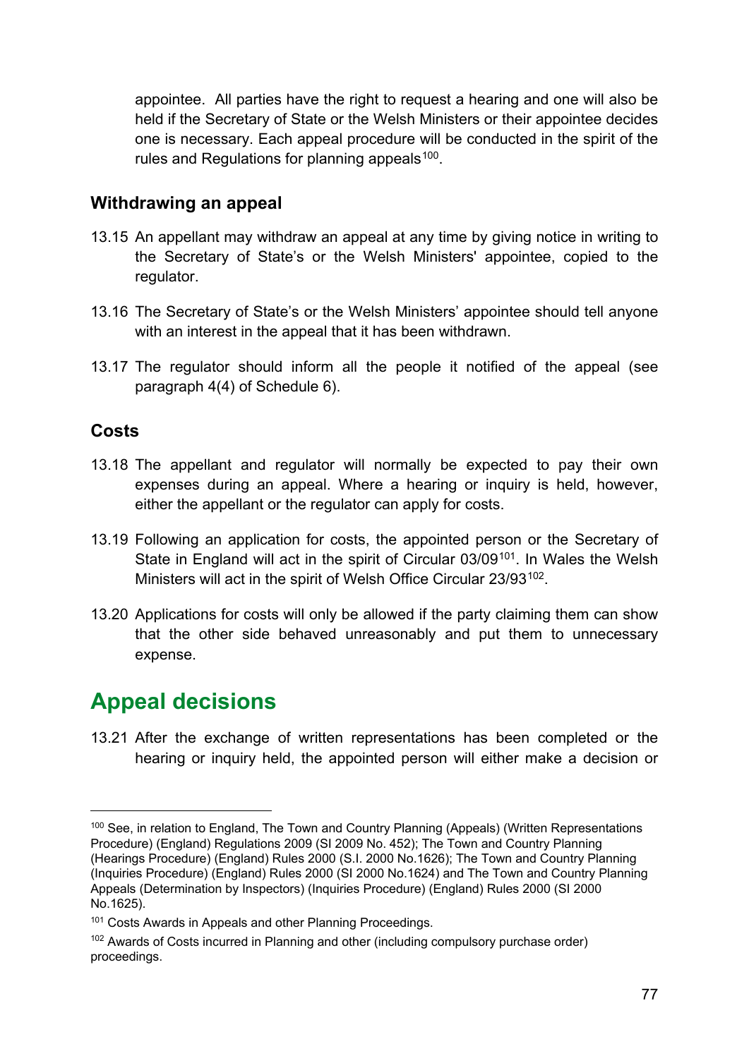appointee. All parties have the right to request a hearing and one will also be held if the Secretary of State or the Welsh Ministers or their appointee decides one is necessary. Each appeal procedure will be conducted in the spirit of the rules and Regulations for planning appeals[100].

### Withdrawing an appeal

13.15 An appellant may withdraw an appeal at any time by giving notice in writing to the Secretary of State's or the Welsh Ministers' appointee, copied to the regulator.

13.16 The Secretary of State's or the Welsh Ministers' appointee should tell anyone with an interest in the appeal that it has been withdrawn.

13.17 The regulator should inform all the people it notified of the appeal (see paragraph 4(4) of Schedule 6).

### Costs

13.18 The appellant and regulator will normally be expected to pay their own expenses during an appeal. Where a hearing or inquiry is held, however, either the appellant or the regulator can apply for costs.

13.19 Following an application for costs, the appointed person or the Secretary of State in England will act in the spirit of Circular 03/09[101]. In Wales the Welsh Ministers will act in the spirit of Welsh Office Circular 23/93[102].

13.20 Applications for costs will only be allowed if the party claiming them can show that the other side behaved unreasonably and put them to unnecessary expense.

## Appeal decisions

13.21 After the exchange of written representations has been completed or the hearing or inquiry held, the appointed person will either make a decision or

---

[100] See, in relation to England, The Town and Country Planning (Appeals) (Written Representations Procedure) (England) Regulations 2009 (SI 2009 No. 452); The Town and Country Planning (Hearings Procedure) (England) Rules 2000 (S.I. 2000 No.1626); The Town and Country Planning (Inquiries Procedure) (England) Rules 2000 (SI 2000 No.1624) and The Town and Country Planning Appeals (Determination by Inspectors) (Inquiries Procedure) (England) Rules 2000 (SI 2000 No.1625).

[101] Costs Awards in Appeals and other Planning Proceedings.

[102] Awards of Costs incurred in Planning and other (including compulsory purchase order) proceedings.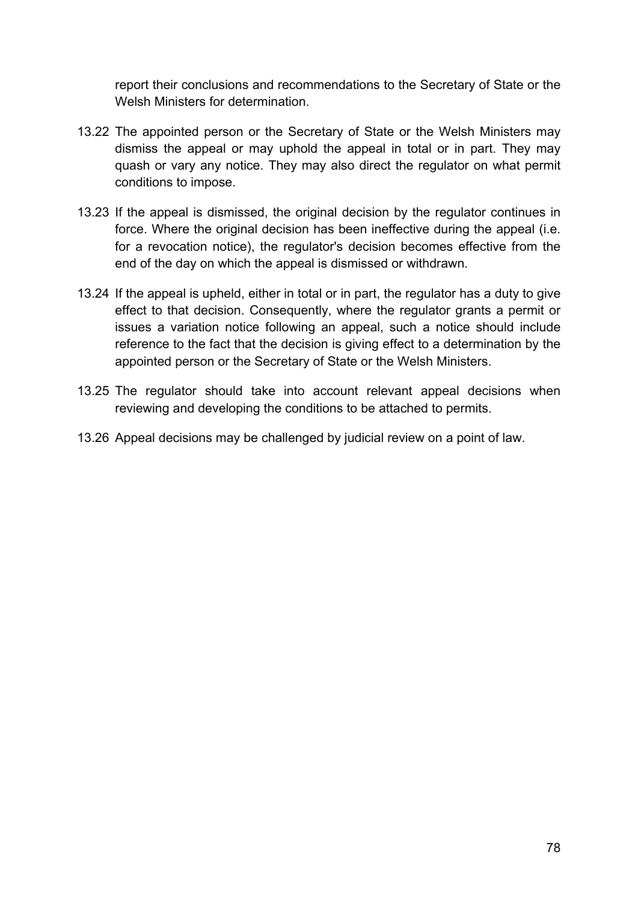report their conclusions and recommendations to the Secretary of State or the Welsh Ministers for determination.

13.22 The appointed person or the Secretary of State or the Welsh Ministers may dismiss the appeal or may uphold the appeal in total or in part. They may quash or vary any notice. They may also direct the regulator on what permit conditions to impose.

13.23 If the appeal is dismissed, the original decision by the regulator continues in force. Where the original decision has been ineffective during the appeal (i.e. for a revocation notice), the regulator's decision becomes effective from the end of the day on which the appeal is dismissed or withdrawn.

13.24 If the appeal is upheld, either in total or in part, the regulator has a duty to give effect to that decision. Consequently, where the regulator grants a permit or issues a variation notice following an appeal, such a notice should include reference to the fact that the decision is giving effect to a determination by the appointed person or the Secretary of State or the Welsh Ministers.

13.25 The regulator should take into account relevant appeal decisions when reviewing and developing the conditions to be attached to permits.

13.26 Appeal decisions may be challenged by judicial review on a point of law.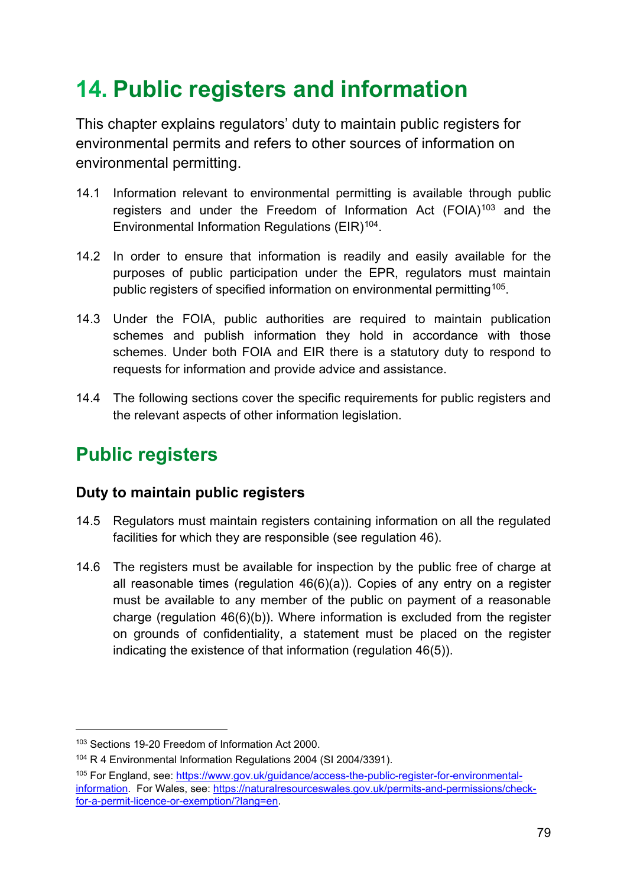# 14. Public registers and information

This chapter explains regulators' duty to maintain public registers for environmental permits and refers to other sources of information on environmental permitting.

14.1 Information relevant to environmental permitting is available through public registers and under the Freedom of Information Act (FOIA)[103] and the Environmental Information Regulations (EIR)[104].

14.2 In order to ensure that information is readily and easily available for the purposes of public participation under the EPR, regulators must maintain public registers of specified information on environmental permitting[105].

14.3 Under the FOIA, public authorities are required to maintain publication schemes and publish information they hold in accordance with those schemes. Under both FOIA and EIR there is a statutory duty to respond to requests for information and provide advice and assistance.

14.4 The following sections cover the specific requirements for public registers and the relevant aspects of other information legislation.

## Public registers

### Duty to maintain public registers

14.5 Regulators must maintain registers containing information on all the regulated facilities for which they are responsible (see regulation 46).

14.6 The registers must be available for inspection by the public free of charge at all reasonable times (regulation 46(6)(a)). Copies of any entry on a register must be available to any member of the public on payment of a reasonable charge (regulation 46(6)(b)). Where information is excluded from the register on grounds of confidentiality, a statement must be placed on the register indicating the existence of that information (regulation 46(5)).

---

[103] Sections 19-20 Freedom of Information Act 2000.

[104] R 4 Environmental Information Regulations 2004 (SI 2004/3391).

[105] For England, see: https://www.gov.uk/guidance/access-the-public-register-for-environmental-information. For Wales, see: https://naturalresourceswales.gov.uk/permits-and-permissions/check-for-a-permit-licence-or-exemption/?lang=en.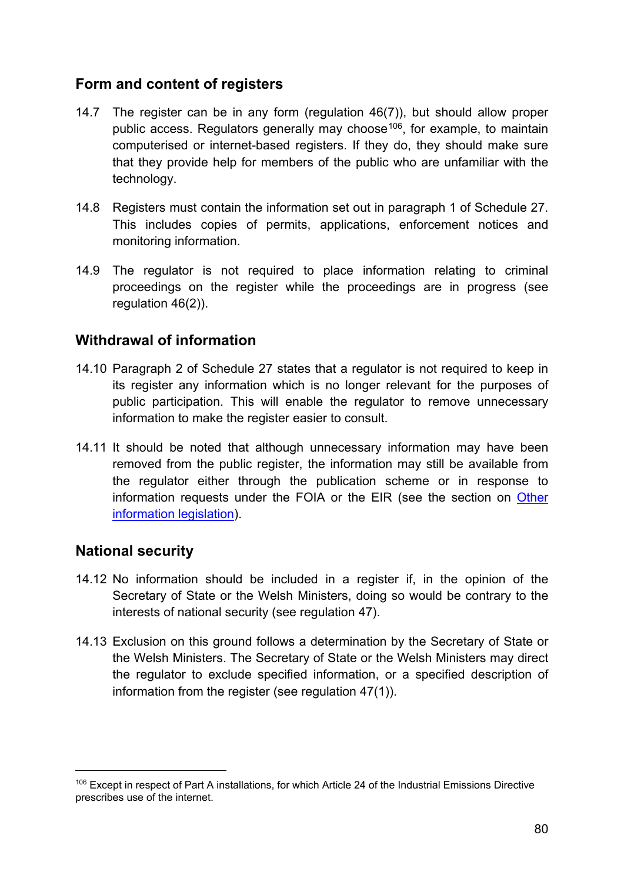## Form and content of registers

14.7 The register can be in any form (regulation 46(7)), but should allow proper public access. Regulators generally may choose[106], for example, to maintain computerised or internet-based registers. If they do, they should make sure that they provide help for members of the public who are unfamiliar with the technology.

14.8 Registers must contain the information set out in paragraph 1 of Schedule 27. This includes copies of permits, applications, enforcement notices and monitoring information.

14.9 The regulator is not required to place information relating to criminal proceedings on the register while the proceedings are in progress (see regulation 46(2)).

## Withdrawal of information

14.10 Paragraph 2 of Schedule 27 states that a regulator is not required to keep in its register any information which is no longer relevant for the purposes of public participation. This will enable the regulator to remove unnecessary information to make the register easier to consult.

14.11 It should be noted that although unnecessary information may have been removed from the public register, the information may still be available from the regulator either through the publication scheme or in response to information requests under the FOIA or the EIR (see the section on Other information legislation).

## National security

14.12 No information should be included in a register if, in the opinion of the Secretary of State or the Welsh Ministers, doing so would be contrary to the interests of national security (see regulation 47).

14.13 Exclusion on this ground follows a determination by the Secretary of State or the Welsh Ministers. The Secretary of State or the Welsh Ministers may direct the regulator to exclude specified information, or a specified description of information from the register (see regulation 47(1)).

---

[106] Except in respect of Part A installations, for which Article 24 of the Industrial Emissions Directive prescribes use of the internet.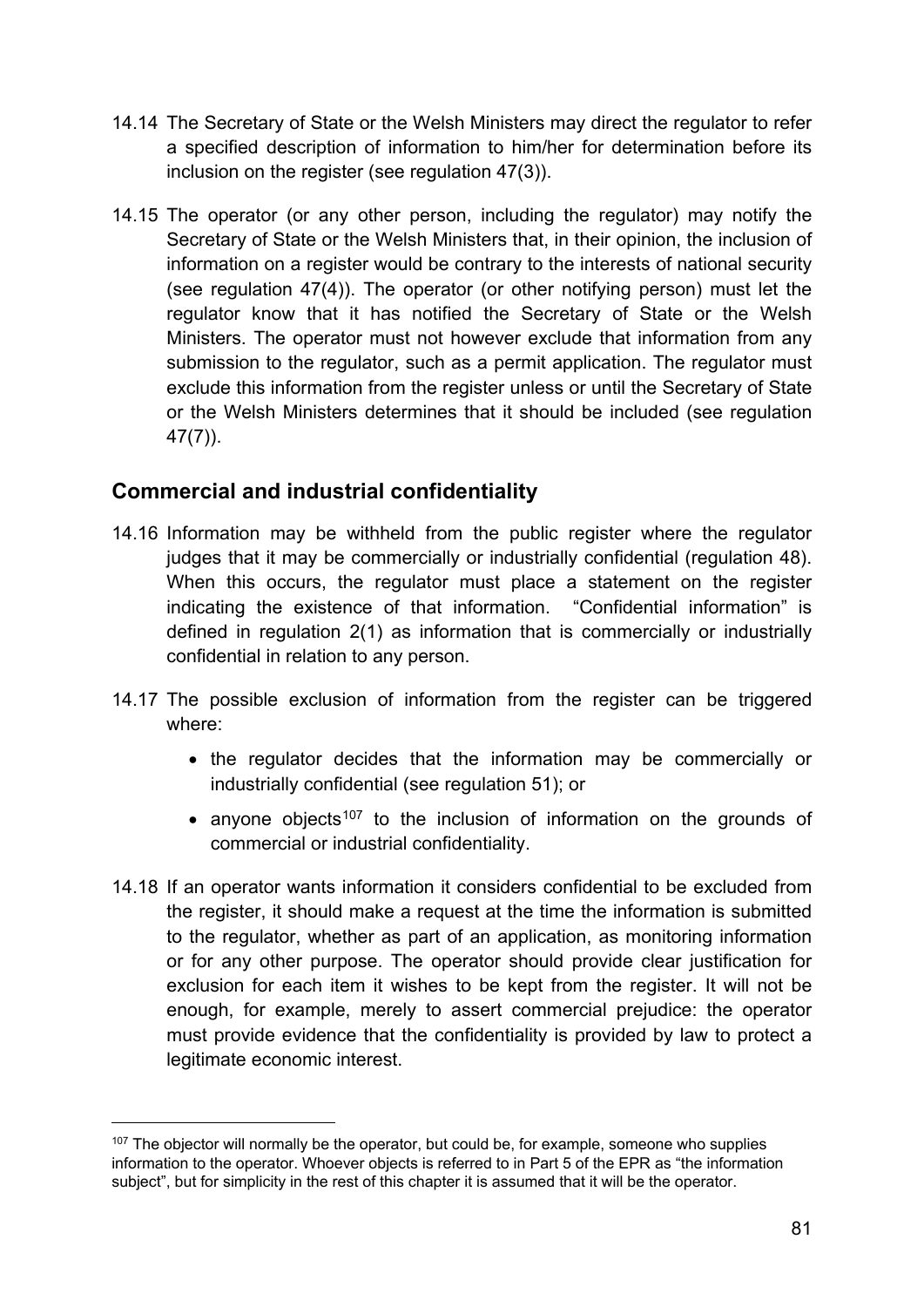14.14 The Secretary of State or the Welsh Ministers may direct the regulator to refer a specified description of information to him/her for determination before its inclusion on the register (see regulation 47(3)).

14.15 The operator (or any other person, including the regulator) may notify the Secretary of State or the Welsh Ministers that, in their opinion, the inclusion of information on a register would be contrary to the interests of national security (see regulation 47(4)). The operator (or other notifying person) must let the regulator know that it has notified the Secretary of State or the Welsh Ministers. The operator must not however exclude that information from any submission to the regulator, such as a permit application. The regulator must exclude this information from the register unless or until the Secretary of State or the Welsh Ministers determines that it should be included (see regulation 47(7)).

## Commercial and industrial confidentiality

14.16 Information may be withheld from the public register where the regulator judges that it may be commercially or industrially confidential (regulation 48). When this occurs, the regulator must place a statement on the register indicating the existence of that information. "Confidential information" is defined in regulation 2(1) as information that is commercially or industrially confidential in relation to any person.

14.17 The possible exclusion of information from the register can be triggered where:

- the regulator decides that the information may be commercially or industrially confidential (see regulation 51); or
- anyone objects[107] to the inclusion of information on the grounds of commercial or industrial confidentiality.

14.18 If an operator wants information it considers confidential to be excluded from the register, it should make a request at the time the information is submitted to the regulator, whether as part of an application, as monitoring information or for any other purpose. The operator should provide clear justification for exclusion for each item it wishes to be kept from the register. It will not be enough, for example, merely to assert commercial prejudice: the operator must provide evidence that the confidentiality is provided by law to protect a legitimate economic interest.

[107] The objector will normally be the operator, but could be, for example, someone who supplies information to the operator. Whoever objects is referred to in Part 5 of the EPR as "the information subject", but for simplicity in the rest of this chapter it is assumed that it will be the operator.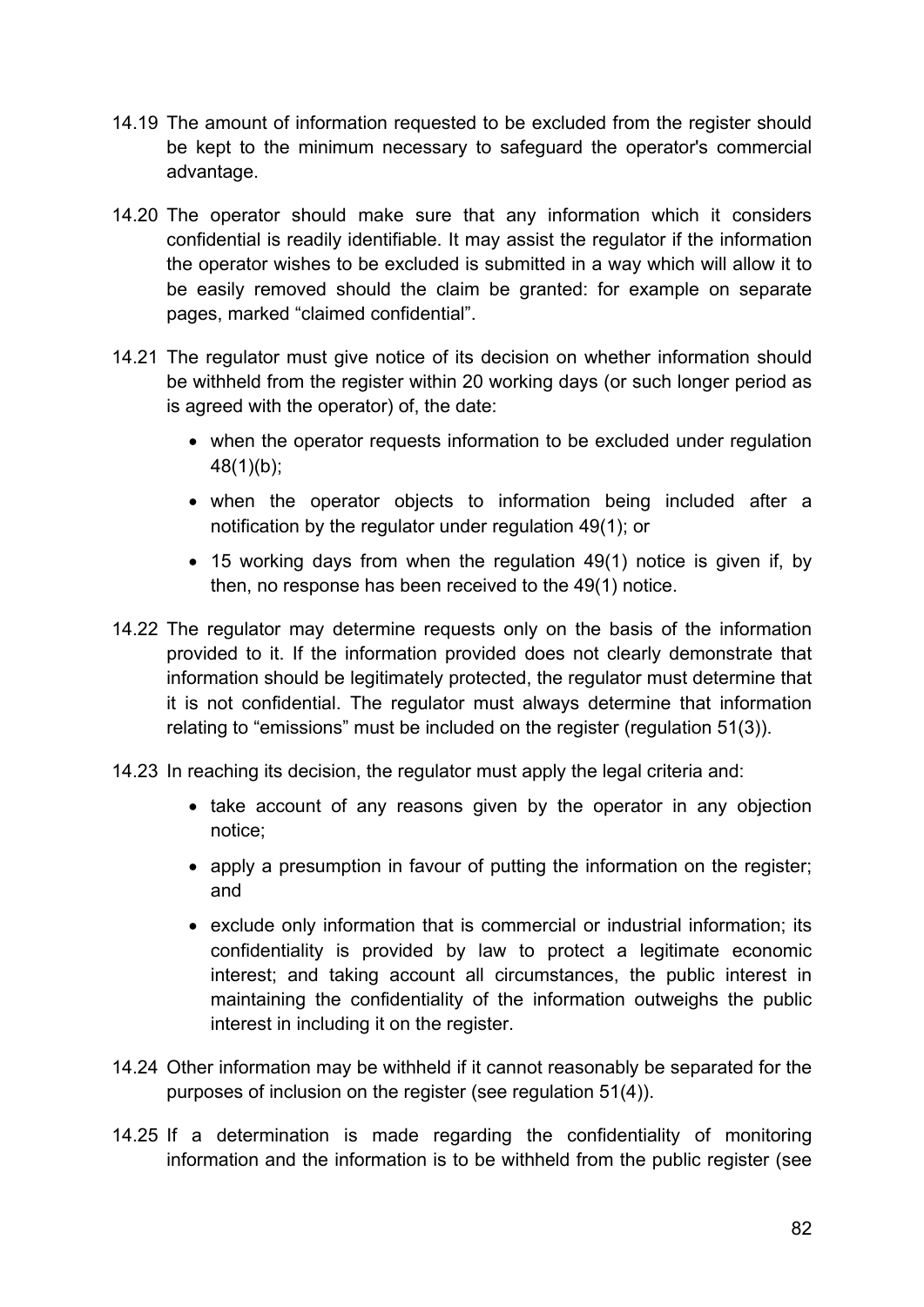14.19 The amount of information requested to be excluded from the register should be kept to the minimum necessary to safeguard the operator's commercial advantage.

14.20 The operator should make sure that any information which it considers confidential is readily identifiable. It may assist the regulator if the information the operator wishes to be excluded is submitted in a way which will allow it to be easily removed should the claim be granted: for example on separate pages, marked "claimed confidential".

14.21 The regulator must give notice of its decision on whether information should be withheld from the register within 20 working days (or such longer period as is agreed with the operator) of, the date:

- when the operator requests information to be excluded under regulation 48(1)(b);
- when the operator objects to information being included after a notification by the regulator under regulation 49(1); or
- 15 working days from when the regulation 49(1) notice is given if, by then, no response has been received to the 49(1) notice.

14.22 The regulator may determine requests only on the basis of the information provided to it. If the information provided does not clearly demonstrate that information should be legitimately protected, the regulator must determine that it is not confidential. The regulator must always determine that information relating to "emissions" must be included on the register (regulation 51(3)).

14.23 In reaching its decision, the regulator must apply the legal criteria and:

- take account of any reasons given by the operator in any objection notice;
- apply a presumption in favour of putting the information on the register; and
- exclude only information that is commercial or industrial information; its confidentiality is provided by law to protect a legitimate economic interest; and taking account all circumstances, the public interest in maintaining the confidentiality of the information outweighs the public interest in including it on the register.

14.24 Other information may be withheld if it cannot reasonably be separated for the purposes of inclusion on the register (see regulation 51(4)).

14.25 If a determination is made regarding the confidentiality of monitoring information and the information is to be withheld from the public register (see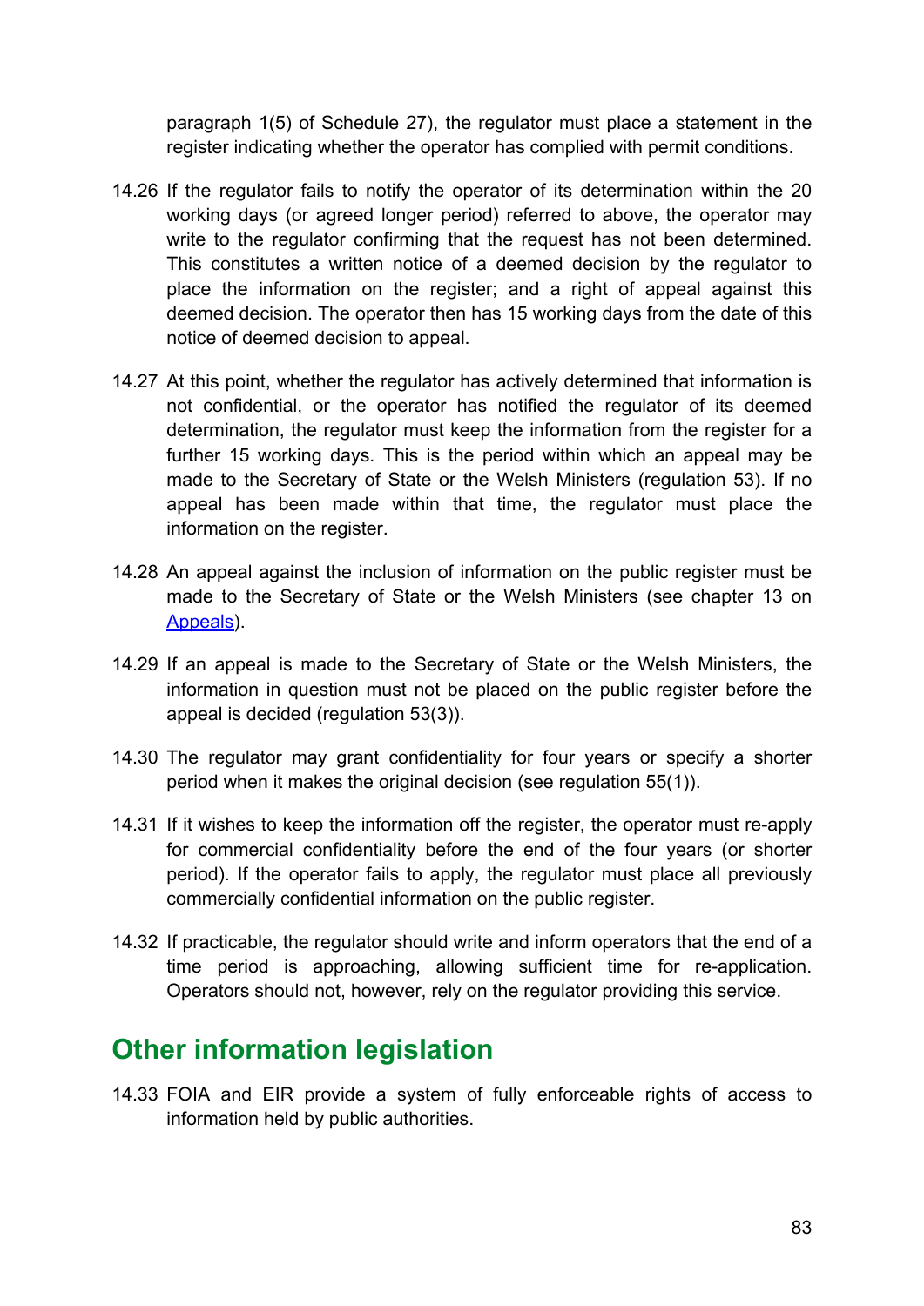paragraph 1(5) of Schedule 27), the regulator must place a statement in the register indicating whether the operator has complied with permit conditions.

14.26 If the regulator fails to notify the operator of its determination within the 20 working days (or agreed longer period) referred to above, the operator may write to the regulator confirming that the request has not been determined. This constitutes a written notice of a deemed decision by the regulator to place the information on the register; and a right of appeal against this deemed decision. The operator then has 15 working days from the date of this notice of deemed decision to appeal.

14.27 At this point, whether the regulator has actively determined that information is not confidential, or the operator has notified the regulator of its deemed determination, the regulator must keep the information from the register for a further 15 working days. This is the period within which an appeal may be made to the Secretary of State or the Welsh Ministers (regulation 53). If no appeal has been made within that time, the regulator must place the information on the register.

14.28 An appeal against the inclusion of information on the public register must be made to the Secretary of State or the Welsh Ministers (see chapter 13 on Appeals).

14.29 If an appeal is made to the Secretary of State or the Welsh Ministers, the information in question must not be placed on the public register before the appeal is decided (regulation 53(3)).

14.30 The regulator may grant confidentiality for four years or specify a shorter period when it makes the original decision (see regulation 55(1)).

14.31 If it wishes to keep the information off the register, the operator must re-apply for commercial confidentiality before the end of the four years (or shorter period). If the operator fails to apply, the regulator must place all previously commercially confidential information on the public register.

14.32 If practicable, the regulator should write and inform operators that the end of a time period is approaching, allowing sufficient time for re-application. Operators should not, however, rely on the regulator providing this service.

## Other information legislation

14.33 FOIA and EIR provide a system of fully enforceable rights of access to information held by public authorities.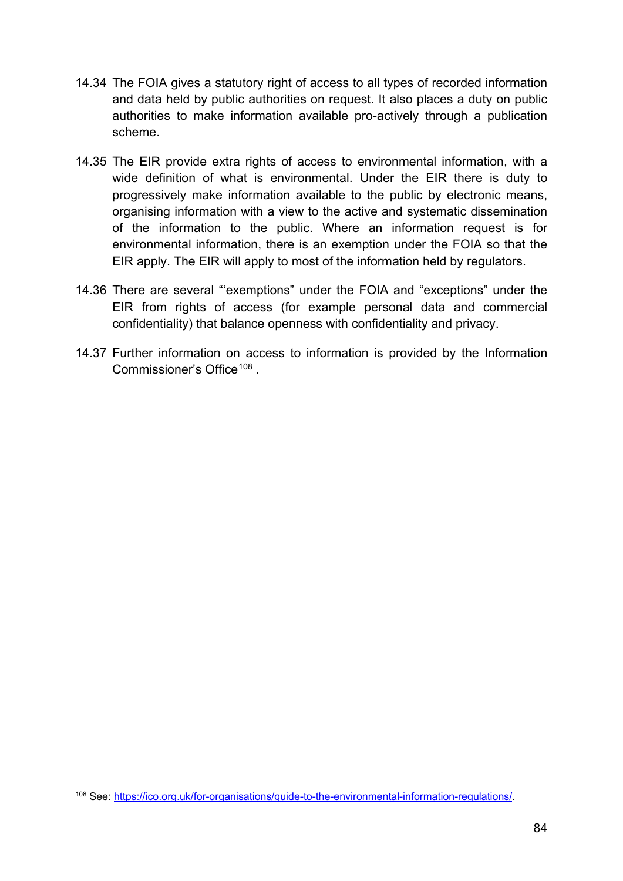14.34 The FOIA gives a statutory right of access to all types of recorded information and data held by public authorities on request. It also places a duty on public authorities to make information available pro-actively through a publication scheme.

14.35 The EIR provide extra rights of access to environmental information, with a wide definition of what is environmental. Under the EIR there is duty to progressively make information available to the public by electronic means, organising information with a view to the active and systematic dissemination of the information to the public. Where an information request is for environmental information, there is an exemption under the FOIA so that the EIR apply. The EIR will apply to most of the information held by regulators.

14.36 There are several "'exemptions" under the FOIA and "exceptions" under the EIR from rights of access (for example personal data and commercial confidentiality) that balance openness with confidentiality and privacy.

14.37 Further information on access to information is provided by the Information Commissioner's Office[108] .

---

[108] See: https://ico.org.uk/for-organisations/guide-to-the-environmental-information-regulations/.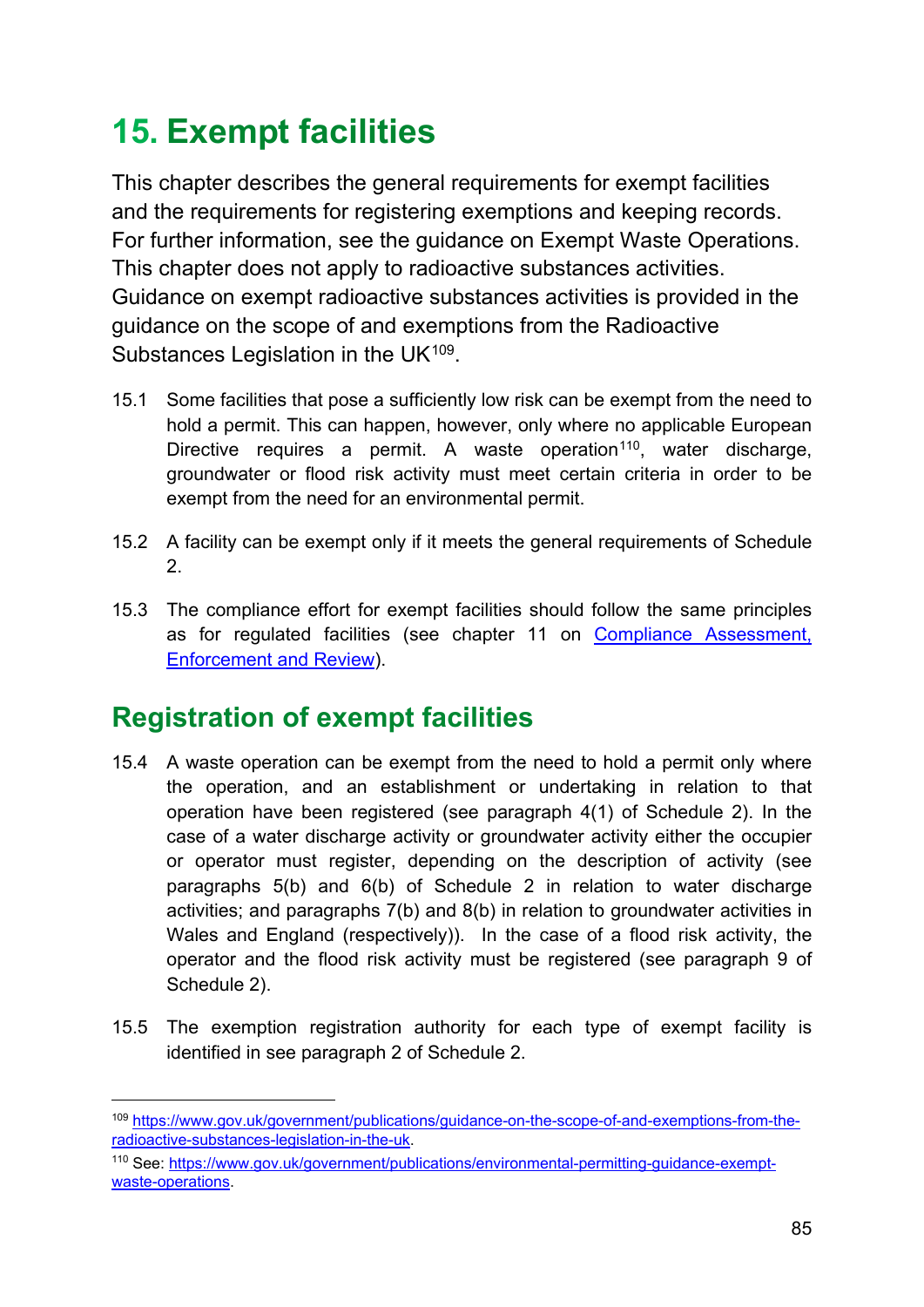# 15. Exempt facilities

This chapter describes the general requirements for exempt facilities and the requirements for registering exemptions and keeping records. For further information, see the guidance on Exempt Waste Operations. This chapter does not apply to radioactive substances activities. Guidance on exempt radioactive substances activities is provided in the guidance on the scope of and exemptions from the Radioactive Substances Legislation in the UK[109].

15.1 Some facilities that pose a sufficiently low risk can be exempt from the need to hold a permit. This can happen, however, only where no applicable European Directive requires a permit. A waste operation[110], water discharge, groundwater or flood risk activity must meet certain criteria in order to be exempt from the need for an environmental permit.

15.2 A facility can be exempt only if it meets the general requirements of Schedule 2.

15.3 The compliance effort for exempt facilities should follow the same principles as for regulated facilities (see chapter 11 on Compliance Assessment, Enforcement and Review).

## Registration of exempt facilities

15.4 A waste operation can be exempt from the need to hold a permit only where the operation, and an establishment or undertaking in relation to that operation have been registered (see paragraph 4(1) of Schedule 2). In the case of a water discharge activity or groundwater activity either the occupier or operator must register, depending on the description of activity (see paragraphs 5(b) and 6(b) of Schedule 2 in relation to water discharge activities; and paragraphs 7(b) and 8(b) in relation to groundwater activities in Wales and England (respectively)). In the case of a flood risk activity, the operator and the flood risk activity must be registered (see paragraph 9 of Schedule 2).

15.5 The exemption registration authority for each type of exempt facility is identified in see paragraph 2 of Schedule 2.

---

[109] https://www.gov.uk/government/publications/guidance-on-the-scope-of-and-exemptions-from-the-radioactive-substances-legislation-in-the-uk.

[110] See: https://www.gov.uk/government/publications/environmental-permitting-guidance-exempt-waste-operations.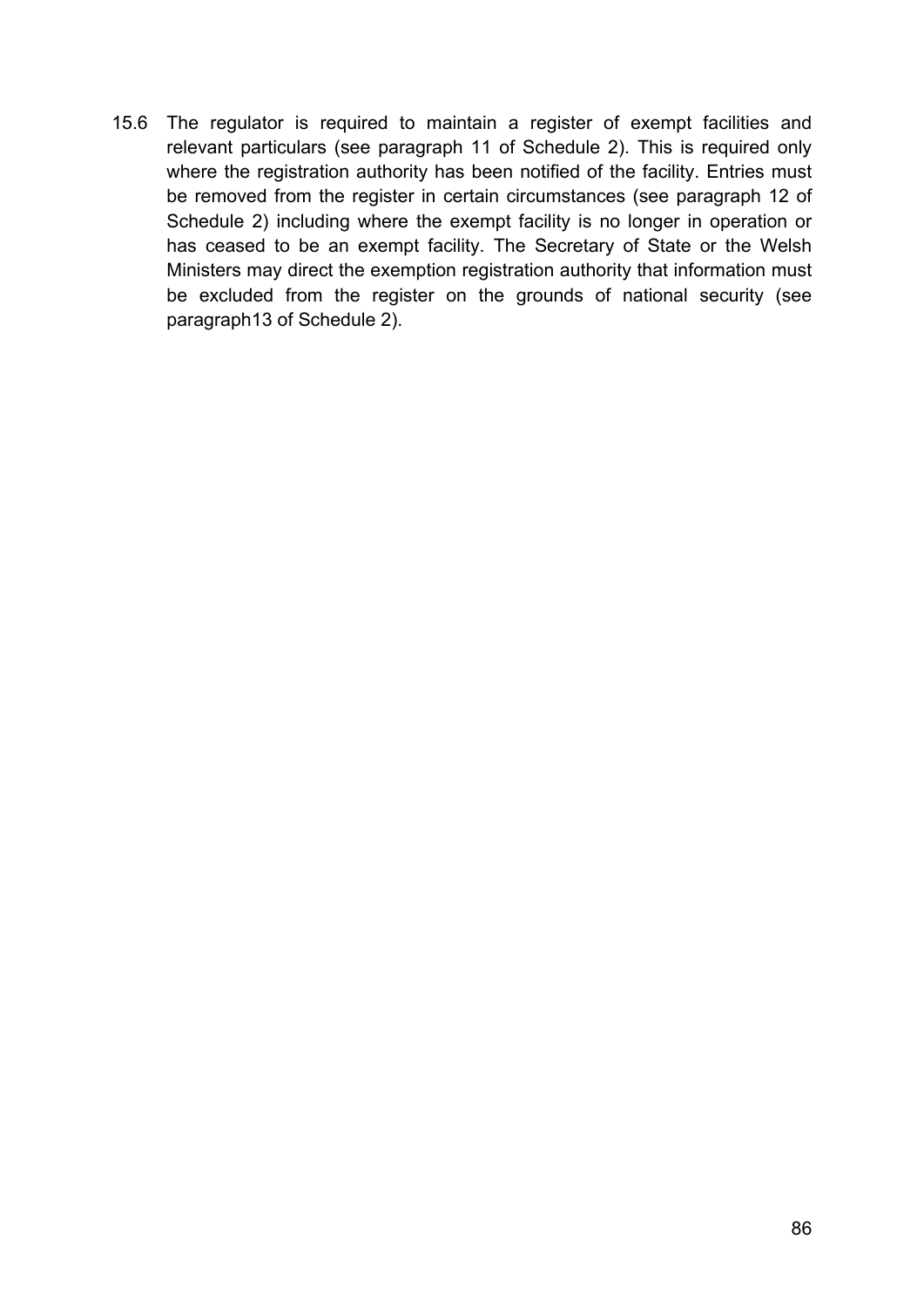15.6 The regulator is required to maintain a register of exempt facilities and relevant particulars (see paragraph 11 of Schedule 2). This is required only where the registration authority has been notified of the facility. Entries must be removed from the register in certain circumstances (see paragraph 12 of Schedule 2) including where the exempt facility is no longer in operation or has ceased to be an exempt facility. The Secretary of State or the Welsh Ministers may direct the exemption registration authority that information must be excluded from the register on the grounds of national security (see paragraph13 of Schedule 2).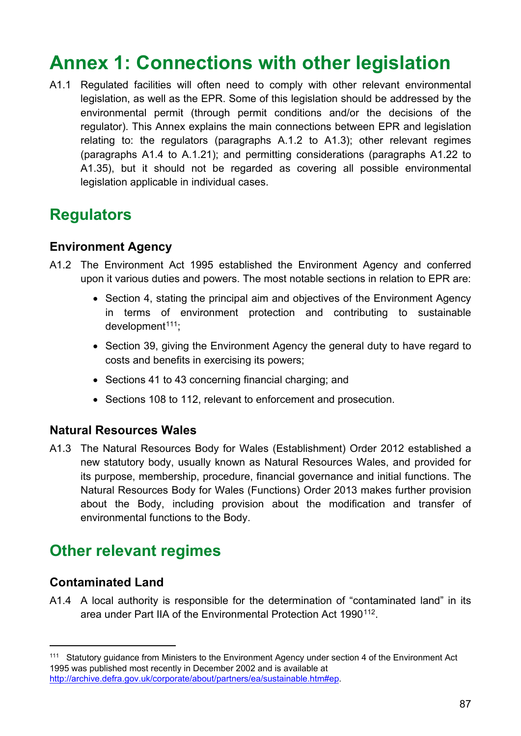# Annex 1: Connections with other legislation

A1.1 Regulated facilities will often need to comply with other relevant environmental legislation, as well as the EPR. Some of this legislation should be addressed by the environmental permit (through permit conditions and/or the decisions of the regulator). This Annex explains the main connections between EPR and legislation relating to: the regulators (paragraphs A.1.2 to A1.3); other relevant regimes (paragraphs A1.4 to A.1.21); and permitting considerations (paragraphs A1.22 to A1.35), but it should not be regarded as covering all possible environmental legislation applicable in individual cases.

## Regulators

### Environment Agency

A1.2 The Environment Act 1995 established the Environment Agency and conferred upon it various duties and powers. The most notable sections in relation to EPR are:

- Section 4, stating the principal aim and objectives of the Environment Agency in terms of environment protection and contributing to sustainable development[111];
- Section 39, giving the Environment Agency the general duty to have regard to costs and benefits in exercising its powers;
- Sections 41 to 43 concerning financial charging; and
- Sections 108 to 112, relevant to enforcement and prosecution.

### Natural Resources Wales

A1.3 The Natural Resources Body for Wales (Establishment) Order 2012 established a new statutory body, usually known as Natural Resources Wales, and provided for its purpose, membership, procedure, financial governance and initial functions. The Natural Resources Body for Wales (Functions) Order 2013 makes further provision about the Body, including provision about the modification and transfer of environmental functions to the Body.

## Other relevant regimes

### Contaminated Land

A1.4 A local authority is responsible for the determination of "contaminated land" in its area under Part IIA of the Environmental Protection Act 1990[112].

---

[111] Statutory guidance from Ministers to the Environment Agency under section 4 of the Environment Act 1995 was published most recently in December 2002 and is available at http://archive.defra.gov.uk/corporate/about/partners/ea/sustainable.htm#ep.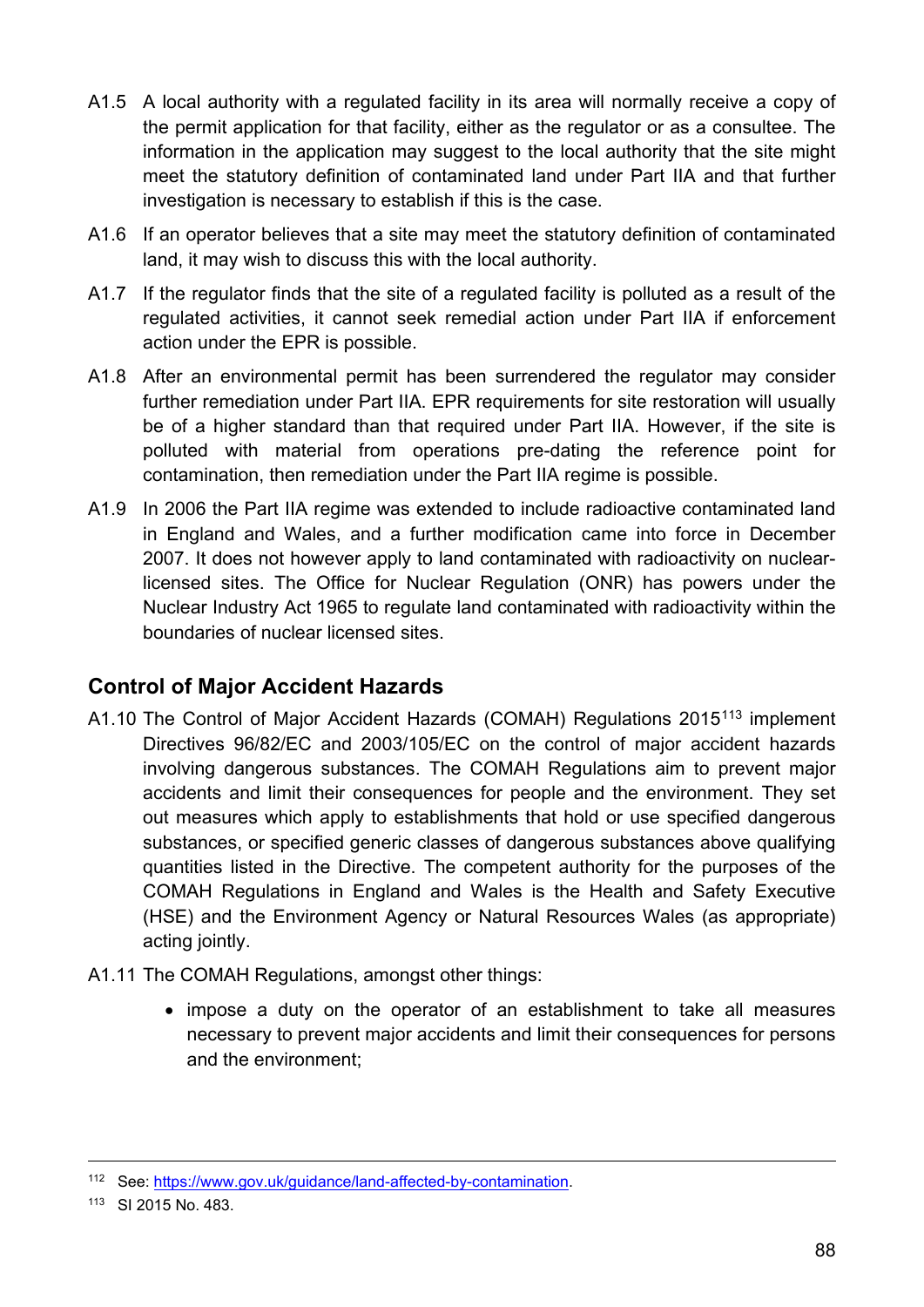A1.5 A local authority with a regulated facility in its area will normally receive a copy of the permit application for that facility, either as the regulator or as a consultee. The information in the application may suggest to the local authority that the site might meet the statutory definition of contaminated land under Part IIA and that further investigation is necessary to establish if this is the case.

A1.6 If an operator believes that a site may meet the statutory definition of contaminated land, it may wish to discuss this with the local authority.

A1.7 If the regulator finds that the site of a regulated facility is polluted as a result of the regulated activities, it cannot seek remedial action under Part IIA if enforcement action under the EPR is possible.

A1.8 After an environmental permit has been surrendered the regulator may consider further remediation under Part IIA. EPR requirements for site restoration will usually be of a higher standard than that required under Part IIA. However, if the site is polluted with material from operations pre-dating the reference point for contamination, then remediation under the Part IIA regime is possible.

A1.9 In 2006 the Part IIA regime was extended to include radioactive contaminated land in England and Wales, and a further modification came into force in December 2007. It does not however apply to land contaminated with radioactivity on nuclear-licensed sites. The Office for Nuclear Regulation (ONR) has powers under the Nuclear Industry Act 1965 to regulate land contaminated with radioactivity within the boundaries of nuclear licensed sites.

## Control of Major Accident Hazards

A1.10 The Control of Major Accident Hazards (COMAH) Regulations 2015[113] implement Directives 96/82/EC and 2003/105/EC on the control of major accident hazards involving dangerous substances. The COMAH Regulations aim to prevent major accidents and limit their consequences for people and the environment. They set out measures which apply to establishments that hold or use specified dangerous substances, or specified generic classes of dangerous substances above qualifying quantities listed in the Directive. The competent authority for the purposes of the COMAH Regulations in England and Wales is the Health and Safety Executive (HSE) and the Environment Agency or Natural Resources Wales (as appropriate) acting jointly.

A1.11 The COMAH Regulations, amongst other things:

- impose a duty on the operator of an establishment to take all measures necessary to prevent major accidents and limit their consequences for persons and the environment;

---

[112] See: https://www.gov.uk/guidance/land-affected-by-contamination.

[113] SI 2015 No. 483.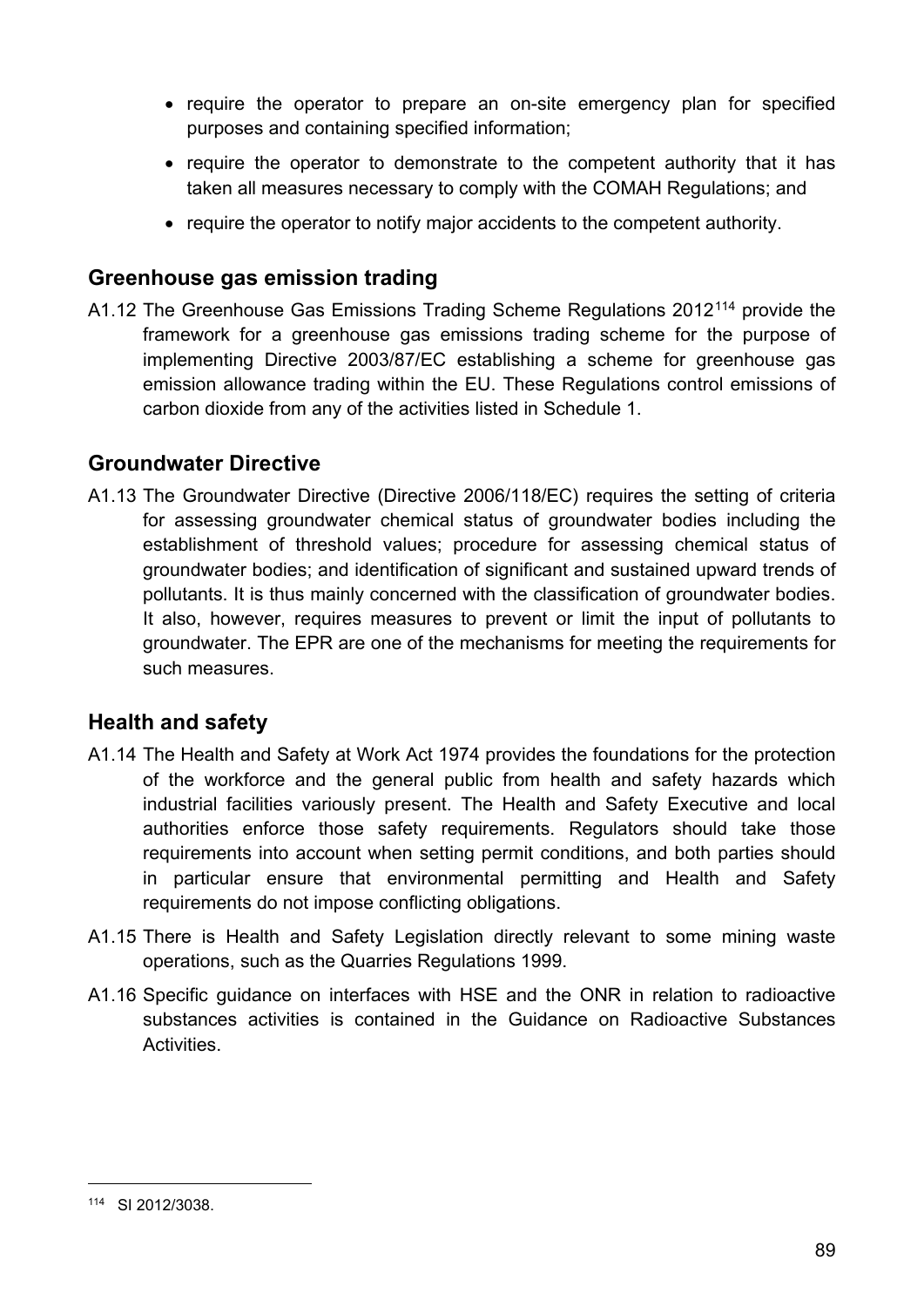- require the operator to prepare an on-site emergency plan for specified purposes and containing specified information;
- require the operator to demonstrate to the competent authority that it has taken all measures necessary to comply with the COMAH Regulations; and
- require the operator to notify major accidents to the competent authority.

## Greenhouse gas emission trading

A1.12 The Greenhouse Gas Emissions Trading Scheme Regulations 2012[114] provide the framework for a greenhouse gas emissions trading scheme for the purpose of implementing Directive 2003/87/EC establishing a scheme for greenhouse gas emission allowance trading within the EU. These Regulations control emissions of carbon dioxide from any of the activities listed in Schedule 1.

## Groundwater Directive

A1.13 The Groundwater Directive (Directive 2006/118/EC) requires the setting of criteria for assessing groundwater chemical status of groundwater bodies including the establishment of threshold values; procedure for assessing chemical status of groundwater bodies; and identification of significant and sustained upward trends of pollutants. It is thus mainly concerned with the classification of groundwater bodies. It also, however, requires measures to prevent or limit the input of pollutants to groundwater. The EPR are one of the mechanisms for meeting the requirements for such measures.

## Health and safety

A1.14 The Health and Safety at Work Act 1974 provides the foundations for the protection of the workforce and the general public from health and safety hazards which industrial facilities variously present. The Health and Safety Executive and local authorities enforce those safety requirements. Regulators should take those requirements into account when setting permit conditions, and both parties should in particular ensure that environmental permitting and Health and Safety requirements do not impose conflicting obligations.

A1.15 There is Health and Safety Legislation directly relevant to some mining waste operations, such as the Quarries Regulations 1999.

A1.16 Specific guidance on interfaces with HSE and the ONR in relation to radioactive substances activities is contained in the Guidance on Radioactive Substances Activities.

---

[114] SI 2012/3038.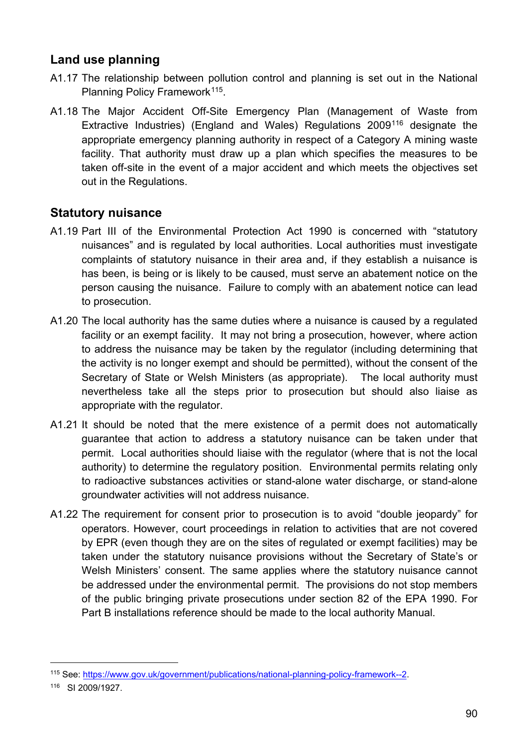## Land use planning

A1.17 The relationship between pollution control and planning is set out in the National Planning Policy Framework[115].

A1.18 The Major Accident Off-Site Emergency Plan (Management of Waste from Extractive Industries) (England and Wales) Regulations 2009[116] designate the appropriate emergency planning authority in respect of a Category A mining waste facility. That authority must draw up a plan which specifies the measures to be taken off-site in the event of a major accident and which meets the objectives set out in the Regulations.

## Statutory nuisance

A1.19 Part III of the Environmental Protection Act 1990 is concerned with "statutory nuisances" and is regulated by local authorities. Local authorities must investigate complaints of statutory nuisance in their area and, if they establish a nuisance is has been, is being or is likely to be caused, must serve an abatement notice on the person causing the nuisance. Failure to comply with an abatement notice can lead to prosecution.

A1.20 The local authority has the same duties where a nuisance is caused by a regulated facility or an exempt facility. It may not bring a prosecution, however, where action to address the nuisance may be taken by the regulator (including determining that the activity is no longer exempt and should be permitted), without the consent of the Secretary of State or Welsh Ministers (as appropriate). The local authority must nevertheless take all the steps prior to prosecution but should also liaise as appropriate with the regulator.

A1.21 It should be noted that the mere existence of a permit does not automatically guarantee that action to address a statutory nuisance can be taken under that permit. Local authorities should liaise with the regulator (where that is not the local authority) to determine the regulatory position. Environmental permits relating only to radioactive substances activities or stand-alone water discharge, or stand-alone groundwater activities will not address nuisance.

A1.22 The requirement for consent prior to prosecution is to avoid "double jeopardy" for operators. However, court proceedings in relation to activities that are not covered by EPR (even though they are on the sites of regulated or exempt facilities) may be taken under the statutory nuisance provisions without the Secretary of State's or Welsh Ministers' consent. The same applies where the statutory nuisance cannot be addressed under the environmental permit. The provisions do not stop members of the public bringing private prosecutions under section 82 of the EPA 1990. For Part B installations reference should be made to the local authority Manual.

---

[115] See: https://www.gov.uk/government/publications/national-planning-policy-framework--2.

[116] SI 2009/1927.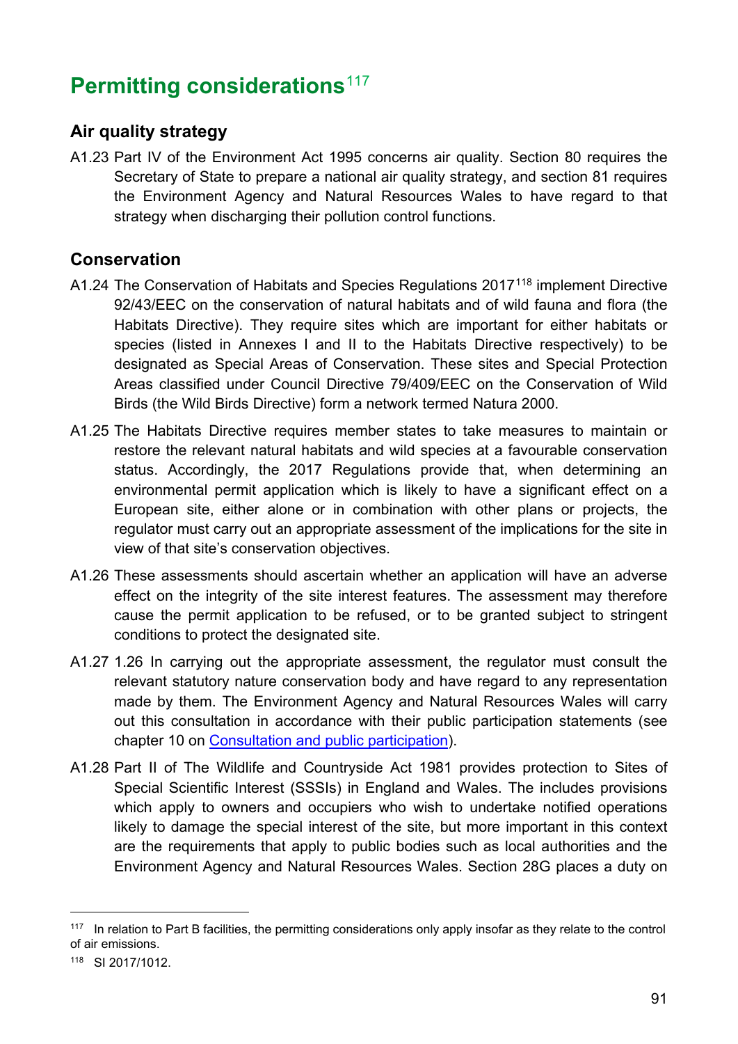## Permitting considerations[117]

### Air quality strategy

A1.23 Part IV of the Environment Act 1995 concerns air quality. Section 80 requires the Secretary of State to prepare a national air quality strategy, and section 81 requires the Environment Agency and Natural Resources Wales to have regard to that strategy when discharging their pollution control functions.

### Conservation

A1.24 The Conservation of Habitats and Species Regulations 2017[118] implement Directive 92/43/EEC on the conservation of natural habitats and of wild fauna and flora (the Habitats Directive). They require sites which are important for either habitats or species (listed in Annexes I and II to the Habitats Directive respectively) to be designated as Special Areas of Conservation. These sites and Special Protection Areas classified under Council Directive 79/409/EEC on the Conservation of Wild Birds (the Wild Birds Directive) form a network termed Natura 2000.

A1.25 The Habitats Directive requires member states to take measures to maintain or restore the relevant natural habitats and wild species at a favourable conservation status. Accordingly, the 2017 Regulations provide that, when determining an environmental permit application which is likely to have a significant effect on a European site, either alone or in combination with other plans or projects, the regulator must carry out an appropriate assessment of the implications for the site in view of that site's conservation objectives.

A1.26 These assessments should ascertain whether an application will have an adverse effect on the integrity of the site interest features. The assessment may therefore cause the permit application to be refused, or to be granted subject to stringent conditions to protect the designated site.

A1.27 1.26 In carrying out the appropriate assessment, the regulator must consult the relevant statutory nature conservation body and have regard to any representation made by them. The Environment Agency and Natural Resources Wales will carry out this consultation in accordance with their public participation statements (see chapter 10 on [Consultation and public participation]).

A1.28 Part II of The Wildlife and Countryside Act 1981 provides protection to Sites of Special Scientific Interest (SSSIs) in England and Wales. The includes provisions which apply to owners and occupiers who wish to undertake notified operations likely to damage the special interest of the site, but more important in this context are the requirements that apply to public bodies such as local authorities and the Environment Agency and Natural Resources Wales. Section 28G places a duty on

---

[117] In relation to Part B facilities, the permitting considerations only apply insofar as they relate to the control of air emissions.

[118] SI 2017/1012.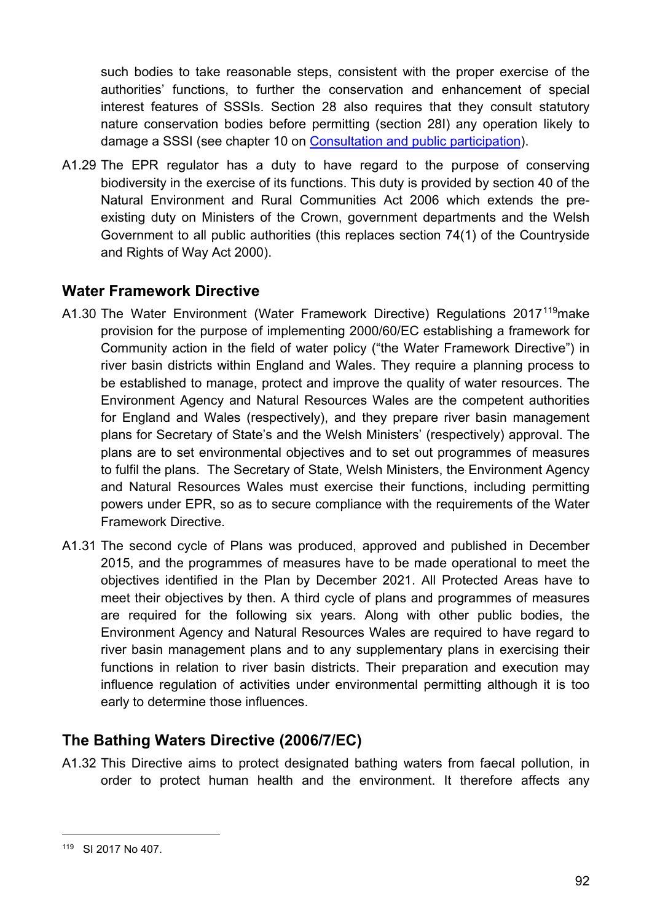such bodies to take reasonable steps, consistent with the proper exercise of the authorities' functions, to further the conservation and enhancement of special interest features of SSSIs. Section 28 also requires that they consult statutory nature conservation bodies before permitting (section 28I) any operation likely to damage a SSSI (see chapter 10 on [Consultation and public participation]).

A1.29 The EPR regulator has a duty to have regard to the purpose of conserving biodiversity in the exercise of its functions. This duty is provided by section 40 of the Natural Environment and Rural Communities Act 2006 which extends the pre-existing duty on Ministers of the Crown, government departments and the Welsh Government to all public authorities (this replaces section 74(1) of the Countryside and Rights of Way Act 2000).

## Water Framework Directive

A1.30 The Water Environment (Water Framework Directive) Regulations 2017[119] make provision for the purpose of implementing 2000/60/EC establishing a framework for Community action in the field of water policy ("the Water Framework Directive") in river basin districts within England and Wales. They require a planning process to be established to manage, protect and improve the quality of water resources. The Environment Agency and Natural Resources Wales are the competent authorities for England and Wales (respectively), and they prepare river basin management plans for Secretary of State's and the Welsh Ministers' (respectively) approval. The plans are to set environmental objectives and to set out programmes of measures to fulfil the plans. The Secretary of State, Welsh Ministers, the Environment Agency and Natural Resources Wales must exercise their functions, including permitting powers under EPR, so as to secure compliance with the requirements of the Water Framework Directive.

A1.31 The second cycle of Plans was produced, approved and published in December 2015, and the programmes of measures have to be made operational to meet the objectives identified in the Plan by December 2021. All Protected Areas have to meet their objectives by then. A third cycle of plans and programmes of measures are required for the following six years. Along with other public bodies, the Environment Agency and Natural Resources Wales are required to have regard to river basin management plans and to any supplementary plans in exercising their functions in relation to river basin districts. Their preparation and execution may influence regulation of activities under environmental permitting although it is too early to determine those influences.

## The Bathing Waters Directive (2006/7/EC)

A1.32 This Directive aims to protect designated bathing waters from faecal pollution, in order to protect human health and the environment. It therefore affects any

---

[119] SI 2017 No 407.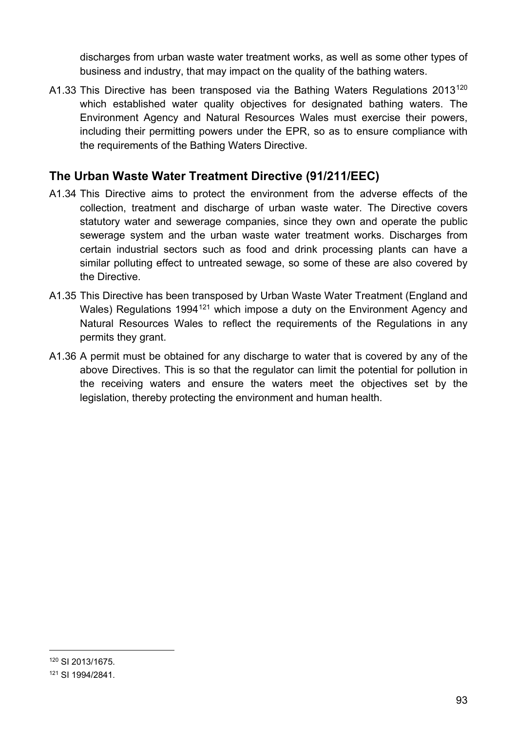discharges from urban waste water treatment works, as well as some other types of business and industry, that may impact on the quality of the bathing waters.

A1.33 This Directive has been transposed via the Bathing Waters Regulations 2013[120] which established water quality objectives for designated bathing waters. The Environment Agency and Natural Resources Wales must exercise their powers, including their permitting powers under the EPR, so as to ensure compliance with the requirements of the Bathing Waters Directive.

## The Urban Waste Water Treatment Directive (91/211/EEC)

A1.34 This Directive aims to protect the environment from the adverse effects of the collection, treatment and discharge of urban waste water. The Directive covers statutory water and sewerage companies, since they own and operate the public sewerage system and the urban waste water treatment works. Discharges from certain industrial sectors such as food and drink processing plants can have a similar polluting effect to untreated sewage, so some of these are also covered by the Directive.

A1.35 This Directive has been transposed by Urban Waste Water Treatment (England and Wales) Regulations 1994[121] which impose a duty on the Environment Agency and Natural Resources Wales to reflect the requirements of the Regulations in any permits they grant.

A1.36 A permit must be obtained for any discharge to water that is covered by any of the above Directives. This is so that the regulator can limit the potential for pollution in the receiving waters and ensure the waters meet the objectives set by the legislation, thereby protecting the environment and human health.

---

[120] SI 2013/1675.

[121] SI 1994/2841.